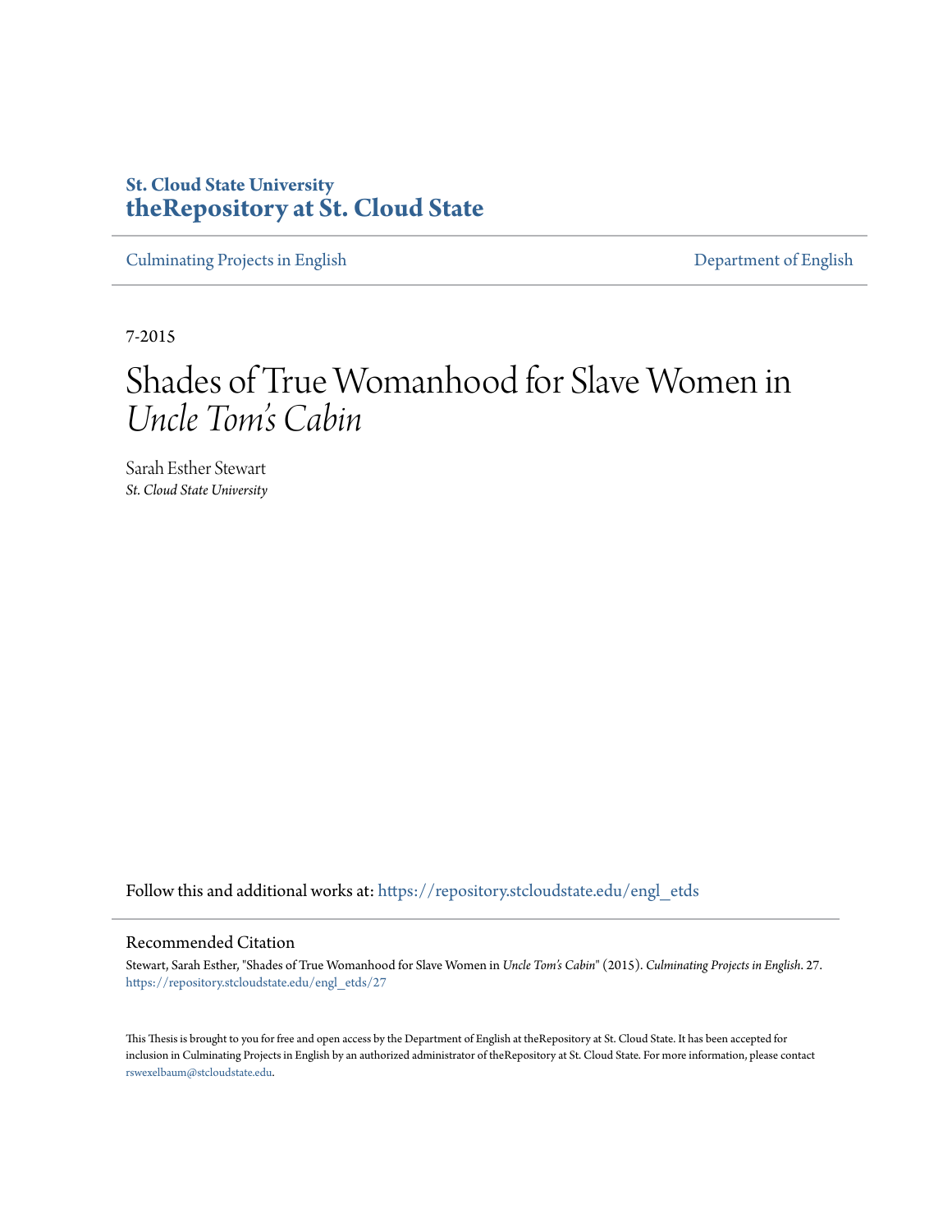St. Cloud State University
**theRepository at St. Cloud State**

Culminating Projects in English | Department of English

7-2015

# Shades of True Womanhood for Slave Women in *Uncle Tom's Cabin*

Sarah Esther Stewart
*St. Cloud State University*

Follow this and additional works at: https://repository.stcloudstate.edu/engl_etds

## Recommended Citation

Stewart, Sarah Esther, "Shades of True Womanhood for Slave Women in *Uncle Tom's Cabin*" (2015). *Culminating Projects in English*. 27.
https://repository.stcloudstate.edu/engl_etds/27

This Thesis is brought to you for free and open access by the Department of English at theRepository at St. Cloud State. It has been accepted for inclusion in Culminating Projects in English by an authorized administrator of theRepository at St. Cloud State. For more information, please contact rswexelbaum@stcloudstate.edu.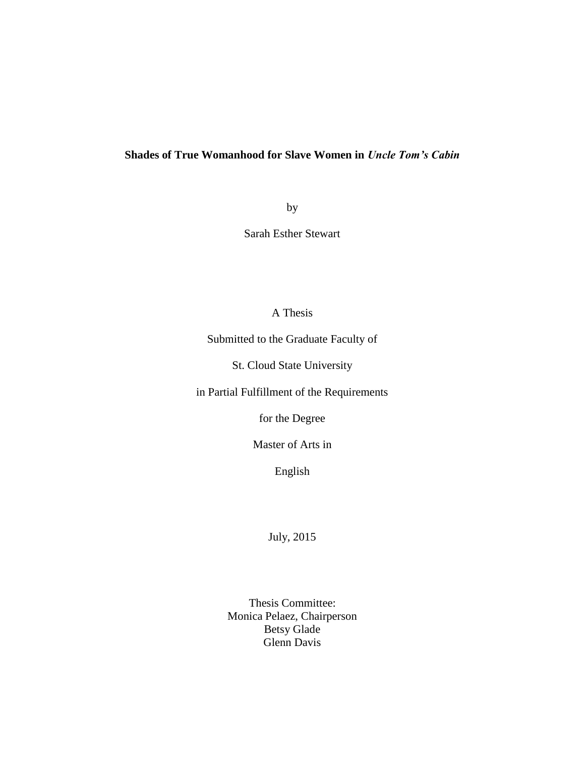**Shades of True Womanhood for Slave Women in *Uncle Tom's Cabin***

by

Sarah Esther Stewart

A Thesis

Submitted to the Graduate Faculty of

St. Cloud State University

in Partial Fulfillment of the Requirements

for the Degree

Master of Arts in

English

July, 2015

Thesis Committee:
Monica Pelaez, Chairperson
Betsy Glade
Glenn Davis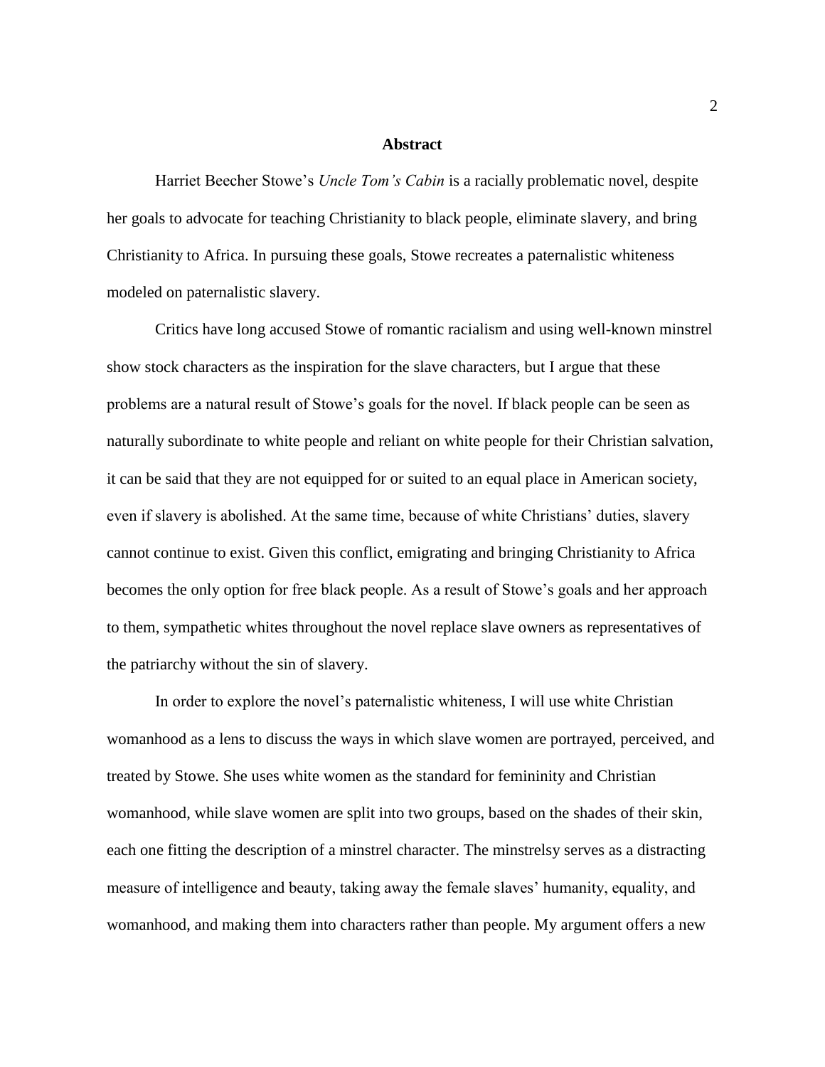## Abstract

Harriet Beecher Stowe's *Uncle Tom's Cabin* is a racially problematic novel, despite her goals to advocate for teaching Christianity to black people, eliminate slavery, and bring Christianity to Africa. In pursuing these goals, Stowe recreates a paternalistic whiteness modeled on paternalistic slavery.

Critics have long accused Stowe of romantic racialism and using well-known minstrel show stock characters as the inspiration for the slave characters, but I argue that these problems are a natural result of Stowe's goals for the novel. If black people can be seen as naturally subordinate to white people and reliant on white people for their Christian salvation, it can be said that they are not equipped for or suited to an equal place in American society, even if slavery is abolished. At the same time, because of white Christians' duties, slavery cannot continue to exist. Given this conflict, emigrating and bringing Christianity to Africa becomes the only option for free black people. As a result of Stowe's goals and her approach to them, sympathetic whites throughout the novel replace slave owners as representatives of the patriarchy without the sin of slavery.

In order to explore the novel's paternalistic whiteness, I will use white Christian womanhood as a lens to discuss the ways in which slave women are portrayed, perceived, and treated by Stowe. She uses white women as the standard for femininity and Christian womanhood, while slave women are split into two groups, based on the shades of their skin, each one fitting the description of a minstrel character. The minstrelsy serves as a distracting measure of intelligence and beauty, taking away the female slaves' humanity, equality, and womanhood, and making them into characters rather than people. My argument offers a new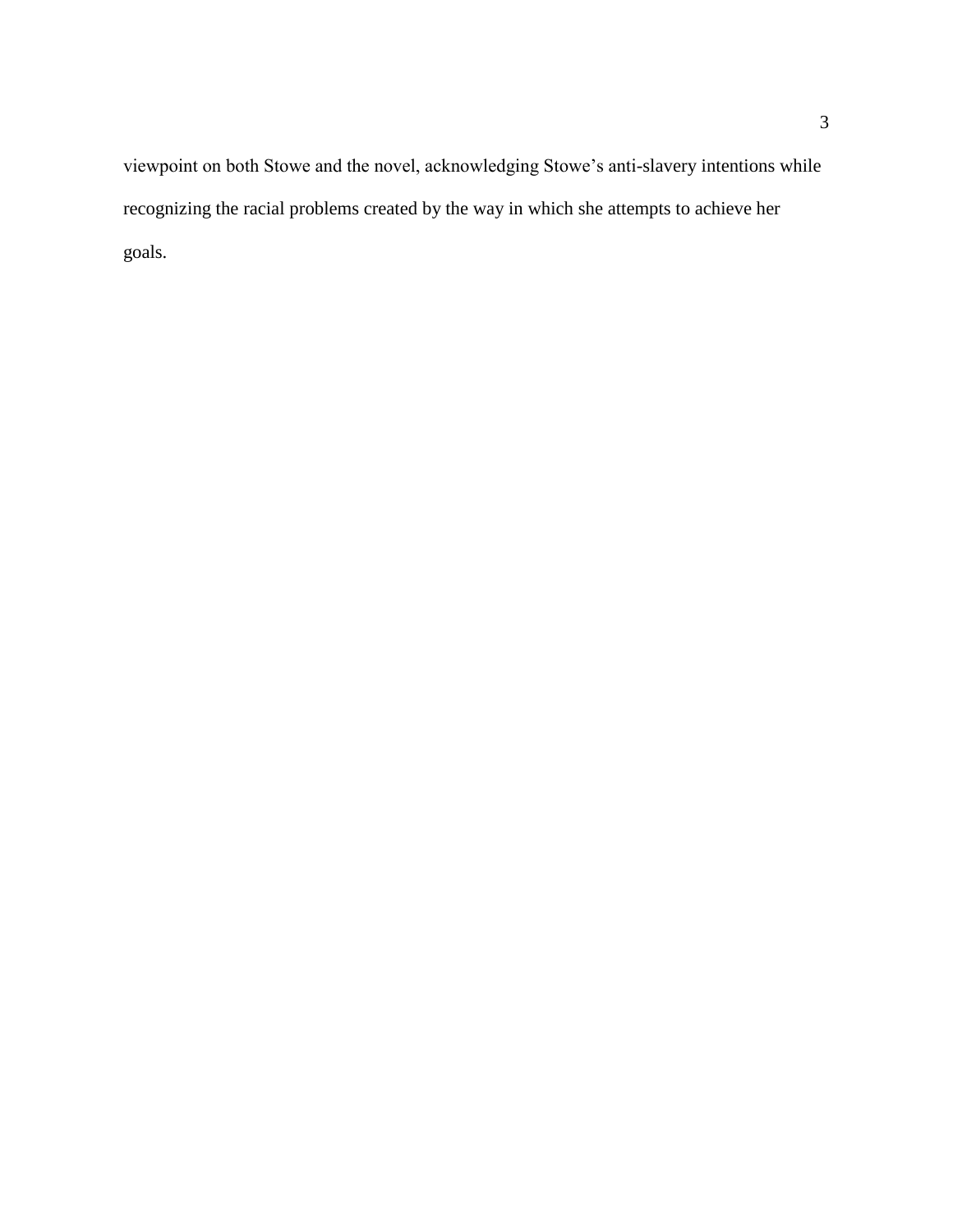viewpoint on both Stowe and the novel, acknowledging Stowe's anti-slavery intentions while recognizing the racial problems created by the way in which she attempts to achieve her goals.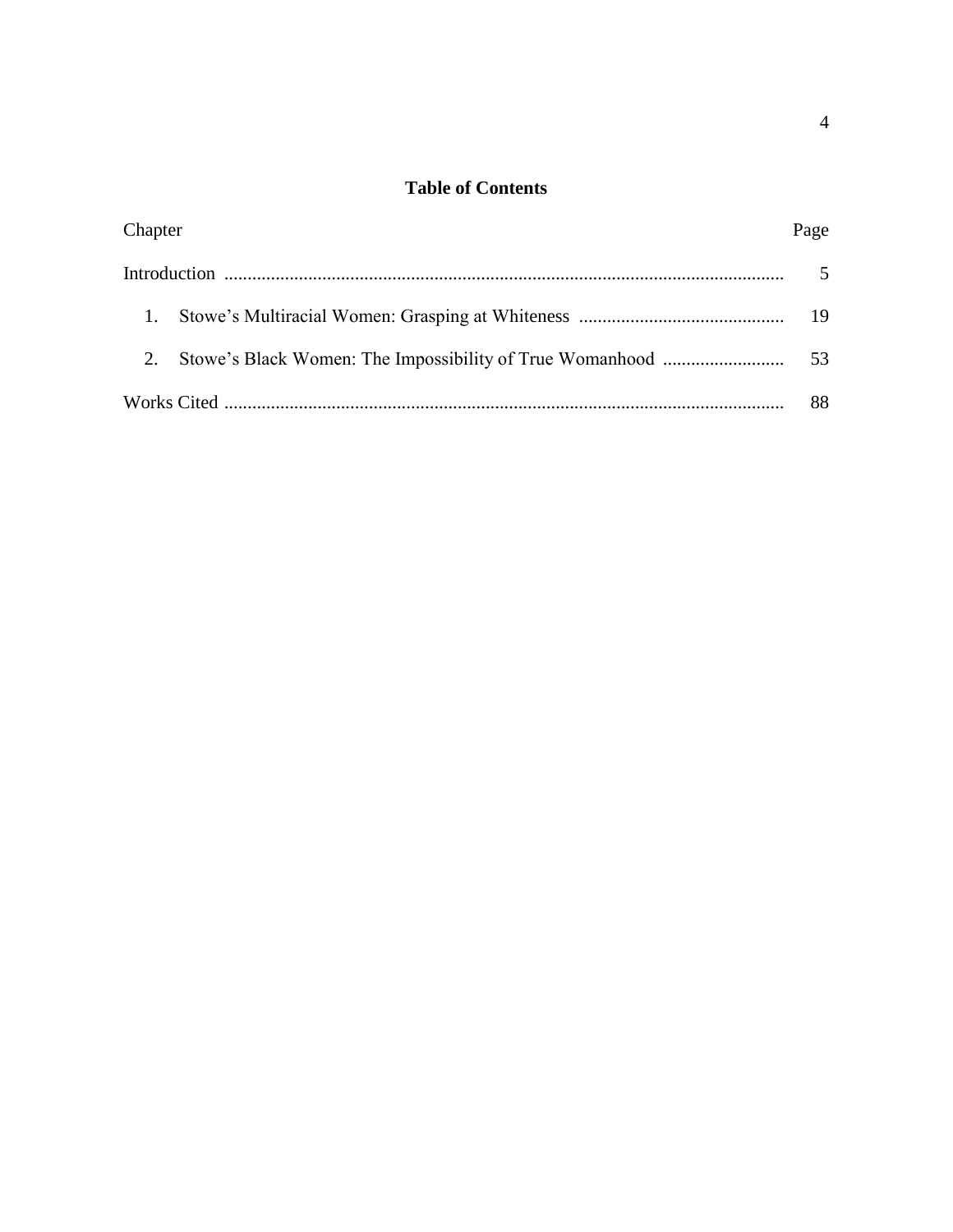## Table of Contents

| Chapter | Page |
| --- | --- |
| Introduction | 5 |
| 1. Stowe's Multiracial Women: Grasping at Whiteness | 19 |
| 2. Stowe's Black Women: The Impossibility of True Womanhood | 53 |
| Works Cited | 88 |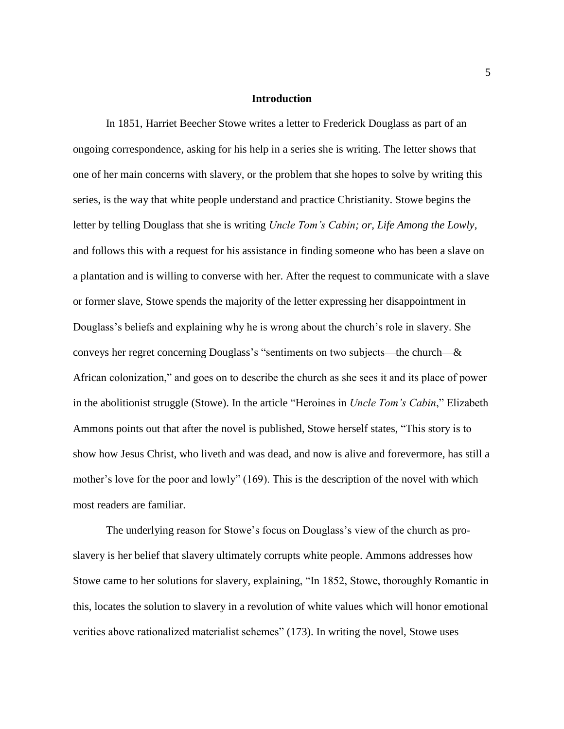## Introduction

In 1851, Harriet Beecher Stowe writes a letter to Frederick Douglass as part of an ongoing correspondence, asking for his help in a series she is writing. The letter shows that one of her main concerns with slavery, or the problem that she hopes to solve by writing this series, is the way that white people understand and practice Christianity. Stowe begins the letter by telling Douglass that she is writing *Uncle Tom's Cabin; or, Life Among the Lowly*, and follows this with a request for his assistance in finding someone who has been a slave on a plantation and is willing to converse with her. After the request to communicate with a slave or former slave, Stowe spends the majority of the letter expressing her disappointment in Douglass's beliefs and explaining why he is wrong about the church's role in slavery. She conveys her regret concerning Douglass's "sentiments on two subjects—the church—& African colonization," and goes on to describe the church as she sees it and its place of power in the abolitionist struggle (Stowe). In the article "Heroines in *Uncle Tom's Cabin*," Elizabeth Ammons points out that after the novel is published, Stowe herself states, "This story is to show how Jesus Christ, who liveth and was dead, and now is alive and forevermore, has still a mother's love for the poor and lowly" (169). This is the description of the novel with which most readers are familiar.

The underlying reason for Stowe's focus on Douglass's view of the church as pro-slavery is her belief that slavery ultimately corrupts white people. Ammons addresses how Stowe came to her solutions for slavery, explaining, "In 1852, Stowe, thoroughly Romantic in this, locates the solution to slavery in a revolution of white values which will honor emotional verities above rationalized materialist schemes" (173). In writing the novel, Stowe uses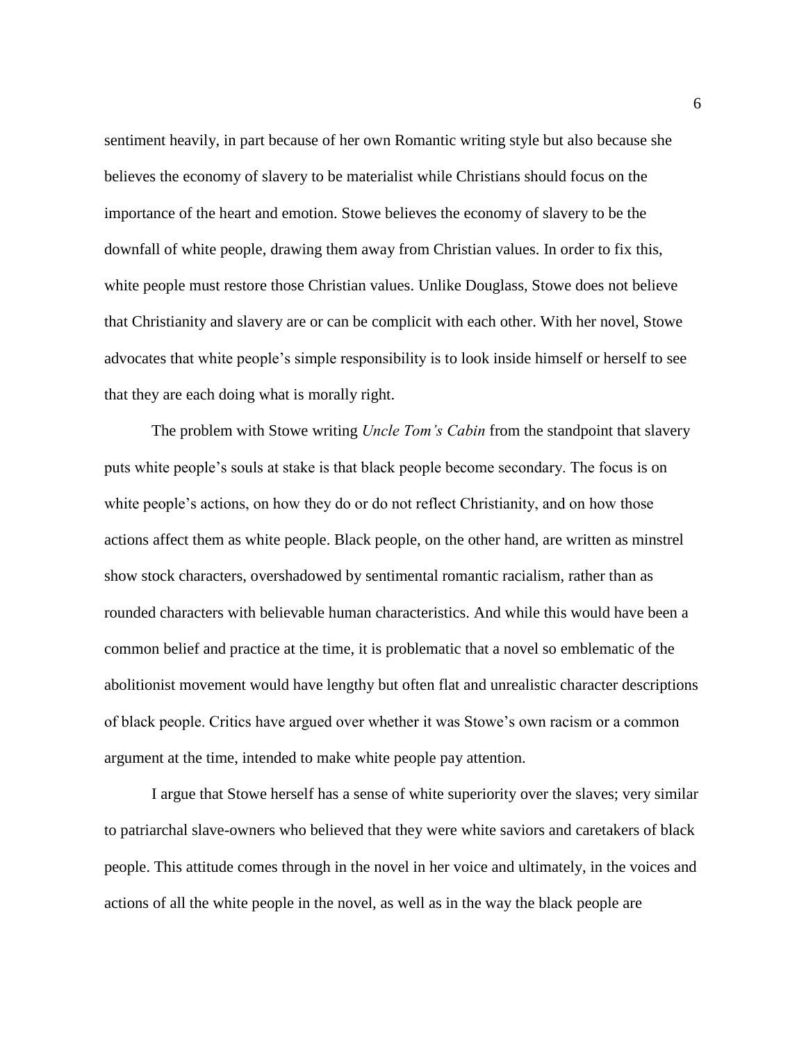sentiment heavily, in part because of her own Romantic writing style but also because she believes the economy of slavery to be materialist while Christians should focus on the importance of the heart and emotion. Stowe believes the economy of slavery to be the downfall of white people, drawing them away from Christian values. In order to fix this, white people must restore those Christian values. Unlike Douglass, Stowe does not believe that Christianity and slavery are or can be complicit with each other. With her novel, Stowe advocates that white people's simple responsibility is to look inside himself or herself to see that they are each doing what is morally right.

The problem with Stowe writing *Uncle Tom's Cabin* from the standpoint that slavery puts white people's souls at stake is that black people become secondary. The focus is on white people's actions, on how they do or do not reflect Christianity, and on how those actions affect them as white people. Black people, on the other hand, are written as minstrel show stock characters, overshadowed by sentimental romantic racialism, rather than as rounded characters with believable human characteristics. And while this would have been a common belief and practice at the time, it is problematic that a novel so emblematic of the abolitionist movement would have lengthy but often flat and unrealistic character descriptions of black people. Critics have argued over whether it was Stowe's own racism or a common argument at the time, intended to make white people pay attention.

I argue that Stowe herself has a sense of white superiority over the slaves; very similar to patriarchal slave-owners who believed that they were white saviors and caretakers of black people. This attitude comes through in the novel in her voice and ultimately, in the voices and actions of all the white people in the novel, as well as in the way the black people are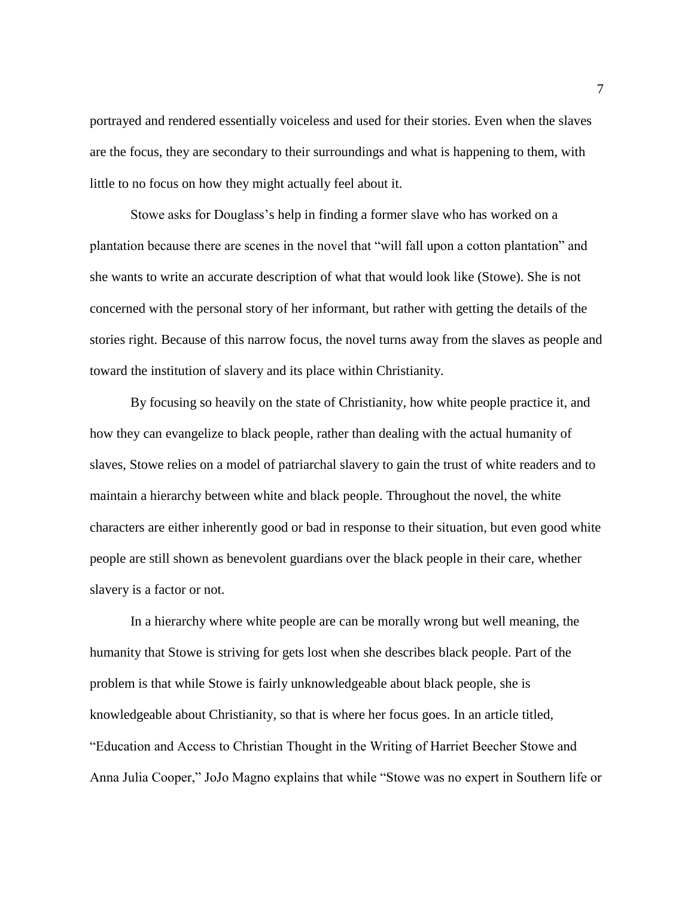portrayed and rendered essentially voiceless and used for their stories. Even when the slaves are the focus, they are secondary to their surroundings and what is happening to them, with little to no focus on how they might actually feel about it.

Stowe asks for Douglass's help in finding a former slave who has worked on a plantation because there are scenes in the novel that "will fall upon a cotton plantation" and she wants to write an accurate description of what that would look like (Stowe). She is not concerned with the personal story of her informant, but rather with getting the details of the stories right. Because of this narrow focus, the novel turns away from the slaves as people and toward the institution of slavery and its place within Christianity.

By focusing so heavily on the state of Christianity, how white people practice it, and how they can evangelize to black people, rather than dealing with the actual humanity of slaves, Stowe relies on a model of patriarchal slavery to gain the trust of white readers and to maintain a hierarchy between white and black people. Throughout the novel, the white characters are either inherently good or bad in response to their situation, but even good white people are still shown as benevolent guardians over the black people in their care, whether slavery is a factor or not.

In a hierarchy where white people are can be morally wrong but well meaning, the humanity that Stowe is striving for gets lost when she describes black people. Part of the problem is that while Stowe is fairly unknowledgeable about black people, she is knowledgeable about Christianity, so that is where her focus goes. In an article titled, "Education and Access to Christian Thought in the Writing of Harriet Beecher Stowe and Anna Julia Cooper," JoJo Magno explains that while "Stowe was no expert in Southern life or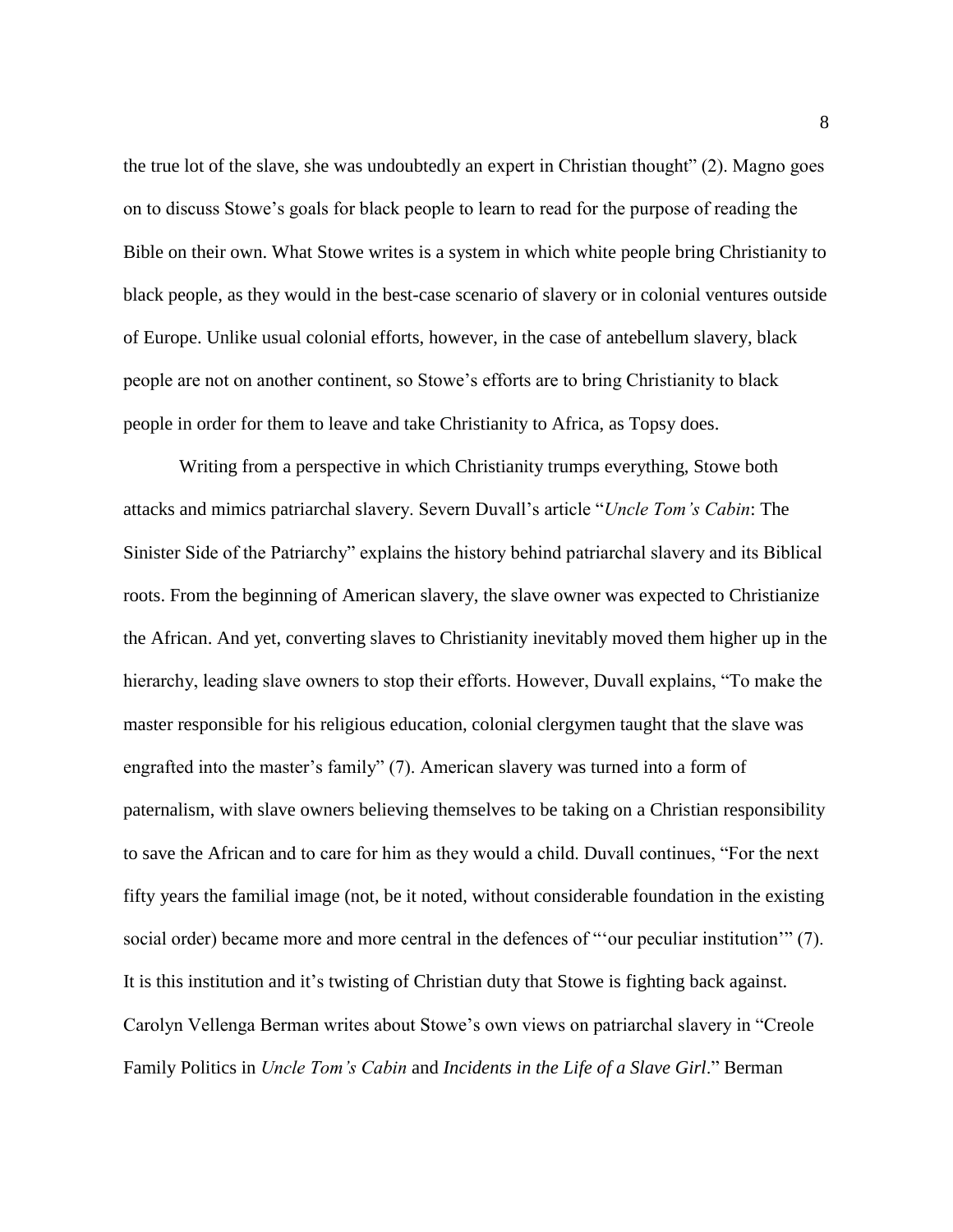the true lot of the slave, she was undoubtedly an expert in Christian thought" (2). Magno goes on to discuss Stowe's goals for black people to learn to read for the purpose of reading the Bible on their own. What Stowe writes is a system in which white people bring Christianity to black people, as they would in the best-case scenario of slavery or in colonial ventures outside of Europe. Unlike usual colonial efforts, however, in the case of antebellum slavery, black people are not on another continent, so Stowe's efforts are to bring Christianity to black people in order for them to leave and take Christianity to Africa, as Topsy does.

Writing from a perspective in which Christianity trumps everything, Stowe both attacks and mimics patriarchal slavery. Severn Duvall's article "*Uncle Tom's Cabin*: The Sinister Side of the Patriarchy" explains the history behind patriarchal slavery and its Biblical roots. From the beginning of American slavery, the slave owner was expected to Christianize the African. And yet, converting slaves to Christianity inevitably moved them higher up in the hierarchy, leading slave owners to stop their efforts. However, Duvall explains, "To make the master responsible for his religious education, colonial clergymen taught that the slave was engrafted into the master's family" (7). American slavery was turned into a form of paternalism, with slave owners believing themselves to be taking on a Christian responsibility to save the African and to care for him as they would a child. Duvall continues, "For the next fifty years the familial image (not, be it noted, without considerable foundation in the existing social order) became more and more central in the defences of "'our peculiar institution'" (7). It is this institution and it's twisting of Christian duty that Stowe is fighting back against. Carolyn Vellenga Berman writes about Stowe's own views on patriarchal slavery in "Creole Family Politics in *Uncle Tom's Cabin* and *Incidents in the Life of a Slave Girl*." Berman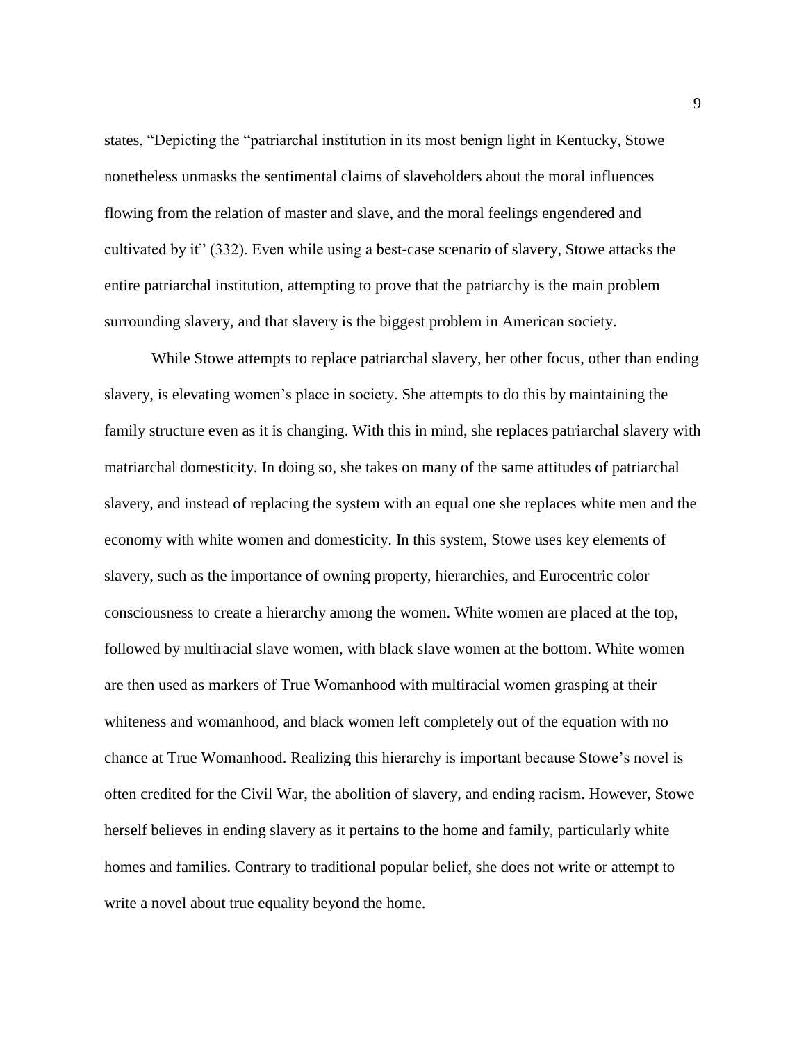states, "Depicting the "patriarchal institution in its most benign light in Kentucky, Stowe nonetheless unmasks the sentimental claims of slaveholders about the moral influences flowing from the relation of master and slave, and the moral feelings engendered and cultivated by it" (332). Even while using a best-case scenario of slavery, Stowe attacks the entire patriarchal institution, attempting to prove that the patriarchy is the main problem surrounding slavery, and that slavery is the biggest problem in American society.

While Stowe attempts to replace patriarchal slavery, her other focus, other than ending slavery, is elevating women's place in society. She attempts to do this by maintaining the family structure even as it is changing. With this in mind, she replaces patriarchal slavery with matriarchal domesticity. In doing so, she takes on many of the same attitudes of patriarchal slavery, and instead of replacing the system with an equal one she replaces white men and the economy with white women and domesticity. In this system, Stowe uses key elements of slavery, such as the importance of owning property, hierarchies, and Eurocentric color consciousness to create a hierarchy among the women. White women are placed at the top, followed by multiracial slave women, with black slave women at the bottom. White women are then used as markers of True Womanhood with multiracial women grasping at their whiteness and womanhood, and black women left completely out of the equation with no chance at True Womanhood. Realizing this hierarchy is important because Stowe's novel is often credited for the Civil War, the abolition of slavery, and ending racism. However, Stowe herself believes in ending slavery as it pertains to the home and family, particularly white homes and families. Contrary to traditional popular belief, she does not write or attempt to write a novel about true equality beyond the home.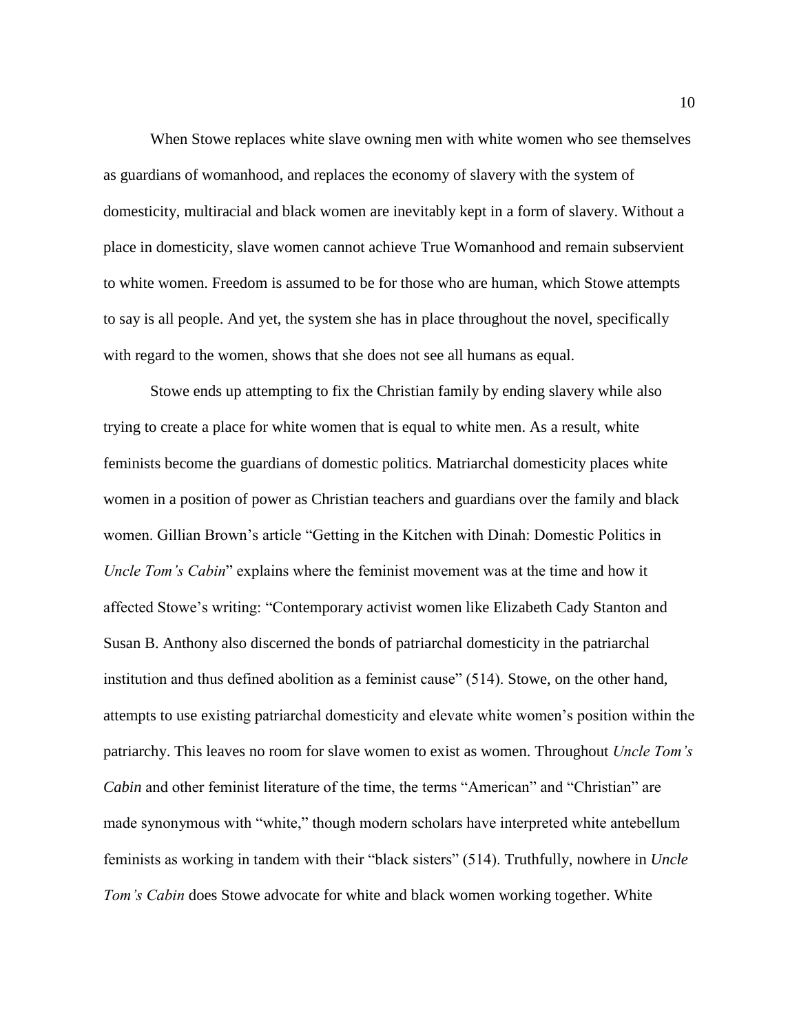When Stowe replaces white slave owning men with white women who see themselves as guardians of womanhood, and replaces the economy of slavery with the system of domesticity, multiracial and black women are inevitably kept in a form of slavery. Without a place in domesticity, slave women cannot achieve True Womanhood and remain subservient to white women. Freedom is assumed to be for those who are human, which Stowe attempts to say is all people. And yet, the system she has in place throughout the novel, specifically with regard to the women, shows that she does not see all humans as equal.

Stowe ends up attempting to fix the Christian family by ending slavery while also trying to create a place for white women that is equal to white men. As a result, white feminists become the guardians of domestic politics. Matriarchal domesticity places white women in a position of power as Christian teachers and guardians over the family and black women. Gillian Brown's article "Getting in the Kitchen with Dinah: Domestic Politics in *Uncle Tom's Cabin*" explains where the feminist movement was at the time and how it affected Stowe's writing: "Contemporary activist women like Elizabeth Cady Stanton and Susan B. Anthony also discerned the bonds of patriarchal domesticity in the patriarchal institution and thus defined abolition as a feminist cause" (514). Stowe, on the other hand, attempts to use existing patriarchal domesticity and elevate white women's position within the patriarchy. This leaves no room for slave women to exist as women. Throughout *Uncle Tom's Cabin* and other feminist literature of the time, the terms "American" and "Christian" are made synonymous with "white," though modern scholars have interpreted white antebellum feminists as working in tandem with their "black sisters" (514). Truthfully, nowhere in *Uncle Tom's Cabin* does Stowe advocate for white and black women working together. White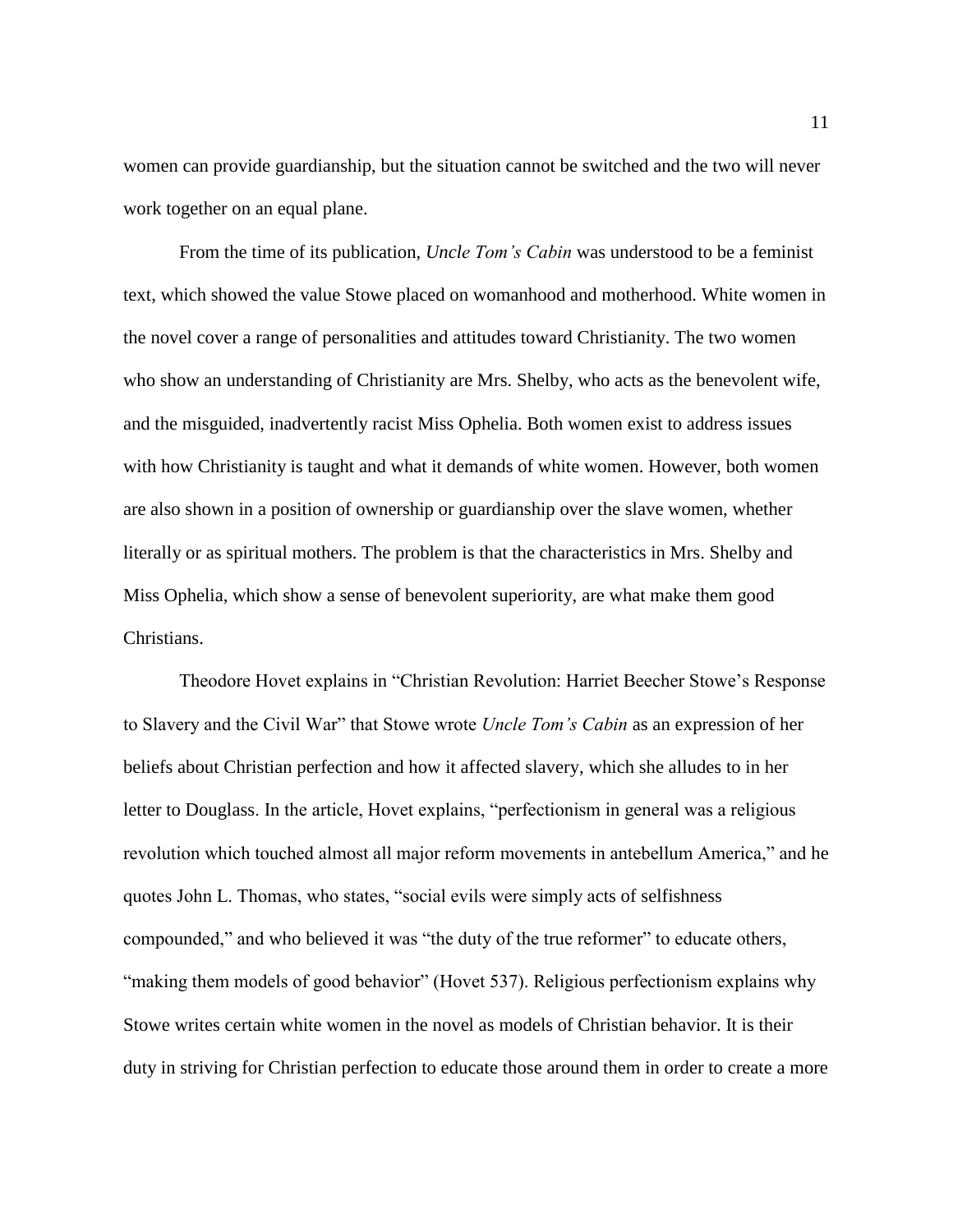women can provide guardianship, but the situation cannot be switched and the two will never work together on an equal plane.

From the time of its publication, *Uncle Tom's Cabin* was understood to be a feminist text, which showed the value Stowe placed on womanhood and motherhood. White women in the novel cover a range of personalities and attitudes toward Christianity. The two women who show an understanding of Christianity are Mrs. Shelby, who acts as the benevolent wife, and the misguided, inadvertently racist Miss Ophelia. Both women exist to address issues with how Christianity is taught and what it demands of white women. However, both women are also shown in a position of ownership or guardianship over the slave women, whether literally or as spiritual mothers. The problem is that the characteristics in Mrs. Shelby and Miss Ophelia, which show a sense of benevolent superiority, are what make them good Christians.

Theodore Hovet explains in "Christian Revolution: Harriet Beecher Stowe's Response to Slavery and the Civil War" that Stowe wrote *Uncle Tom's Cabin* as an expression of her beliefs about Christian perfection and how it affected slavery, which she alludes to in her letter to Douglass. In the article, Hovet explains, "perfectionism in general was a religious revolution which touched almost all major reform movements in antebellum America," and he quotes John L. Thomas, who states, "social evils were simply acts of selfishness compounded," and who believed it was "the duty of the true reformer" to educate others, "making them models of good behavior" (Hovet 537). Religious perfectionism explains why Stowe writes certain white women in the novel as models of Christian behavior. It is their duty in striving for Christian perfection to educate those around them in order to create a more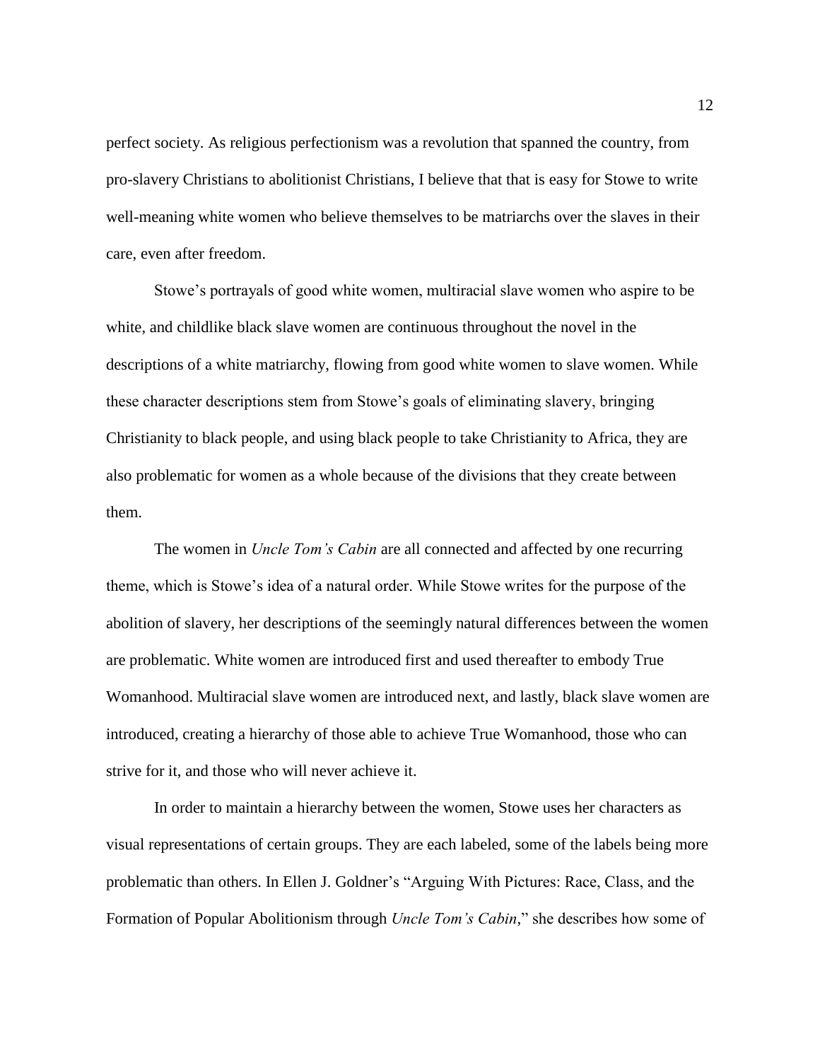perfect society. As religious perfectionism was a revolution that spanned the country, from pro-slavery Christians to abolitionist Christians, I believe that that is easy for Stowe to write well-meaning white women who believe themselves to be matriarchs over the slaves in their care, even after freedom.

Stowe's portrayals of good white women, multiracial slave women who aspire to be white, and childlike black slave women are continuous throughout the novel in the descriptions of a white matriarchy, flowing from good white women to slave women. While these character descriptions stem from Stowe's goals of eliminating slavery, bringing Christianity to black people, and using black people to take Christianity to Africa, they are also problematic for women as a whole because of the divisions that they create between them.

The women in *Uncle Tom's Cabin* are all connected and affected by one recurring theme, which is Stowe's idea of a natural order. While Stowe writes for the purpose of the abolition of slavery, her descriptions of the seemingly natural differences between the women are problematic. White women are introduced first and used thereafter to embody True Womanhood. Multiracial slave women are introduced next, and lastly, black slave women are introduced, creating a hierarchy of those able to achieve True Womanhood, those who can strive for it, and those who will never achieve it.

In order to maintain a hierarchy between the women, Stowe uses her characters as visual representations of certain groups. They are each labeled, some of the labels being more problematic than others. In Ellen J. Goldner's "Arguing With Pictures: Race, Class, and the Formation of Popular Abolitionism through *Uncle Tom's Cabin*," she describes how some of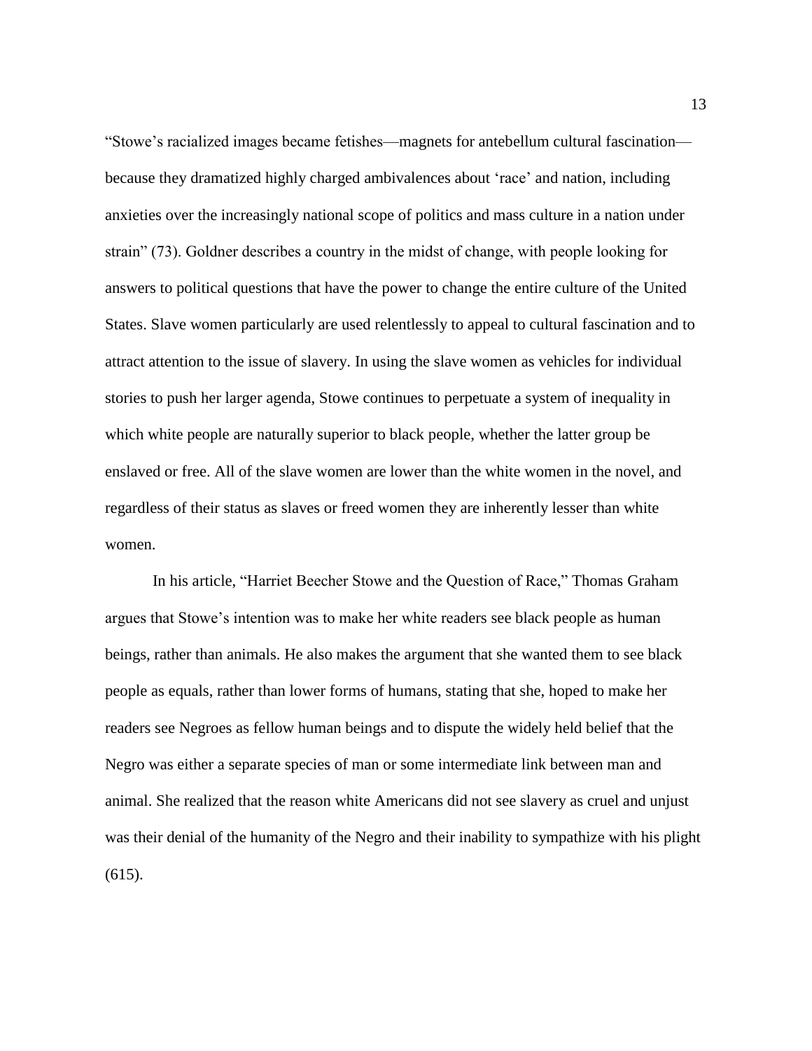"Stowe's racialized images became fetishes—magnets for antebellum cultural fascination—because they dramatized highly charged ambivalences about 'race' and nation, including anxieties over the increasingly national scope of politics and mass culture in a nation under strain" (73). Goldner describes a country in the midst of change, with people looking for answers to political questions that have the power to change the entire culture of the United States. Slave women particularly are used relentlessly to appeal to cultural fascination and to attract attention to the issue of slavery. In using the slave women as vehicles for individual stories to push her larger agenda, Stowe continues to perpetuate a system of inequality in which white people are naturally superior to black people, whether the latter group be enslaved or free. All of the slave women are lower than the white women in the novel, and regardless of their status as slaves or freed women they are inherently lesser than white women.

In his article, "Harriet Beecher Stowe and the Question of Race," Thomas Graham argues that Stowe's intention was to make her white readers see black people as human beings, rather than animals. He also makes the argument that she wanted them to see black people as equals, rather than lower forms of humans, stating that she, hoped to make her readers see Negroes as fellow human beings and to dispute the widely held belief that the Negro was either a separate species of man or some intermediate link between man and animal. She realized that the reason white Americans did not see slavery as cruel and unjust was their denial of the humanity of the Negro and their inability to sympathize with his plight (615).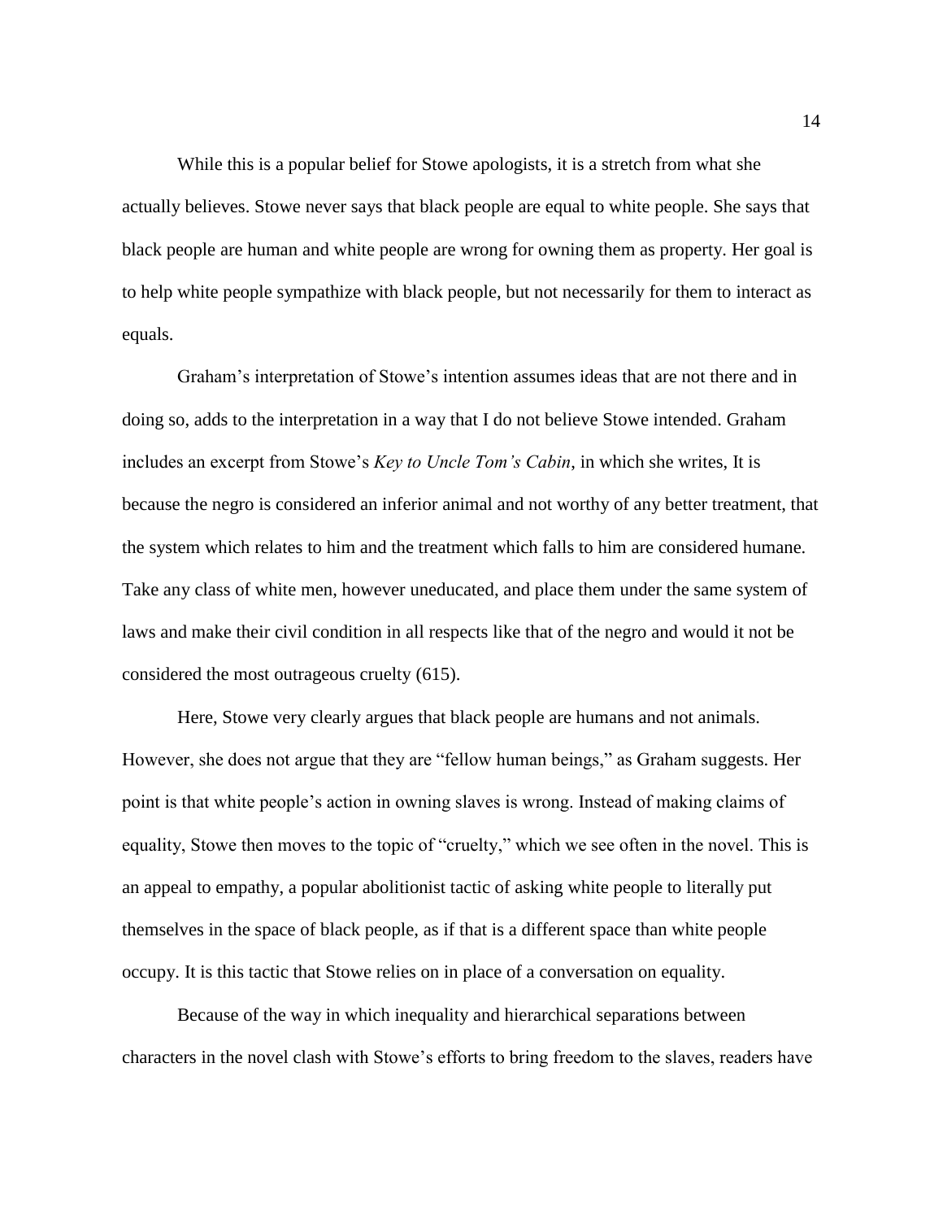While this is a popular belief for Stowe apologists, it is a stretch from what she actually believes. Stowe never says that black people are equal to white people. She says that black people are human and white people are wrong for owning them as property. Her goal is to help white people sympathize with black people, but not necessarily for them to interact as equals.

Graham's interpretation of Stowe's intention assumes ideas that are not there and in doing so, adds to the interpretation in a way that I do not believe Stowe intended. Graham includes an excerpt from Stowe's *Key to Uncle Tom's Cabin*, in which she writes, It is because the negro is considered an inferior animal and not worthy of any better treatment, that the system which relates to him and the treatment which falls to him are considered humane. Take any class of white men, however uneducated, and place them under the same system of laws and make their civil condition in all respects like that of the negro and would it not be considered the most outrageous cruelty (615).

Here, Stowe very clearly argues that black people are humans and not animals. However, she does not argue that they are "fellow human beings," as Graham suggests. Her point is that white people's action in owning slaves is wrong. Instead of making claims of equality, Stowe then moves to the topic of "cruelty," which we see often in the novel. This is an appeal to empathy, a popular abolitionist tactic of asking white people to literally put themselves in the space of black people, as if that is a different space than white people occupy. It is this tactic that Stowe relies on in place of a conversation on equality.

Because of the way in which inequality and hierarchical separations between characters in the novel clash with Stowe's efforts to bring freedom to the slaves, readers have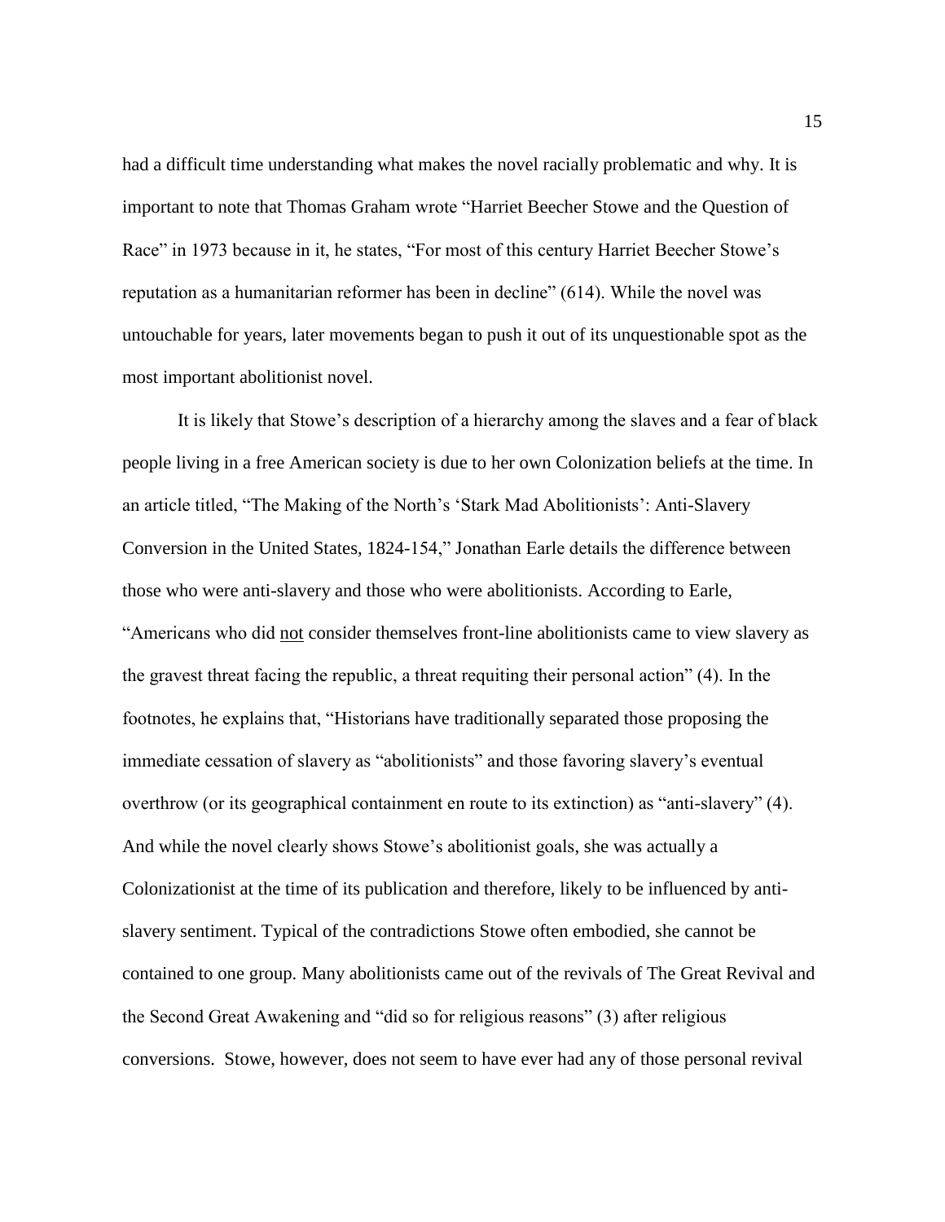had a difficult time understanding what makes the novel racially problematic and why. It is important to note that Thomas Graham wrote "Harriet Beecher Stowe and the Question of Race" in 1973 because in it, he states, "For most of this century Harriet Beecher Stowe's reputation as a humanitarian reformer has been in decline" (614). While the novel was untouchable for years, later movements began to push it out of its unquestionable spot as the most important abolitionist novel.

It is likely that Stowe's description of a hierarchy among the slaves and a fear of black people living in a free American society is due to her own Colonization beliefs at the time. In an article titled, "The Making of the North's 'Stark Mad Abolitionists': Anti-Slavery Conversion in the United States, 1824-154," Jonathan Earle details the difference between those who were anti-slavery and those who were abolitionists. According to Earle, "Americans who did <u>not</u> consider themselves front-line abolitionists came to view slavery as the gravest threat facing the republic, a threat requiting their personal action" (4). In the footnotes, he explains that, "Historians have traditionally separated those proposing the immediate cessation of slavery as "abolitionists" and those favoring slavery's eventual overthrow (or its geographical containment en route to its extinction) as "anti-slavery" (4). And while the novel clearly shows Stowe's abolitionist goals, she was actually a Colonizationist at the time of its publication and therefore, likely to be influenced by anti-slavery sentiment. Typical of the contradictions Stowe often embodied, she cannot be contained to one group. Many abolitionists came out of the revivals of The Great Revival and the Second Great Awakening and "did so for religious reasons" (3) after religious conversions. Stowe, however, does not seem to have ever had any of those personal revival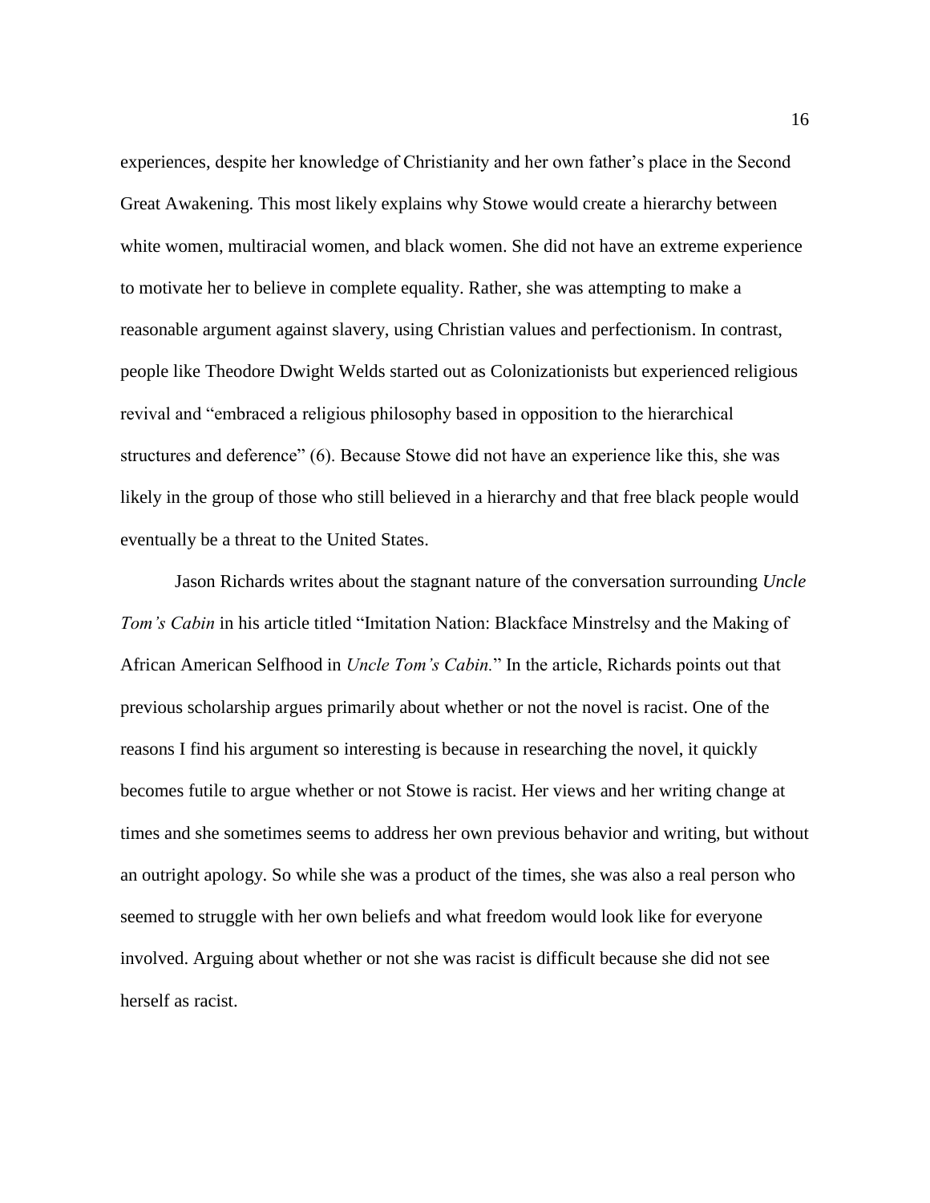experiences, despite her knowledge of Christianity and her own father's place in the Second Great Awakening. This most likely explains why Stowe would create a hierarchy between white women, multiracial women, and black women. She did not have an extreme experience to motivate her to believe in complete equality. Rather, she was attempting to make a reasonable argument against slavery, using Christian values and perfectionism. In contrast, people like Theodore Dwight Welds started out as Colonizationists but experienced religious revival and "embraced a religious philosophy based in opposition to the hierarchical structures and deference" (6). Because Stowe did not have an experience like this, she was likely in the group of those who still believed in a hierarchy and that free black people would eventually be a threat to the United States.

Jason Richards writes about the stagnant nature of the conversation surrounding *Uncle Tom's Cabin* in his article titled "Imitation Nation: Blackface Minstrelsy and the Making of African American Selfhood in *Uncle Tom's Cabin.*" In the article, Richards points out that previous scholarship argues primarily about whether or not the novel is racist. One of the reasons I find his argument so interesting is because in researching the novel, it quickly becomes futile to argue whether or not Stowe is racist. Her views and her writing change at times and she sometimes seems to address her own previous behavior and writing, but without an outright apology. So while she was a product of the times, she was also a real person who seemed to struggle with her own beliefs and what freedom would look like for everyone involved. Arguing about whether or not she was racist is difficult because she did not see herself as racist.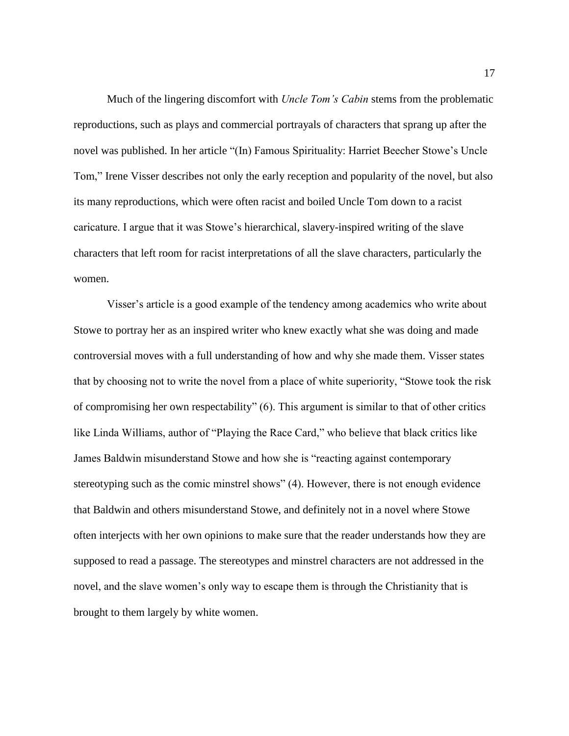Much of the lingering discomfort with *Uncle Tom's Cabin* stems from the problematic reproductions, such as plays and commercial portrayals of characters that sprang up after the novel was published. In her article "(In) Famous Spirituality: Harriet Beecher Stowe's Uncle Tom," Irene Visser describes not only the early reception and popularity of the novel, but also its many reproductions, which were often racist and boiled Uncle Tom down to a racist caricature. I argue that it was Stowe's hierarchical, slavery-inspired writing of the slave characters that left room for racist interpretations of all the slave characters, particularly the women.

Visser's article is a good example of the tendency among academics who write about Stowe to portray her as an inspired writer who knew exactly what she was doing and made controversial moves with a full understanding of how and why she made them. Visser states that by choosing not to write the novel from a place of white superiority, "Stowe took the risk of compromising her own respectability" (6). This argument is similar to that of other critics like Linda Williams, author of "Playing the Race Card," who believe that black critics like James Baldwin misunderstand Stowe and how she is "reacting against contemporary stereotyping such as the comic minstrel shows" (4). However, there is not enough evidence that Baldwin and others misunderstand Stowe, and definitely not in a novel where Stowe often interjects with her own opinions to make sure that the reader understands how they are supposed to read a passage. The stereotypes and minstrel characters are not addressed in the novel, and the slave women's only way to escape them is through the Christianity that is brought to them largely by white women.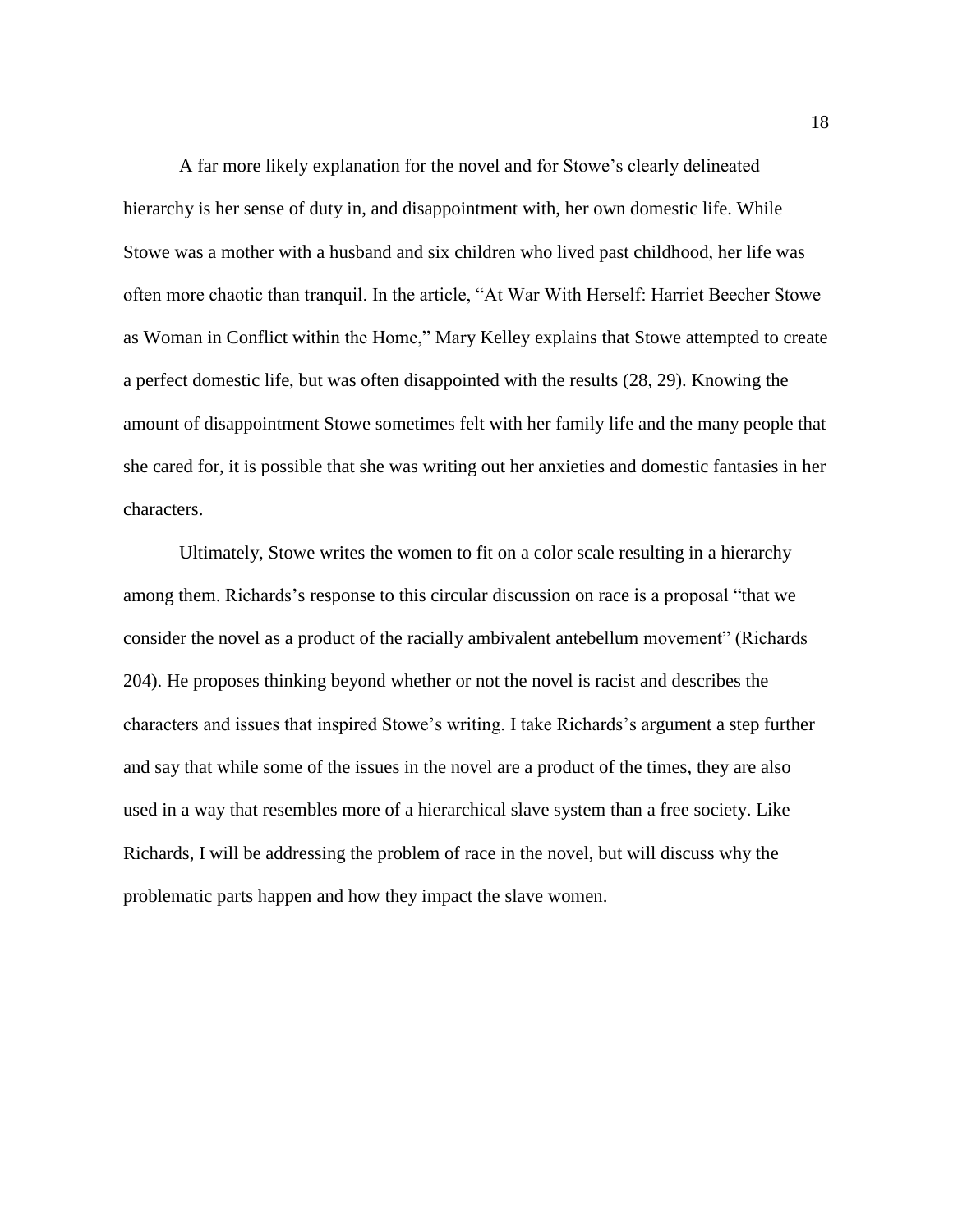A far more likely explanation for the novel and for Stowe's clearly delineated hierarchy is her sense of duty in, and disappointment with, her own domestic life. While Stowe was a mother with a husband and six children who lived past childhood, her life was often more chaotic than tranquil. In the article, "At War With Herself: Harriet Beecher Stowe as Woman in Conflict within the Home," Mary Kelley explains that Stowe attempted to create a perfect domestic life, but was often disappointed with the results (28, 29). Knowing the amount of disappointment Stowe sometimes felt with her family life and the many people that she cared for, it is possible that she was writing out her anxieties and domestic fantasies in her characters.

Ultimately, Stowe writes the women to fit on a color scale resulting in a hierarchy among them. Richards's response to this circular discussion on race is a proposal "that we consider the novel as a product of the racially ambivalent antebellum movement" (Richards 204). He proposes thinking beyond whether or not the novel is racist and describes the characters and issues that inspired Stowe's writing. I take Richards's argument a step further and say that while some of the issues in the novel are a product of the times, they are also used in a way that resembles more of a hierarchical slave system than a free society. Like Richards, I will be addressing the problem of race in the novel, but will discuss why the problematic parts happen and how they impact the slave women.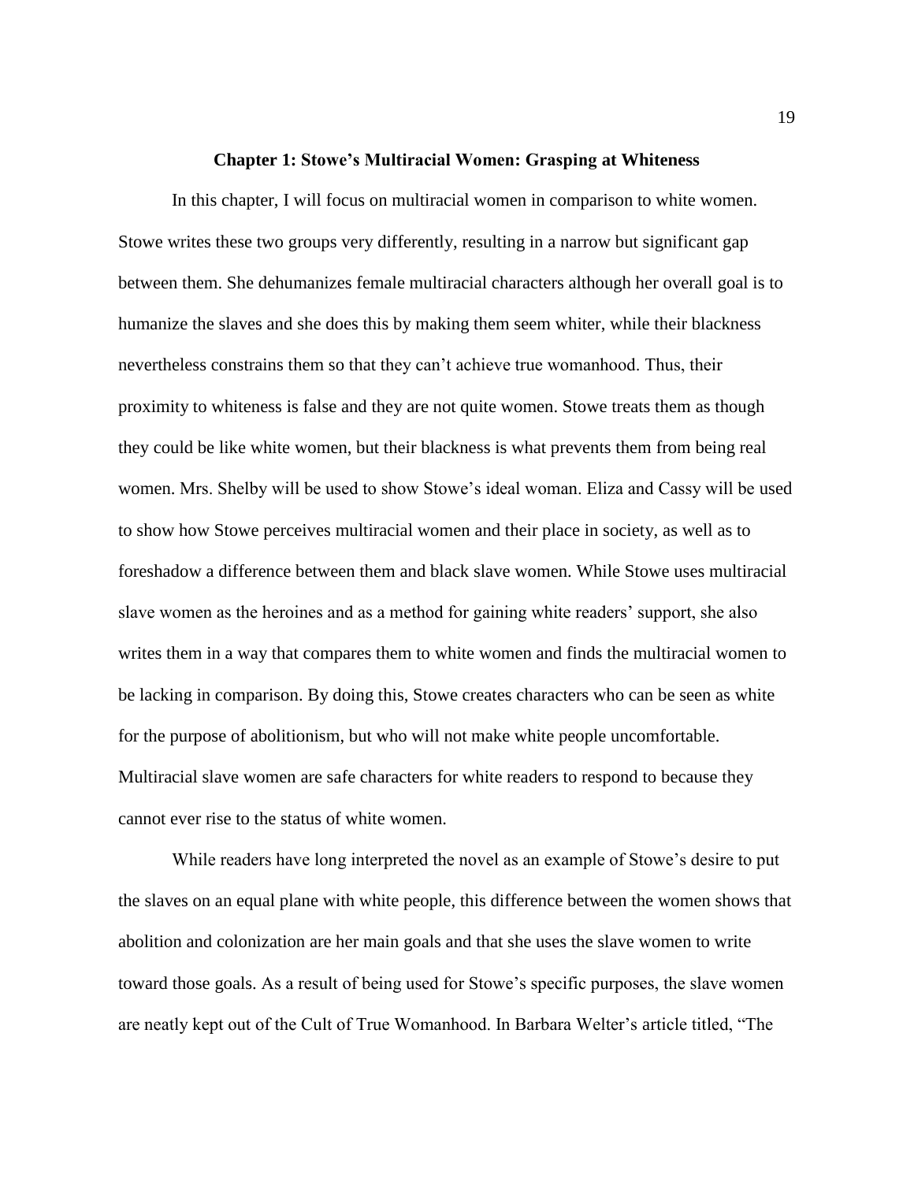## Chapter 1: Stowe's Multiracial Women: Grasping at Whiteness

In this chapter, I will focus on multiracial women in comparison to white women. Stowe writes these two groups very differently, resulting in a narrow but significant gap between them. She dehumanizes female multiracial characters although her overall goal is to humanize the slaves and she does this by making them seem whiter, while their blackness nevertheless constrains them so that they can't achieve true womanhood. Thus, their proximity to whiteness is false and they are not quite women. Stowe treats them as though they could be like white women, but their blackness is what prevents them from being real women. Mrs. Shelby will be used to show Stowe's ideal woman. Eliza and Cassy will be used to show how Stowe perceives multiracial women and their place in society, as well as to foreshadow a difference between them and black slave women. While Stowe uses multiracial slave women as the heroines and as a method for gaining white readers' support, she also writes them in a way that compares them to white women and finds the multiracial women to be lacking in comparison. By doing this, Stowe creates characters who can be seen as white for the purpose of abolitionism, but who will not make white people uncomfortable. Multiracial slave women are safe characters for white readers to respond to because they cannot ever rise to the status of white women.

While readers have long interpreted the novel as an example of Stowe's desire to put the slaves on an equal plane with white people, this difference between the women shows that abolition and colonization are her main goals and that she uses the slave women to write toward those goals. As a result of being used for Stowe's specific purposes, the slave women are neatly kept out of the Cult of True Womanhood. In Barbara Welter's article titled, "The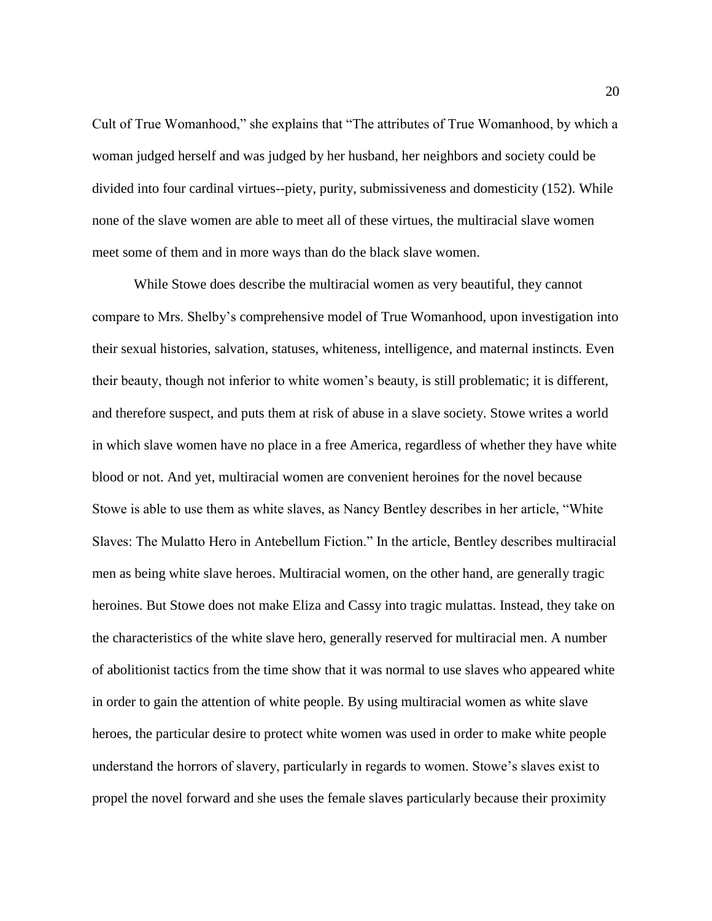Cult of True Womanhood," she explains that "The attributes of True Womanhood, by which a woman judged herself and was judged by her husband, her neighbors and society could be divided into four cardinal virtues--piety, purity, submissiveness and domesticity (152). While none of the slave women are able to meet all of these virtues, the multiracial slave women meet some of them and in more ways than do the black slave women.

While Stowe does describe the multiracial women as very beautiful, they cannot compare to Mrs. Shelby's comprehensive model of True Womanhood, upon investigation into their sexual histories, salvation, statuses, whiteness, intelligence, and maternal instincts. Even their beauty, though not inferior to white women's beauty, is still problematic; it is different, and therefore suspect, and puts them at risk of abuse in a slave society. Stowe writes a world in which slave women have no place in a free America, regardless of whether they have white blood or not. And yet, multiracial women are convenient heroines for the novel because Stowe is able to use them as white slaves, as Nancy Bentley describes in her article, "White Slaves: The Mulatto Hero in Antebellum Fiction." In the article, Bentley describes multiracial men as being white slave heroes. Multiracial women, on the other hand, are generally tragic heroines. But Stowe does not make Eliza and Cassy into tragic mulattas. Instead, they take on the characteristics of the white slave hero, generally reserved for multiracial men. A number of abolitionist tactics from the time show that it was normal to use slaves who appeared white in order to gain the attention of white people. By using multiracial women as white slave heroes, the particular desire to protect white women was used in order to make white people understand the horrors of slavery, particularly in regards to women. Stowe's slaves exist to propel the novel forward and she uses the female slaves particularly because their proximity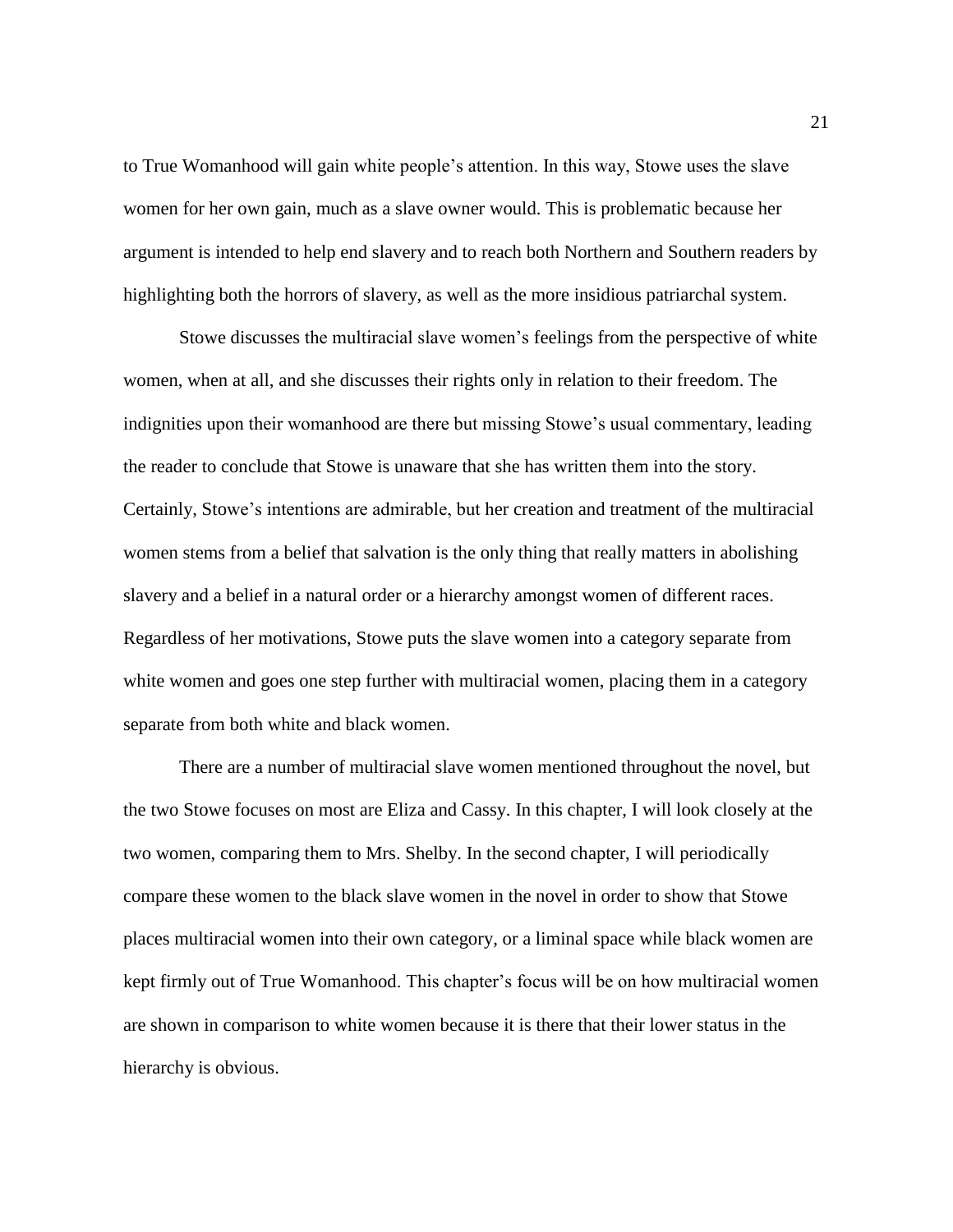to True Womanhood will gain white people's attention. In this way, Stowe uses the slave women for her own gain, much as a slave owner would. This is problematic because her argument is intended to help end slavery and to reach both Northern and Southern readers by highlighting both the horrors of slavery, as well as the more insidious patriarchal system.

Stowe discusses the multiracial slave women's feelings from the perspective of white women, when at all, and she discusses their rights only in relation to their freedom. The indignities upon their womanhood are there but missing Stowe's usual commentary, leading the reader to conclude that Stowe is unaware that she has written them into the story. Certainly, Stowe's intentions are admirable, but her creation and treatment of the multiracial women stems from a belief that salvation is the only thing that really matters in abolishing slavery and a belief in a natural order or a hierarchy amongst women of different races. Regardless of her motivations, Stowe puts the slave women into a category separate from white women and goes one step further with multiracial women, placing them in a category separate from both white and black women.

There are a number of multiracial slave women mentioned throughout the novel, but the two Stowe focuses on most are Eliza and Cassy. In this chapter, I will look closely at the two women, comparing them to Mrs. Shelby. In the second chapter, I will periodically compare these women to the black slave women in the novel in order to show that Stowe places multiracial women into their own category, or a liminal space while black women are kept firmly out of True Womanhood. This chapter's focus will be on how multiracial women are shown in comparison to white women because it is there that their lower status in the hierarchy is obvious.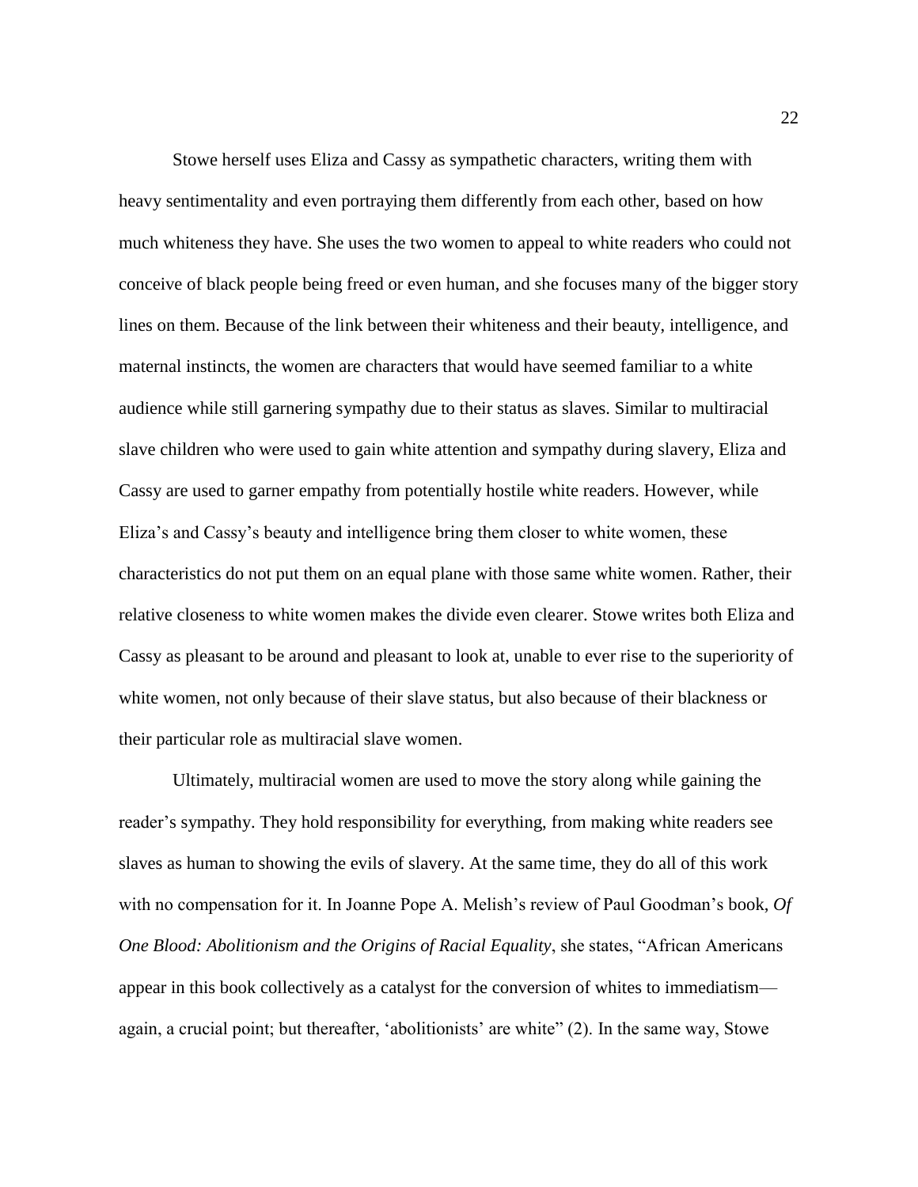Stowe herself uses Eliza and Cassy as sympathetic characters, writing them with heavy sentimentality and even portraying them differently from each other, based on how much whiteness they have. She uses the two women to appeal to white readers who could not conceive of black people being freed or even human, and she focuses many of the bigger story lines on them. Because of the link between their whiteness and their beauty, intelligence, and maternal instincts, the women are characters that would have seemed familiar to a white audience while still garnering sympathy due to their status as slaves. Similar to multiracial slave children who were used to gain white attention and sympathy during slavery, Eliza and Cassy are used to garner empathy from potentially hostile white readers. However, while Eliza's and Cassy's beauty and intelligence bring them closer to white women, these characteristics do not put them on an equal plane with those same white women. Rather, their relative closeness to white women makes the divide even clearer. Stowe writes both Eliza and Cassy as pleasant to be around and pleasant to look at, unable to ever rise to the superiority of white women, not only because of their slave status, but also because of their blackness or their particular role as multiracial slave women.

Ultimately, multiracial women are used to move the story along while gaining the reader's sympathy. They hold responsibility for everything, from making white readers see slaves as human to showing the evils of slavery. At the same time, they do all of this work with no compensation for it. In Joanne Pope A. Melish's review of Paul Goodman's book, *Of One Blood: Abolitionism and the Origins of Racial Equality*, she states, "African Americans appear in this book collectively as a catalyst for the conversion of whites to immediatism—again, a crucial point; but thereafter, 'abolitionists' are white" (2). In the same way, Stowe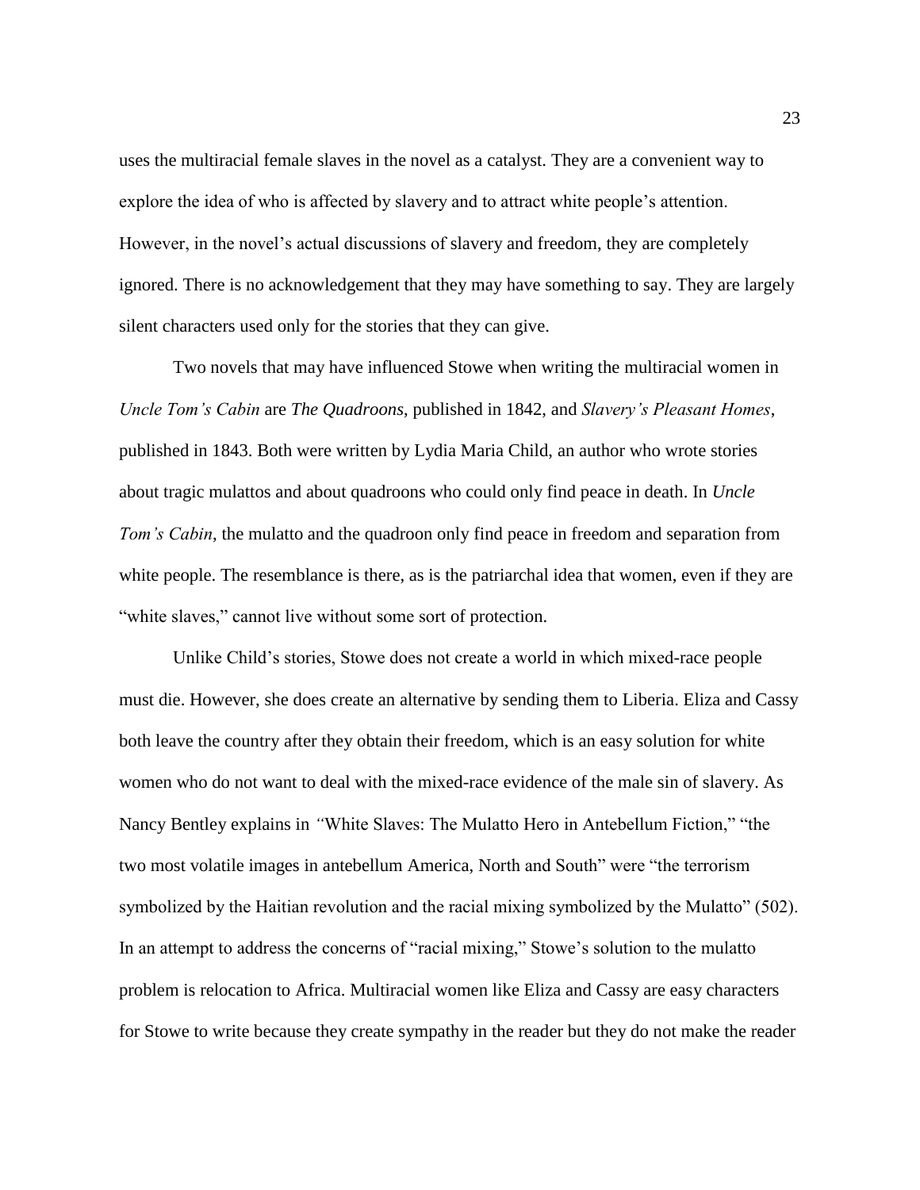uses the multiracial female slaves in the novel as a catalyst. They are a convenient way to explore the idea of who is affected by slavery and to attract white people's attention. However, in the novel's actual discussions of slavery and freedom, they are completely ignored. There is no acknowledgement that they may have something to say. They are largely silent characters used only for the stories that they can give.

Two novels that may have influenced Stowe when writing the multiracial women in *Uncle Tom's Cabin* are *The Quadroons*, published in 1842, and *Slavery's Pleasant Homes*, published in 1843. Both were written by Lydia Maria Child, an author who wrote stories about tragic mulattos and about quadroons who could only find peace in death. In *Uncle Tom's Cabin*, the mulatto and the quadroon only find peace in freedom and separation from white people. The resemblance is there, as is the patriarchal idea that women, even if they are "white slaves," cannot live without some sort of protection.

Unlike Child's stories, Stowe does not create a world in which mixed-race people must die. However, she does create an alternative by sending them to Liberia. Eliza and Cassy both leave the country after they obtain their freedom, which is an easy solution for white women who do not want to deal with the mixed-race evidence of the male sin of slavery. As Nancy Bentley explains in *"*White Slaves: The Mulatto Hero in Antebellum Fiction," "the two most volatile images in antebellum America, North and South" were "the terrorism symbolized by the Haitian revolution and the racial mixing symbolized by the Mulatto" (502). In an attempt to address the concerns of "racial mixing," Stowe's solution to the mulatto problem is relocation to Africa. Multiracial women like Eliza and Cassy are easy characters for Stowe to write because they create sympathy in the reader but they do not make the reader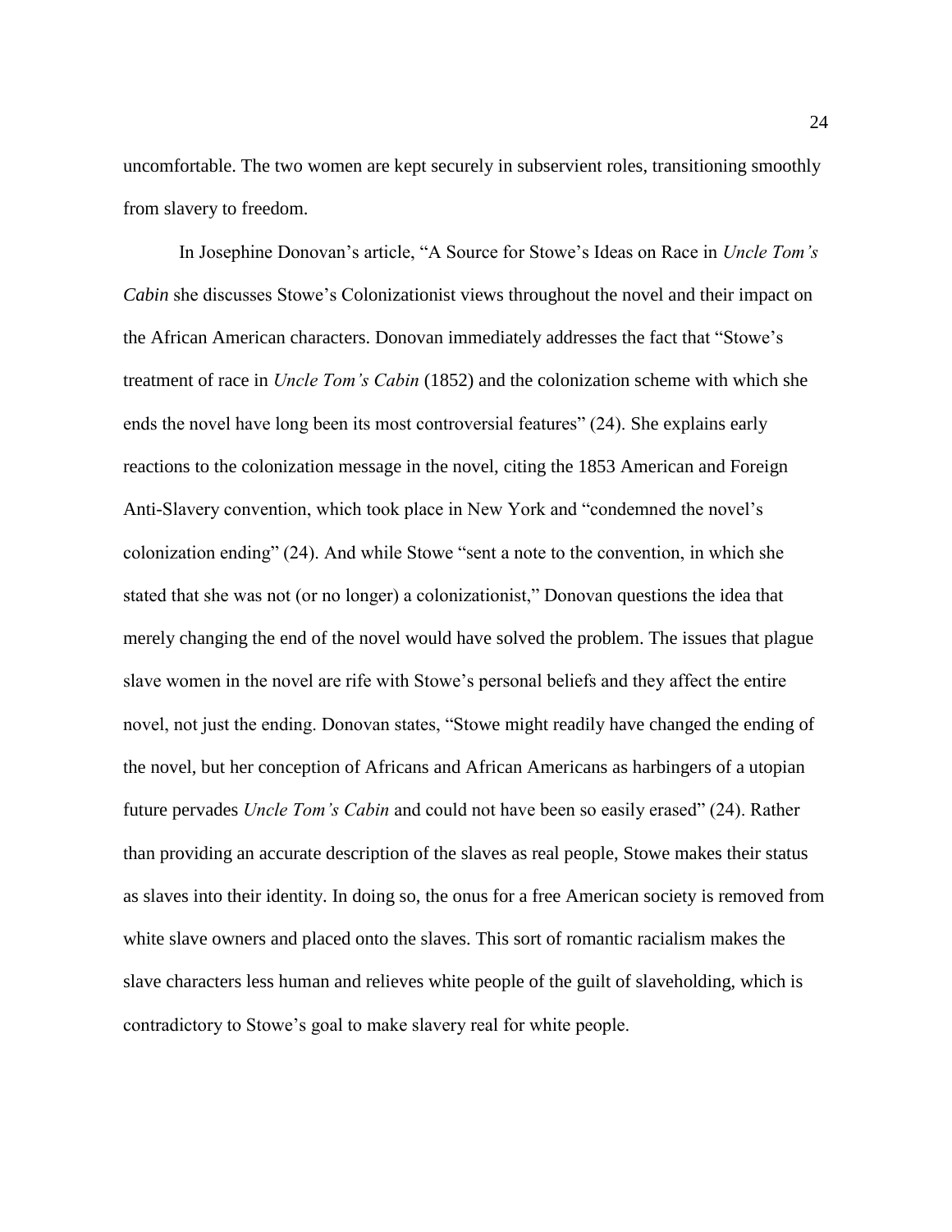uncomfortable. The two women are kept securely in subservient roles, transitioning smoothly from slavery to freedom.

In Josephine Donovan's article, "A Source for Stowe's Ideas on Race in *Uncle Tom's Cabin* she discusses Stowe's Colonizationist views throughout the novel and their impact on the African American characters. Donovan immediately addresses the fact that "Stowe's treatment of race in *Uncle Tom's Cabin* (1852) and the colonization scheme with which she ends the novel have long been its most controversial features" (24). She explains early reactions to the colonization message in the novel, citing the 1853 American and Foreign Anti-Slavery convention, which took place in New York and "condemned the novel's colonization ending" (24). And while Stowe "sent a note to the convention, in which she stated that she was not (or no longer) a colonizationist," Donovan questions the idea that merely changing the end of the novel would have solved the problem. The issues that plague slave women in the novel are rife with Stowe's personal beliefs and they affect the entire novel, not just the ending. Donovan states, "Stowe might readily have changed the ending of the novel, but her conception of Africans and African Americans as harbingers of a utopian future pervades *Uncle Tom's Cabin* and could not have been so easily erased" (24). Rather than providing an accurate description of the slaves as real people, Stowe makes their status as slaves into their identity. In doing so, the onus for a free American society is removed from white slave owners and placed onto the slaves. This sort of romantic racialism makes the slave characters less human and relieves white people of the guilt of slaveholding, which is contradictory to Stowe's goal to make slavery real for white people.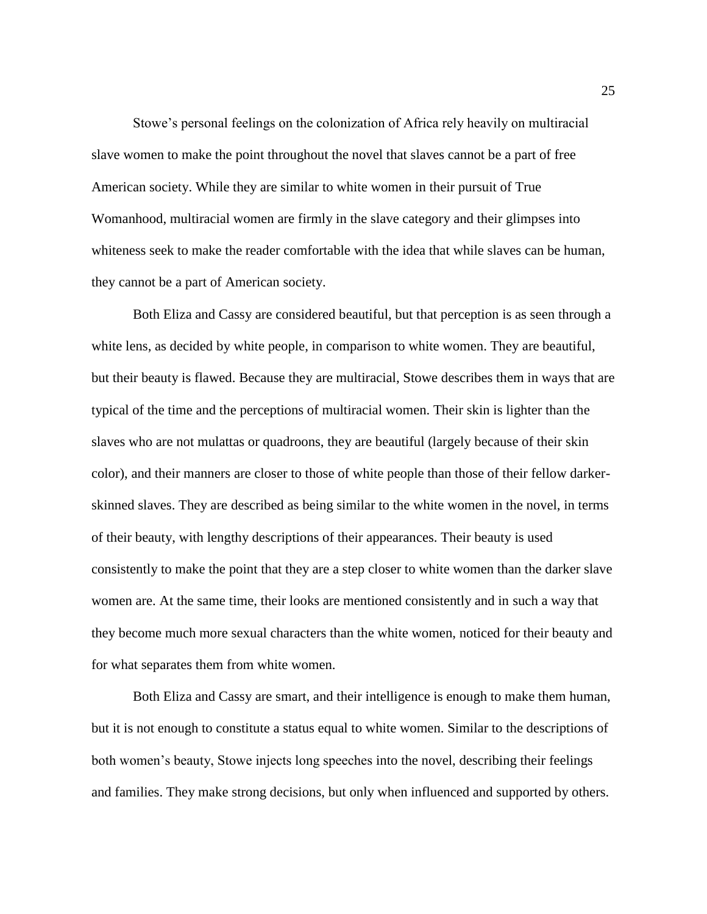Stowe's personal feelings on the colonization of Africa rely heavily on multiracial slave women to make the point throughout the novel that slaves cannot be a part of free American society. While they are similar to white women in their pursuit of True Womanhood, multiracial women are firmly in the slave category and their glimpses into whiteness seek to make the reader comfortable with the idea that while slaves can be human, they cannot be a part of American society.

Both Eliza and Cassy are considered beautiful, but that perception is as seen through a white lens, as decided by white people, in comparison to white women. They are beautiful, but their beauty is flawed. Because they are multiracial, Stowe describes them in ways that are typical of the time and the perceptions of multiracial women. Their skin is lighter than the slaves who are not mulattas or quadroons, they are beautiful (largely because of their skin color), and their manners are closer to those of white people than those of their fellow darker-skinned slaves. They are described as being similar to the white women in the novel, in terms of their beauty, with lengthy descriptions of their appearances. Their beauty is used consistently to make the point that they are a step closer to white women than the darker slave women are. At the same time, their looks are mentioned consistently and in such a way that they become much more sexual characters than the white women, noticed for their beauty and for what separates them from white women.

Both Eliza and Cassy are smart, and their intelligence is enough to make them human, but it is not enough to constitute a status equal to white women. Similar to the descriptions of both women's beauty, Stowe injects long speeches into the novel, describing their feelings and families. They make strong decisions, but only when influenced and supported by others.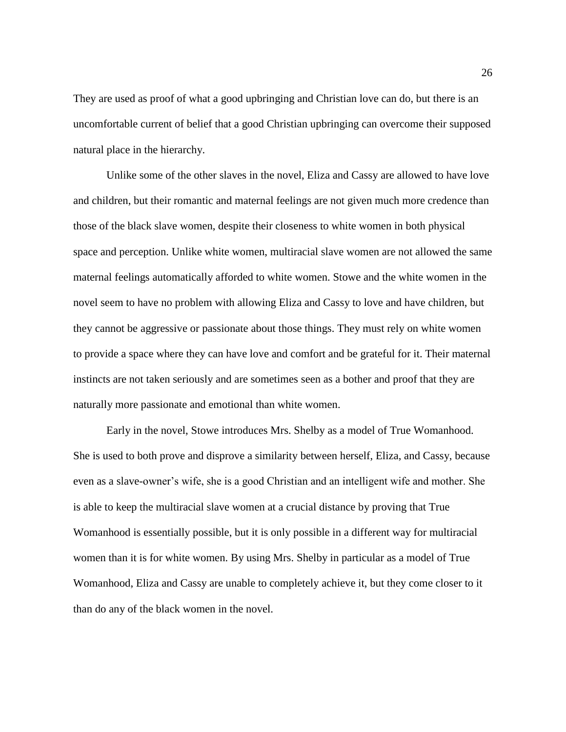They are used as proof of what a good upbringing and Christian love can do, but there is an uncomfortable current of belief that a good Christian upbringing can overcome their supposed natural place in the hierarchy.

Unlike some of the other slaves in the novel, Eliza and Cassy are allowed to have love and children, but their romantic and maternal feelings are not given much more credence than those of the black slave women, despite their closeness to white women in both physical space and perception. Unlike white women, multiracial slave women are not allowed the same maternal feelings automatically afforded to white women. Stowe and the white women in the novel seem to have no problem with allowing Eliza and Cassy to love and have children, but they cannot be aggressive or passionate about those things. They must rely on white women to provide a space where they can have love and comfort and be grateful for it. Their maternal instincts are not taken seriously and are sometimes seen as a bother and proof that they are naturally more passionate and emotional than white women.

Early in the novel, Stowe introduces Mrs. Shelby as a model of True Womanhood. She is used to both prove and disprove a similarity between herself, Eliza, and Cassy, because even as a slave-owner's wife, she is a good Christian and an intelligent wife and mother. She is able to keep the multiracial slave women at a crucial distance by proving that True Womanhood is essentially possible, but it is only possible in a different way for multiracial women than it is for white women. By using Mrs. Shelby in particular as a model of True Womanhood, Eliza and Cassy are unable to completely achieve it, but they come closer to it than do any of the black women in the novel.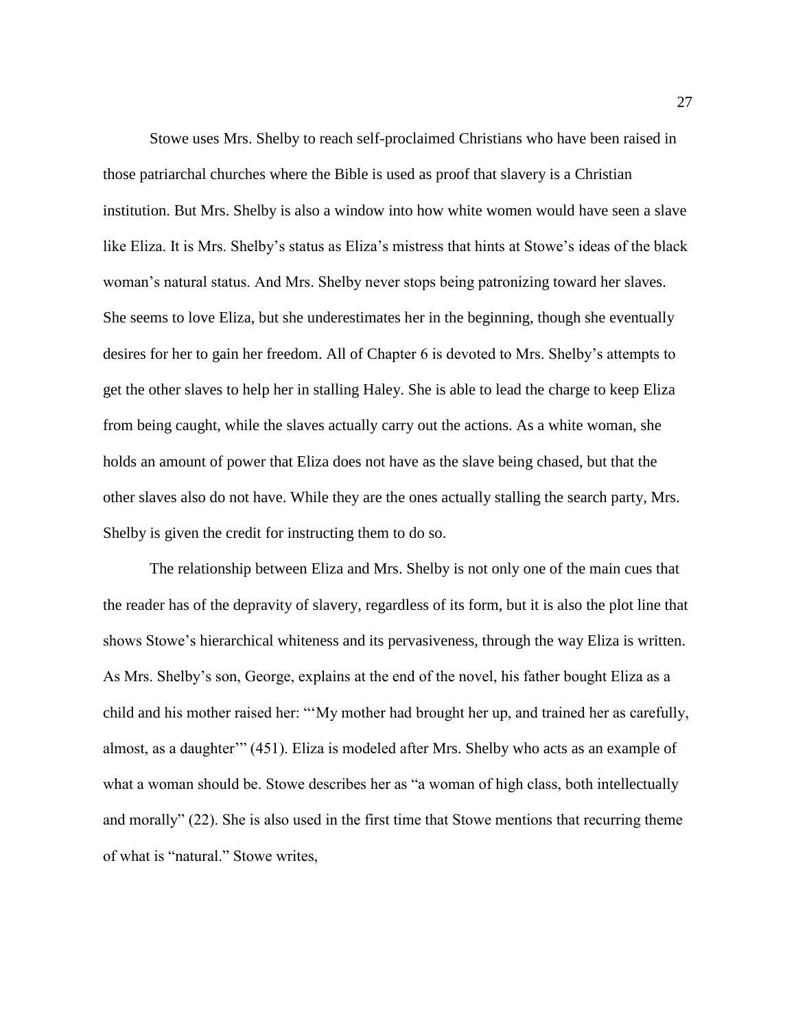Stowe uses Mrs. Shelby to reach self-proclaimed Christians who have been raised in those patriarchal churches where the Bible is used as proof that slavery is a Christian institution. But Mrs. Shelby is also a window into how white women would have seen a slave like Eliza. It is Mrs. Shelby's status as Eliza's mistress that hints at Stowe's ideas of the black woman's natural status. And Mrs. Shelby never stops being patronizing toward her slaves. She seems to love Eliza, but she underestimates her in the beginning, though she eventually desires for her to gain her freedom. All of Chapter 6 is devoted to Mrs. Shelby's attempts to get the other slaves to help her in stalling Haley. She is able to lead the charge to keep Eliza from being caught, while the slaves actually carry out the actions. As a white woman, she holds an amount of power that Eliza does not have as the slave being chased, but that the other slaves also do not have. While they are the ones actually stalling the search party, Mrs. Shelby is given the credit for instructing them to do so.

The relationship between Eliza and Mrs. Shelby is not only one of the main cues that the reader has of the depravity of slavery, regardless of its form, but it is also the plot line that shows Stowe's hierarchical whiteness and its pervasiveness, through the way Eliza is written. As Mrs. Shelby's son, George, explains at the end of the novel, his father bought Eliza as a child and his mother raised her: "'My mother had brought her up, and trained her as carefully, almost, as a daughter'" (451). Eliza is modeled after Mrs. Shelby who acts as an example of what a woman should be. Stowe describes her as "a woman of high class, both intellectually and morally" (22). She is also used in the first time that Stowe mentions that recurring theme of what is "natural." Stowe writes,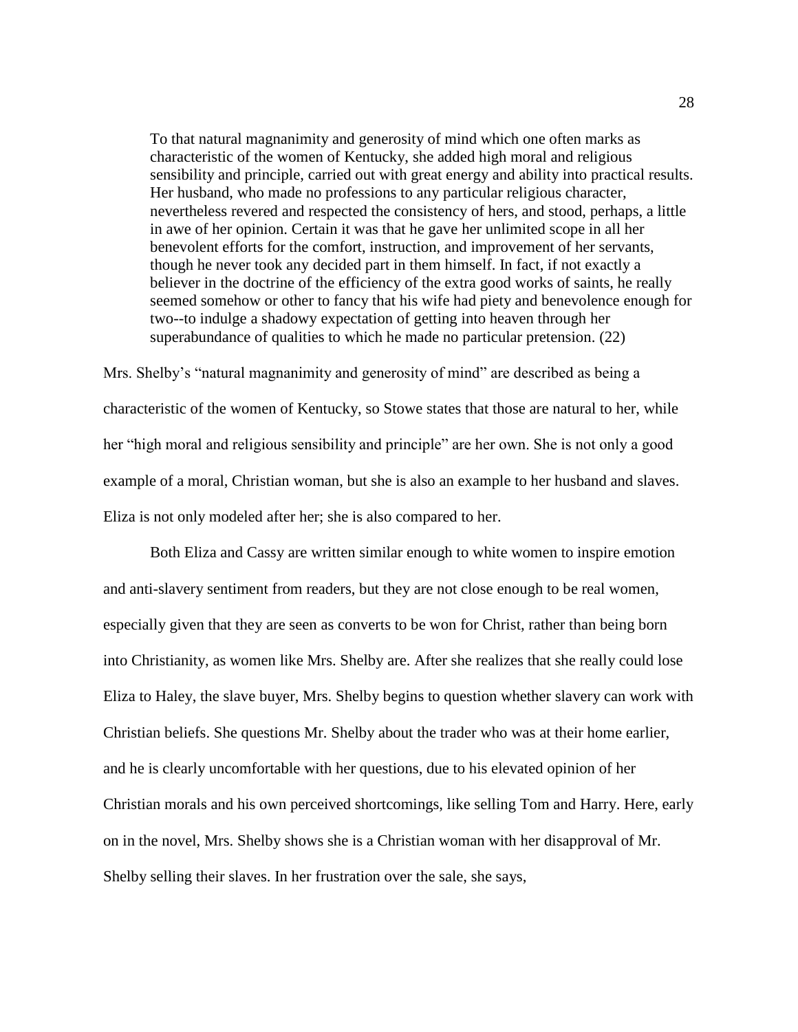> To that natural magnanimity and generosity of mind which one often marks as characteristic of the women of Kentucky, she added high moral and religious sensibility and principle, carried out with great energy and ability into practical results. Her husband, who made no professions to any particular religious character, nevertheless revered and respected the consistency of hers, and stood, perhaps, a little in awe of her opinion. Certain it was that he gave her unlimited scope in all her benevolent efforts for the comfort, instruction, and improvement of her servants, though he never took any decided part in them himself. In fact, if not exactly a believer in the doctrine of the efficiency of the extra good works of saints, he really seemed somehow or other to fancy that his wife had piety and benevolence enough for two--to indulge a shadowy expectation of getting into heaven through her superabundance of qualities to which he made no particular pretension. (22)

Mrs. Shelby's "natural magnanimity and generosity of mind" are described as being a characteristic of the women of Kentucky, so Stowe states that those are natural to her, while her "high moral and religious sensibility and principle" are her own. She is not only a good example of a moral, Christian woman, but she is also an example to her husband and slaves. Eliza is not only modeled after her; she is also compared to her.

Both Eliza and Cassy are written similar enough to white women to inspire emotion and anti-slavery sentiment from readers, but they are not close enough to be real women, especially given that they are seen as converts to be won for Christ, rather than being born into Christianity, as women like Mrs. Shelby are. After she realizes that she really could lose Eliza to Haley, the slave buyer, Mrs. Shelby begins to question whether slavery can work with Christian beliefs. She questions Mr. Shelby about the trader who was at their home earlier, and he is clearly uncomfortable with her questions, due to his elevated opinion of her Christian morals and his own perceived shortcomings, like selling Tom and Harry. Here, early on in the novel, Mrs. Shelby shows she is a Christian woman with her disapproval of Mr. Shelby selling their slaves. In her frustration over the sale, she says,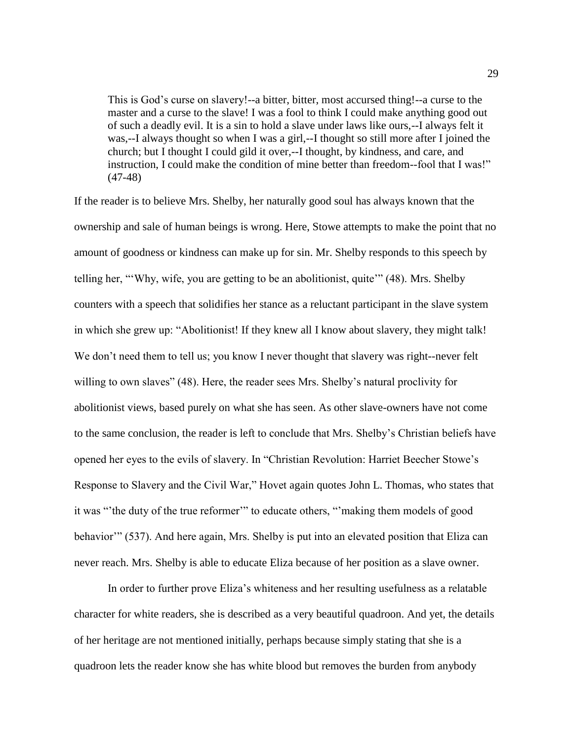> This is God's curse on slavery!--a bitter, bitter, most accursed thing!--a curse to the master and a curse to the slave! I was a fool to think I could make anything good out of such a deadly evil. It is a sin to hold a slave under laws like ours,--I always felt it was,--I always thought so when I was a girl,--I thought so still more after I joined the church; but I thought I could gild it over,--I thought, by kindness, and care, and instruction, I could make the condition of mine better than freedom--fool that I was!" (47-48)

If the reader is to believe Mrs. Shelby, her naturally good soul has always known that the ownership and sale of human beings is wrong. Here, Stowe attempts to make the point that no amount of goodness or kindness can make up for sin. Mr. Shelby responds to this speech by telling her, "'Why, wife, you are getting to be an abolitionist, quite'" (48). Mrs. Shelby counters with a speech that solidifies her stance as a reluctant participant in the slave system in which she grew up: "Abolitionist! If they knew all I know about slavery, they might talk! We don't need them to tell us; you know I never thought that slavery was right--never felt willing to own slaves" (48). Here, the reader sees Mrs. Shelby's natural proclivity for abolitionist views, based purely on what she has seen. As other slave-owners have not come to the same conclusion, the reader is left to conclude that Mrs. Shelby's Christian beliefs have opened her eyes to the evils of slavery. In "Christian Revolution: Harriet Beecher Stowe's Response to Slavery and the Civil War," Hovet again quotes John L. Thomas, who states that it was "'the duty of the true reformer'" to educate others, "'making them models of good behavior'" (537). And here again, Mrs. Shelby is put into an elevated position that Eliza can never reach. Mrs. Shelby is able to educate Eliza because of her position as a slave owner.

In order to further prove Eliza's whiteness and her resulting usefulness as a relatable character for white readers, she is described as a very beautiful quadroon. And yet, the details of her heritage are not mentioned initially, perhaps because simply stating that she is a quadroon lets the reader know she has white blood but removes the burden from anybody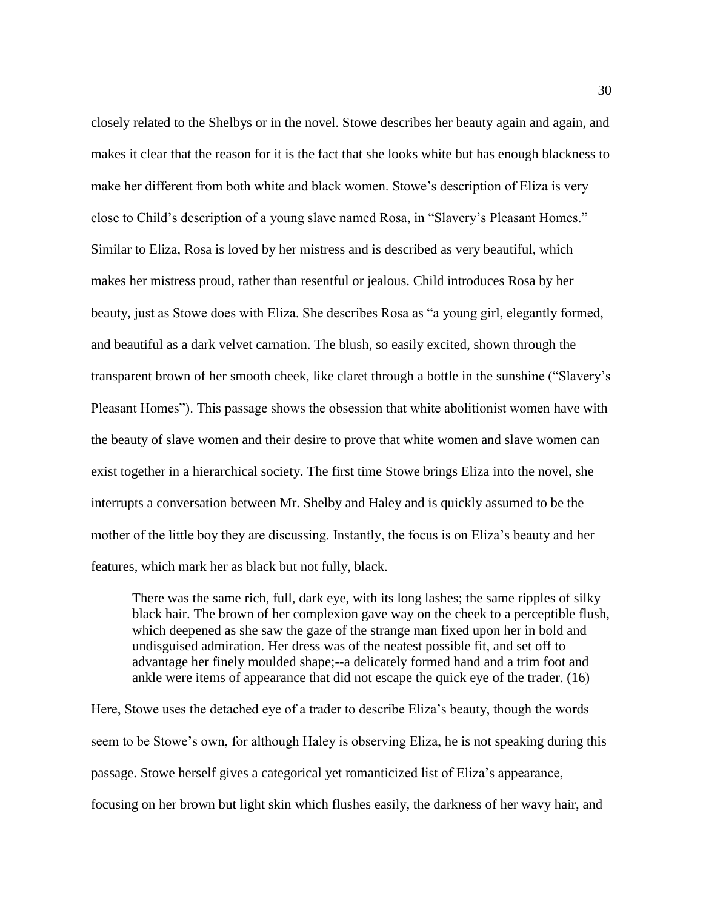closely related to the Shelbys or in the novel. Stowe describes her beauty again and again, and makes it clear that the reason for it is the fact that she looks white but has enough blackness to make her different from both white and black women. Stowe's description of Eliza is very close to Child's description of a young slave named Rosa, in "Slavery's Pleasant Homes." Similar to Eliza, Rosa is loved by her mistress and is described as very beautiful, which makes her mistress proud, rather than resentful or jealous. Child introduces Rosa by her beauty, just as Stowe does with Eliza. She describes Rosa as "a young girl, elegantly formed, and beautiful as a dark velvet carnation. The blush, so easily excited, shown through the transparent brown of her smooth cheek, like claret through a bottle in the sunshine ("Slavery's Pleasant Homes"). This passage shows the obsession that white abolitionist women have with the beauty of slave women and their desire to prove that white women and slave women can exist together in a hierarchical society. The first time Stowe brings Eliza into the novel, she interrupts a conversation between Mr. Shelby and Haley and is quickly assumed to be the mother of the little boy they are discussing. Instantly, the focus is on Eliza's beauty and her features, which mark her as black but not fully, black.

> There was the same rich, full, dark eye, with its long lashes; the same ripples of silky black hair. The brown of her complexion gave way on the cheek to a perceptible flush, which deepened as she saw the gaze of the strange man fixed upon her in bold and undisguised admiration. Her dress was of the neatest possible fit, and set off to advantage her finely moulded shape;--a delicately formed hand and a trim foot and ankle were items of appearance that did not escape the quick eye of the trader. (16)

Here, Stowe uses the detached eye of a trader to describe Eliza's beauty, though the words seem to be Stowe's own, for although Haley is observing Eliza, he is not speaking during this passage. Stowe herself gives a categorical yet romanticized list of Eliza's appearance, focusing on her brown but light skin which flushes easily, the darkness of her wavy hair, and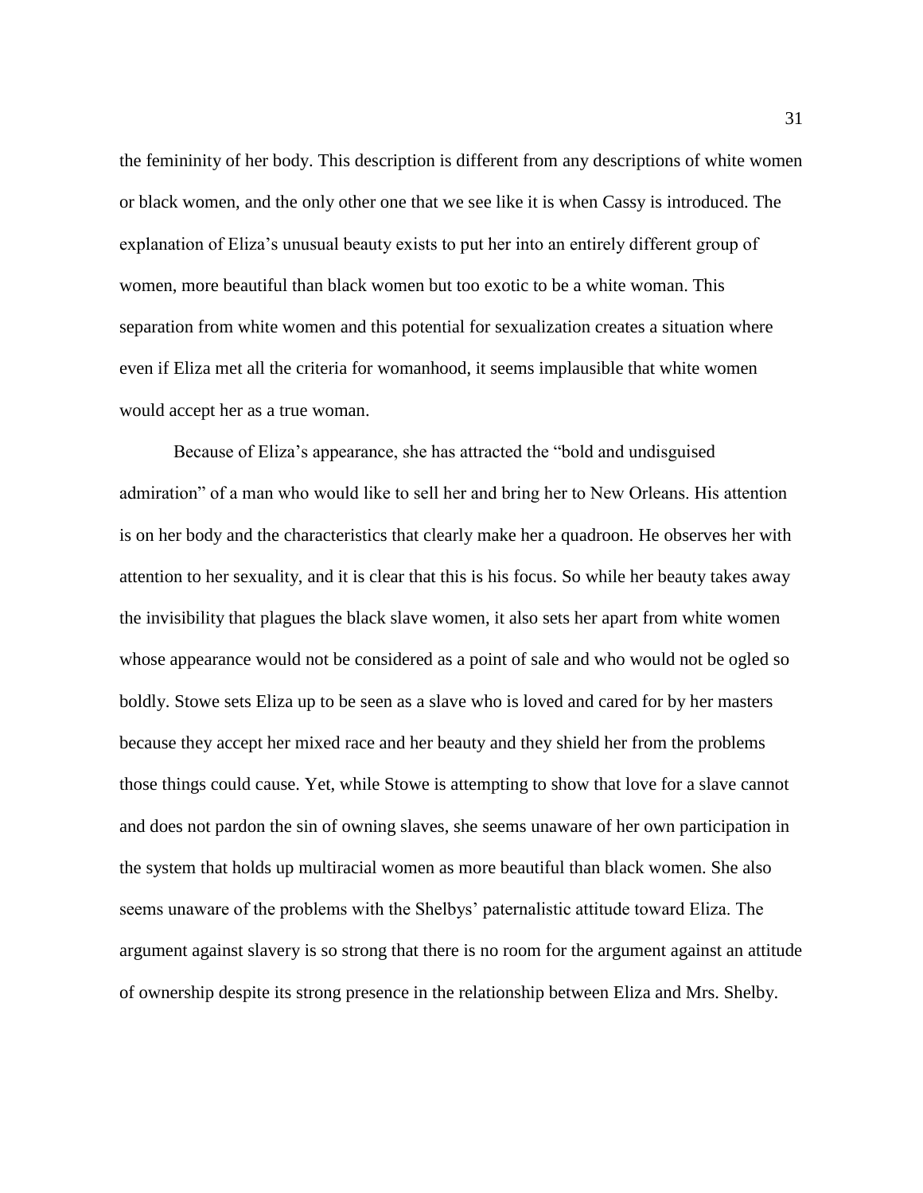the femininity of her body. This description is different from any descriptions of white women or black women, and the only other one that we see like it is when Cassy is introduced. The explanation of Eliza's unusual beauty exists to put her into an entirely different group of women, more beautiful than black women but too exotic to be a white woman. This separation from white women and this potential for sexualization creates a situation where even if Eliza met all the criteria for womanhood, it seems implausible that white women would accept her as a true woman.

Because of Eliza's appearance, she has attracted the "bold and undisguised admiration" of a man who would like to sell her and bring her to New Orleans. His attention is on her body and the characteristics that clearly make her a quadroon. He observes her with attention to her sexuality, and it is clear that this is his focus. So while her beauty takes away the invisibility that plagues the black slave women, it also sets her apart from white women whose appearance would not be considered as a point of sale and who would not be ogled so boldly. Stowe sets Eliza up to be seen as a slave who is loved and cared for by her masters because they accept her mixed race and her beauty and they shield her from the problems those things could cause. Yet, while Stowe is attempting to show that love for a slave cannot and does not pardon the sin of owning slaves, she seems unaware of her own participation in the system that holds up multiracial women as more beautiful than black women. She also seems unaware of the problems with the Shelbys' paternalistic attitude toward Eliza. The argument against slavery is so strong that there is no room for the argument against an attitude of ownership despite its strong presence in the relationship between Eliza and Mrs. Shelby.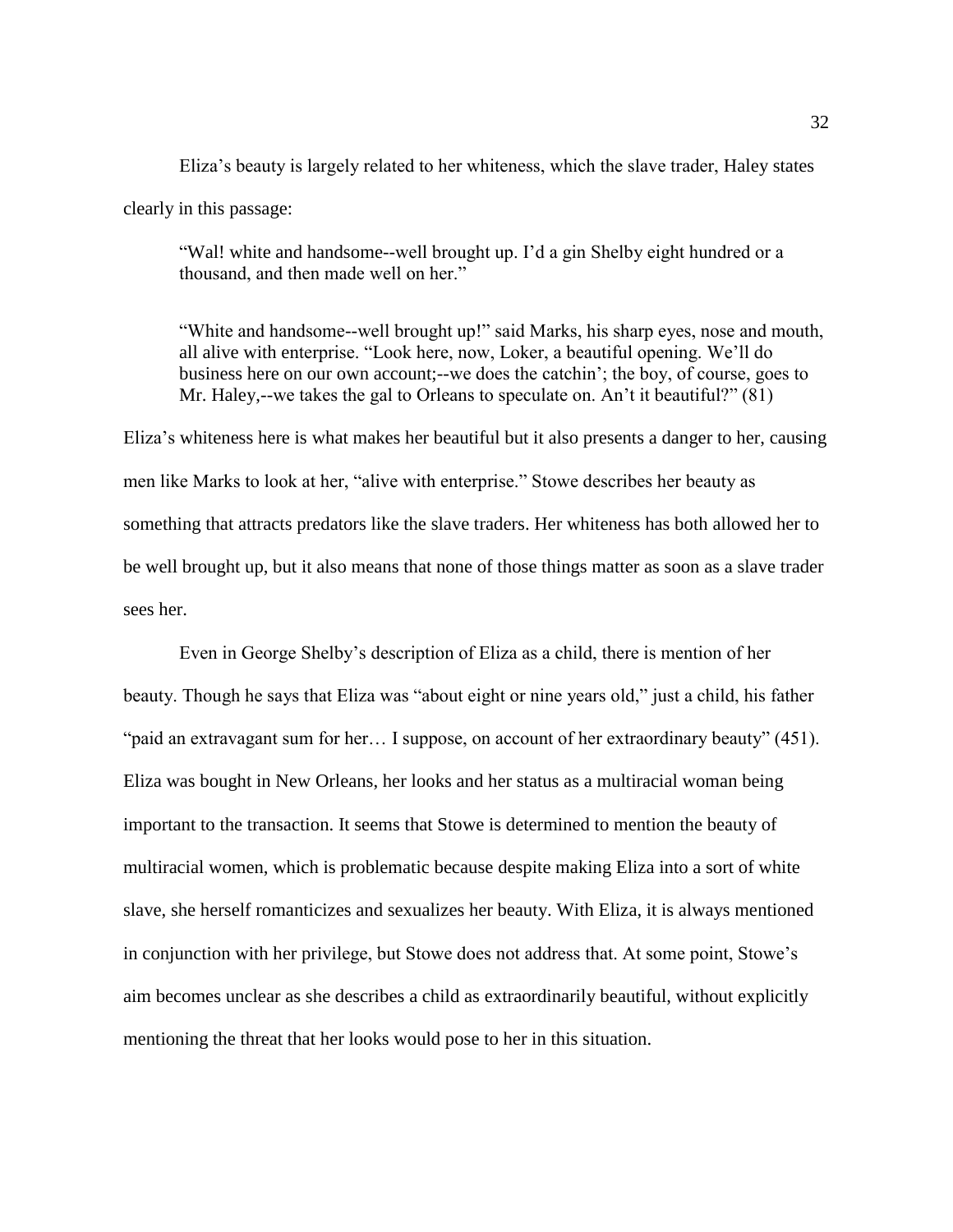Eliza's beauty is largely related to her whiteness, which the slave trader, Haley states clearly in this passage:

> "Wal! white and handsome--well brought up. I'd a gin Shelby eight hundred or a thousand, and then made well on her."
>
> "White and handsome--well brought up!" said Marks, his sharp eyes, nose and mouth, all alive with enterprise. "Look here, now, Loker, a beautiful opening. We'll do business here on our own account;--we does the catchin'; the boy, of course, goes to Mr. Haley,--we takes the gal to Orleans to speculate on. An't it beautiful?" (81)

Eliza's whiteness here is what makes her beautiful but it also presents a danger to her, causing men like Marks to look at her, "alive with enterprise." Stowe describes her beauty as something that attracts predators like the slave traders. Her whiteness has both allowed her to be well brought up, but it also means that none of those things matter as soon as a slave trader sees her.

Even in George Shelby's description of Eliza as a child, there is mention of her beauty. Though he says that Eliza was "about eight or nine years old," just a child, his father "paid an extravagant sum for her… I suppose, on account of her extraordinary beauty" (451). Eliza was bought in New Orleans, her looks and her status as a multiracial woman being important to the transaction. It seems that Stowe is determined to mention the beauty of multiracial women, which is problematic because despite making Eliza into a sort of white slave, she herself romanticizes and sexualizes her beauty. With Eliza, it is always mentioned in conjunction with her privilege, but Stowe does not address that. At some point, Stowe's aim becomes unclear as she describes a child as extraordinarily beautiful, without explicitly mentioning the threat that her looks would pose to her in this situation.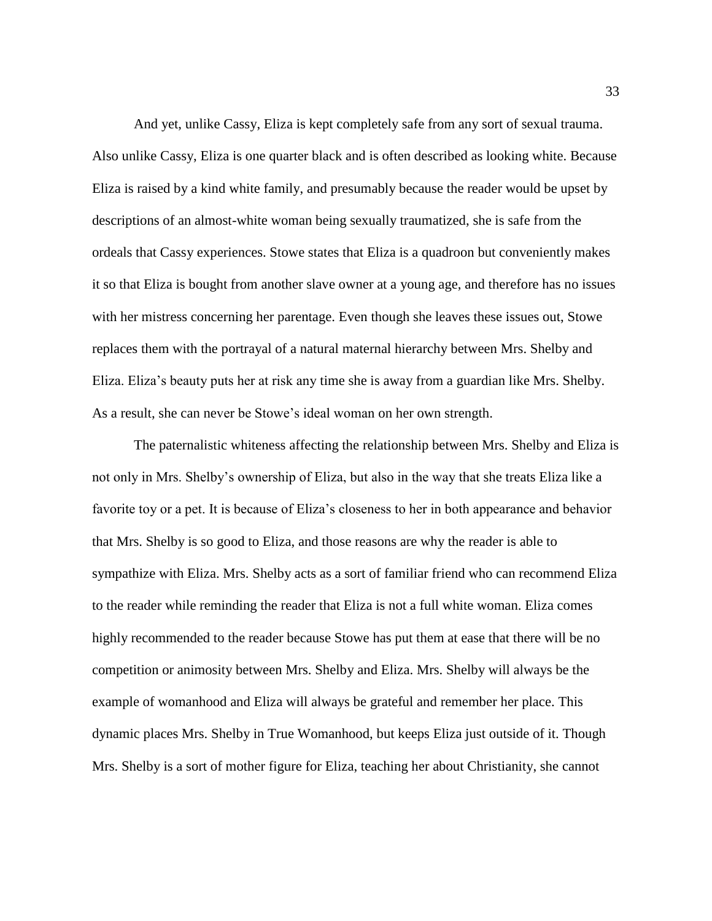And yet, unlike Cassy, Eliza is kept completely safe from any sort of sexual trauma. Also unlike Cassy, Eliza is one quarter black and is often described as looking white. Because Eliza is raised by a kind white family, and presumably because the reader would be upset by descriptions of an almost-white woman being sexually traumatized, she is safe from the ordeals that Cassy experiences. Stowe states that Eliza is a quadroon but conveniently makes it so that Eliza is bought from another slave owner at a young age, and therefore has no issues with her mistress concerning her parentage. Even though she leaves these issues out, Stowe replaces them with the portrayal of a natural maternal hierarchy between Mrs. Shelby and Eliza. Eliza's beauty puts her at risk any time she is away from a guardian like Mrs. Shelby. As a result, she can never be Stowe's ideal woman on her own strength.

The paternalistic whiteness affecting the relationship between Mrs. Shelby and Eliza is not only in Mrs. Shelby's ownership of Eliza, but also in the way that she treats Eliza like a favorite toy or a pet. It is because of Eliza's closeness to her in both appearance and behavior that Mrs. Shelby is so good to Eliza, and those reasons are why the reader is able to sympathize with Eliza. Mrs. Shelby acts as a sort of familiar friend who can recommend Eliza to the reader while reminding the reader that Eliza is not a full white woman. Eliza comes highly recommended to the reader because Stowe has put them at ease that there will be no competition or animosity between Mrs. Shelby and Eliza. Mrs. Shelby will always be the example of womanhood and Eliza will always be grateful and remember her place. This dynamic places Mrs. Shelby in True Womanhood, but keeps Eliza just outside of it. Though Mrs. Shelby is a sort of mother figure for Eliza, teaching her about Christianity, she cannot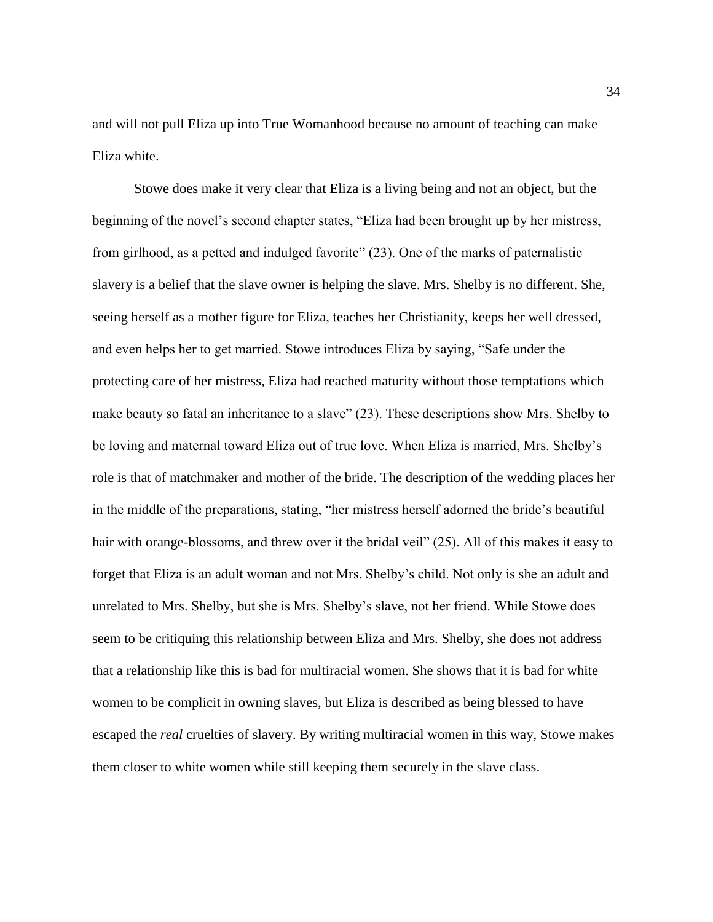and will not pull Eliza up into True Womanhood because no amount of teaching can make Eliza white.

Stowe does make it very clear that Eliza is a living being and not an object, but the beginning of the novel's second chapter states, "Eliza had been brought up by her mistress, from girlhood, as a petted and indulged favorite" (23). One of the marks of paternalistic slavery is a belief that the slave owner is helping the slave. Mrs. Shelby is no different. She, seeing herself as a mother figure for Eliza, teaches her Christianity, keeps her well dressed, and even helps her to get married. Stowe introduces Eliza by saying, "Safe under the protecting care of her mistress, Eliza had reached maturity without those temptations which make beauty so fatal an inheritance to a slave" (23). These descriptions show Mrs. Shelby to be loving and maternal toward Eliza out of true love. When Eliza is married, Mrs. Shelby's role is that of matchmaker and mother of the bride. The description of the wedding places her in the middle of the preparations, stating, "her mistress herself adorned the bride's beautiful hair with orange-blossoms, and threw over it the bridal veil" (25). All of this makes it easy to forget that Eliza is an adult woman and not Mrs. Shelby's child. Not only is she an adult and unrelated to Mrs. Shelby, but she is Mrs. Shelby's slave, not her friend. While Stowe does seem to be critiquing this relationship between Eliza and Mrs. Shelby, she does not address that a relationship like this is bad for multiracial women. She shows that it is bad for white women to be complicit in owning slaves, but Eliza is described as being blessed to have escaped the *real* cruelties of slavery. By writing multiracial women in this way, Stowe makes them closer to white women while still keeping them securely in the slave class.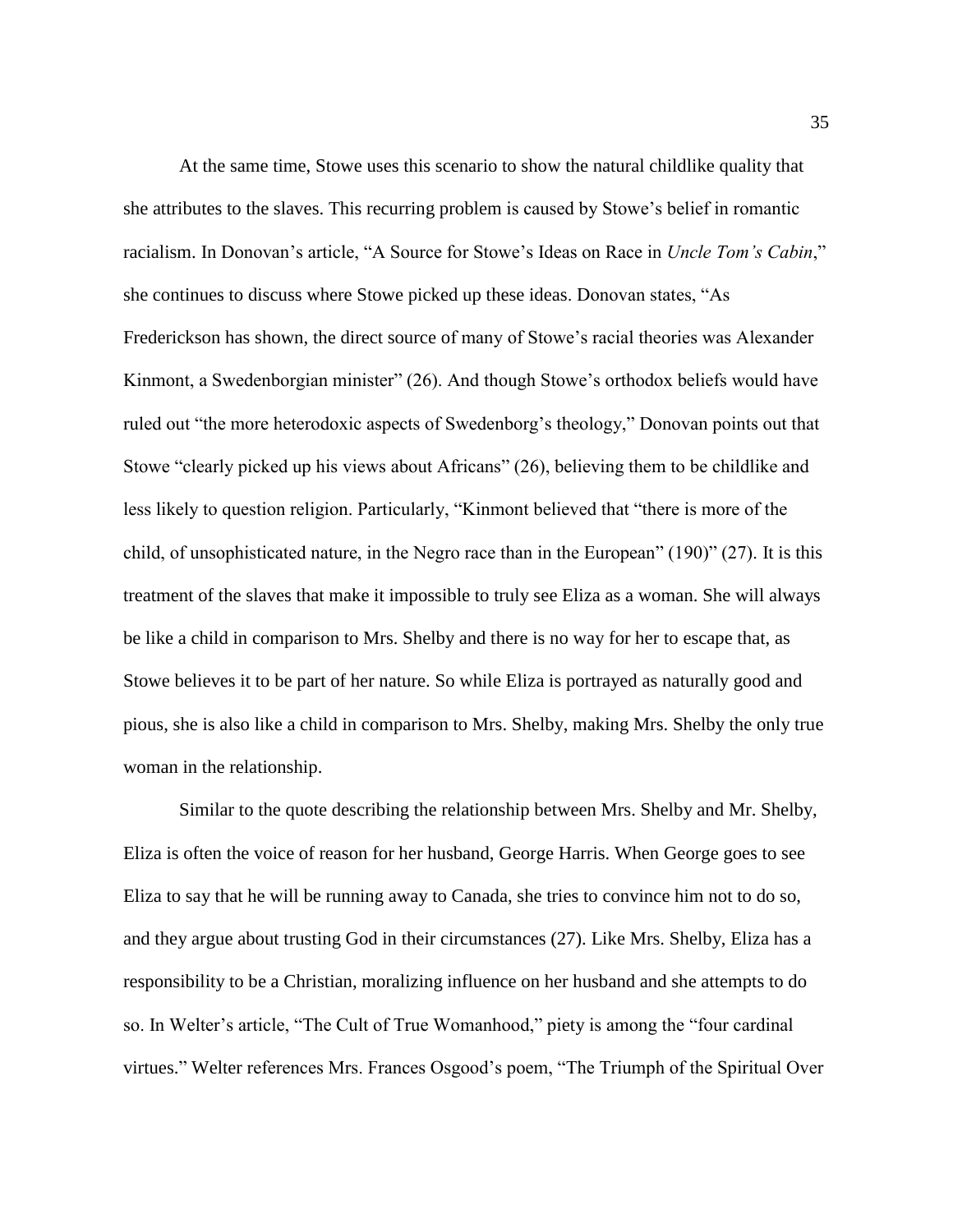At the same time, Stowe uses this scenario to show the natural childlike quality that she attributes to the slaves. This recurring problem is caused by Stowe's belief in romantic racialism. In Donovan's article, "A Source for Stowe's Ideas on Race in *Uncle Tom's Cabin*," she continues to discuss where Stowe picked up these ideas. Donovan states, "As Frederickson has shown, the direct source of many of Stowe's racial theories was Alexander Kinmont, a Swedenborgian minister" (26). And though Stowe's orthodox beliefs would have ruled out "the more heterodoxic aspects of Swedenborg's theology," Donovan points out that Stowe "clearly picked up his views about Africans" (26), believing them to be childlike and less likely to question religion. Particularly, "Kinmont believed that "there is more of the child, of unsophisticated nature, in the Negro race than in the European" (190)" (27). It is this treatment of the slaves that make it impossible to truly see Eliza as a woman. She will always be like a child in comparison to Mrs. Shelby and there is no way for her to escape that, as Stowe believes it to be part of her nature. So while Eliza is portrayed as naturally good and pious, she is also like a child in comparison to Mrs. Shelby, making Mrs. Shelby the only true woman in the relationship.

Similar to the quote describing the relationship between Mrs. Shelby and Mr. Shelby, Eliza is often the voice of reason for her husband, George Harris. When George goes to see Eliza to say that he will be running away to Canada, she tries to convince him not to do so, and they argue about trusting God in their circumstances (27). Like Mrs. Shelby, Eliza has a responsibility to be a Christian, moralizing influence on her husband and she attempts to do so. In Welter's article, "The Cult of True Womanhood," piety is among the "four cardinal virtues." Welter references Mrs. Frances Osgood's poem, "The Triumph of the Spiritual Over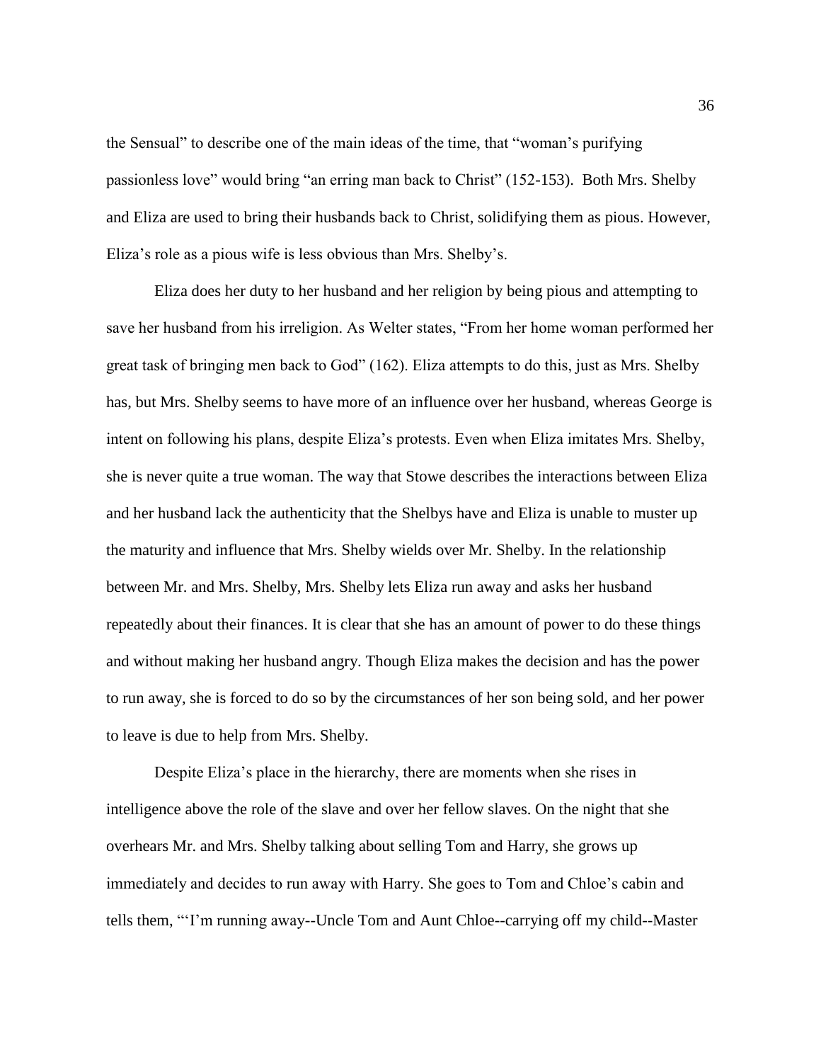the Sensual" to describe one of the main ideas of the time, that "woman's purifying passionless love" would bring "an erring man back to Christ" (152-153). Both Mrs. Shelby and Eliza are used to bring their husbands back to Christ, solidifying them as pious. However, Eliza's role as a pious wife is less obvious than Mrs. Shelby's.

Eliza does her duty to her husband and her religion by being pious and attempting to save her husband from his irreligion. As Welter states, "From her home woman performed her great task of bringing men back to God" (162). Eliza attempts to do this, just as Mrs. Shelby has, but Mrs. Shelby seems to have more of an influence over her husband, whereas George is intent on following his plans, despite Eliza's protests. Even when Eliza imitates Mrs. Shelby, she is never quite a true woman. The way that Stowe describes the interactions between Eliza and her husband lack the authenticity that the Shelbys have and Eliza is unable to muster up the maturity and influence that Mrs. Shelby wields over Mr. Shelby. In the relationship between Mr. and Mrs. Shelby, Mrs. Shelby lets Eliza run away and asks her husband repeatedly about their finances. It is clear that she has an amount of power to do these things and without making her husband angry. Though Eliza makes the decision and has the power to run away, she is forced to do so by the circumstances of her son being sold, and her power to leave is due to help from Mrs. Shelby.

Despite Eliza's place in the hierarchy, there are moments when she rises in intelligence above the role of the slave and over her fellow slaves. On the night that she overhears Mr. and Mrs. Shelby talking about selling Tom and Harry, she grows up immediately and decides to run away with Harry. She goes to Tom and Chloe's cabin and tells them, "'I'm running away--Uncle Tom and Aunt Chloe--carrying off my child--Master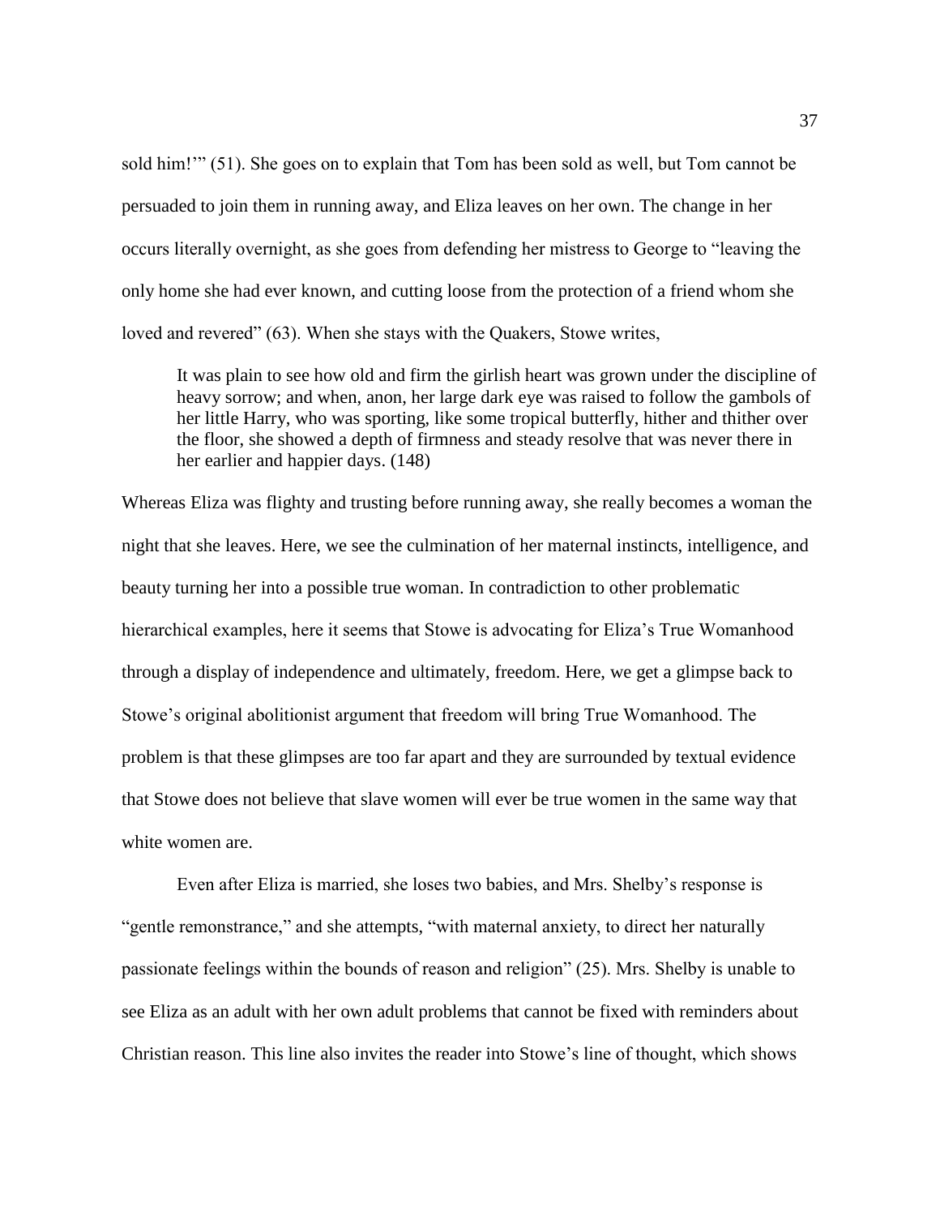sold him!'" (51). She goes on to explain that Tom has been sold as well, but Tom cannot be persuaded to join them in running away, and Eliza leaves on her own. The change in her occurs literally overnight, as she goes from defending her mistress to George to "leaving the only home she had ever known, and cutting loose from the protection of a friend whom she loved and revered" (63). When she stays with the Quakers, Stowe writes,

> It was plain to see how old and firm the girlish heart was grown under the discipline of heavy sorrow; and when, anon, her large dark eye was raised to follow the gambols of her little Harry, who was sporting, like some tropical butterfly, hither and thither over the floor, she showed a depth of firmness and steady resolve that was never there in her earlier and happier days. (148)

Whereas Eliza was flighty and trusting before running away, she really becomes a woman the night that she leaves. Here, we see the culmination of her maternal instincts, intelligence, and beauty turning her into a possible true woman. In contradiction to other problematic hierarchical examples, here it seems that Stowe is advocating for Eliza's True Womanhood through a display of independence and ultimately, freedom. Here, we get a glimpse back to Stowe's original abolitionist argument that freedom will bring True Womanhood. The problem is that these glimpses are too far apart and they are surrounded by textual evidence that Stowe does not believe that slave women will ever be true women in the same way that white women are.

Even after Eliza is married, she loses two babies, and Mrs. Shelby's response is "gentle remonstrance," and she attempts, "with maternal anxiety, to direct her naturally passionate feelings within the bounds of reason and religion" (25). Mrs. Shelby is unable to see Eliza as an adult with her own adult problems that cannot be fixed with reminders about Christian reason. This line also invites the reader into Stowe's line of thought, which shows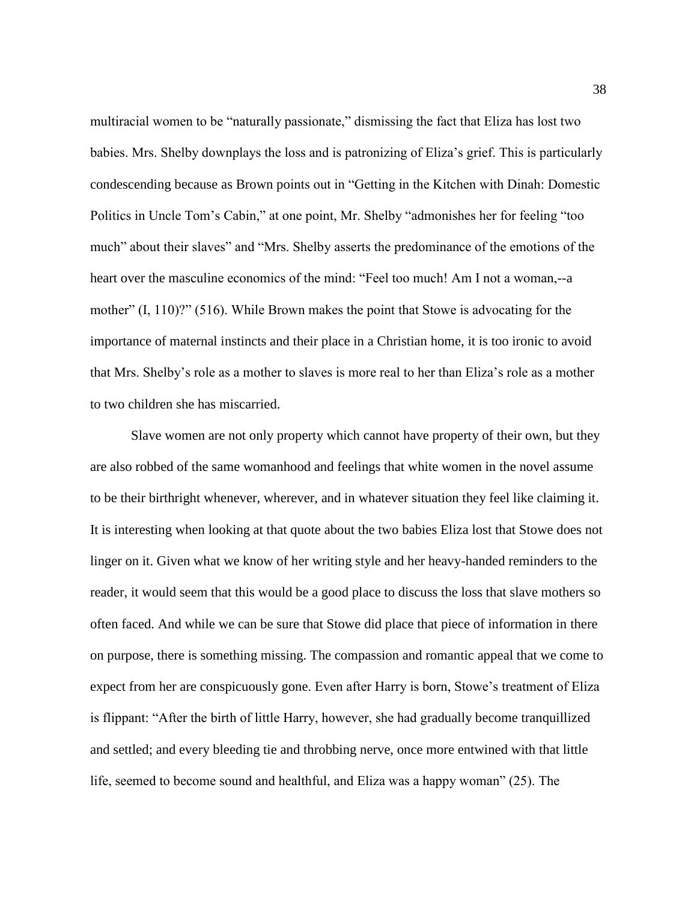multiracial women to be "naturally passionate," dismissing the fact that Eliza has lost two babies. Mrs. Shelby downplays the loss and is patronizing of Eliza's grief. This is particularly condescending because as Brown points out in "Getting in the Kitchen with Dinah: Domestic Politics in Uncle Tom's Cabin," at one point, Mr. Shelby "admonishes her for feeling "too much" about their slaves" and "Mrs. Shelby asserts the predominance of the emotions of the heart over the masculine economics of the mind: "Feel too much! Am I not a woman,--a mother" (I, 110)?" (516). While Brown makes the point that Stowe is advocating for the importance of maternal instincts and their place in a Christian home, it is too ironic to avoid that Mrs. Shelby's role as a mother to slaves is more real to her than Eliza's role as a mother to two children she has miscarried.

Slave women are not only property which cannot have property of their own, but they are also robbed of the same womanhood and feelings that white women in the novel assume to be their birthright whenever, wherever, and in whatever situation they feel like claiming it. It is interesting when looking at that quote about the two babies Eliza lost that Stowe does not linger on it. Given what we know of her writing style and her heavy-handed reminders to the reader, it would seem that this would be a good place to discuss the loss that slave mothers so often faced. And while we can be sure that Stowe did place that piece of information in there on purpose, there is something missing. The compassion and romantic appeal that we come to expect from her are conspicuously gone. Even after Harry is born, Stowe's treatment of Eliza is flippant: "After the birth of little Harry, however, she had gradually become tranquillized and settled; and every bleeding tie and throbbing nerve, once more entwined with that little life, seemed to become sound and healthful, and Eliza was a happy woman" (25). The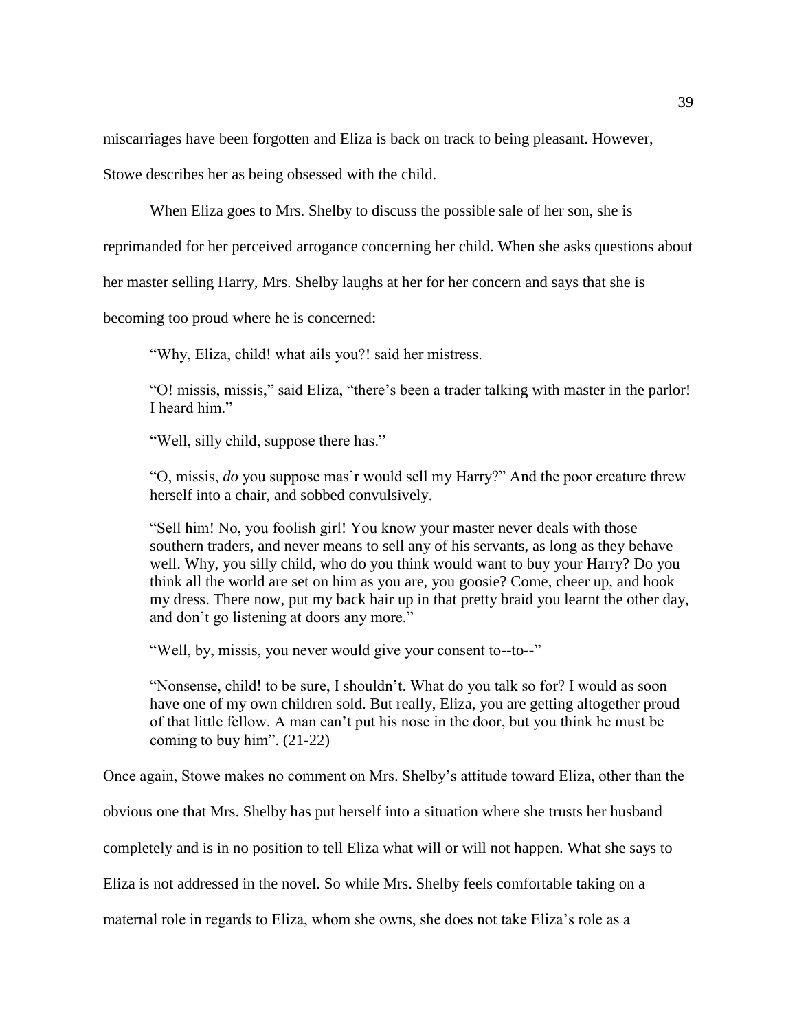miscarriages have been forgotten and Eliza is back on track to being pleasant. However, Stowe describes her as being obsessed with the child.

When Eliza goes to Mrs. Shelby to discuss the possible sale of her son, she is reprimanded for her perceived arrogance concerning her child. When she asks questions about her master selling Harry, Mrs. Shelby laughs at her for her concern and says that she is becoming too proud where he is concerned:

> "Why, Eliza, child! what ails you?! said her mistress.
>
> "O! missis, missis," said Eliza, "there's been a trader talking with master in the parlor! I heard him."
>
> "Well, silly child, suppose there has."
>
> "O, missis, *do* you suppose mas'r would sell my Harry?" And the poor creature threw herself into a chair, and sobbed convulsively.
>
> "Sell him! No, you foolish girl! You know your master never deals with those southern traders, and never means to sell any of his servants, as long as they behave well. Why, you silly child, who do you think would want to buy your Harry? Do you think all the world are set on him as you are, you goosie? Come, cheer up, and hook my dress. There now, put my back hair up in that pretty braid you learnt the other day, and don't go listening at doors any more."
>
> "Well, by, missis, you never would give your consent to--to--"
>
> "Nonsense, child! to be sure, I shouldn't. What do you talk so for? I would as soon have one of my own children sold. But really, Eliza, you are getting altogether proud of that little fellow. A man can't put his nose in the door, but you think he must be coming to buy him". (21-22)

Once again, Stowe makes no comment on Mrs. Shelby's attitude toward Eliza, other than the obvious one that Mrs. Shelby has put herself into a situation where she trusts her husband completely and is in no position to tell Eliza what will or will not happen. What she says to Eliza is not addressed in the novel. So while Mrs. Shelby feels comfortable taking on a maternal role in regards to Eliza, whom she owns, she does not take Eliza's role as a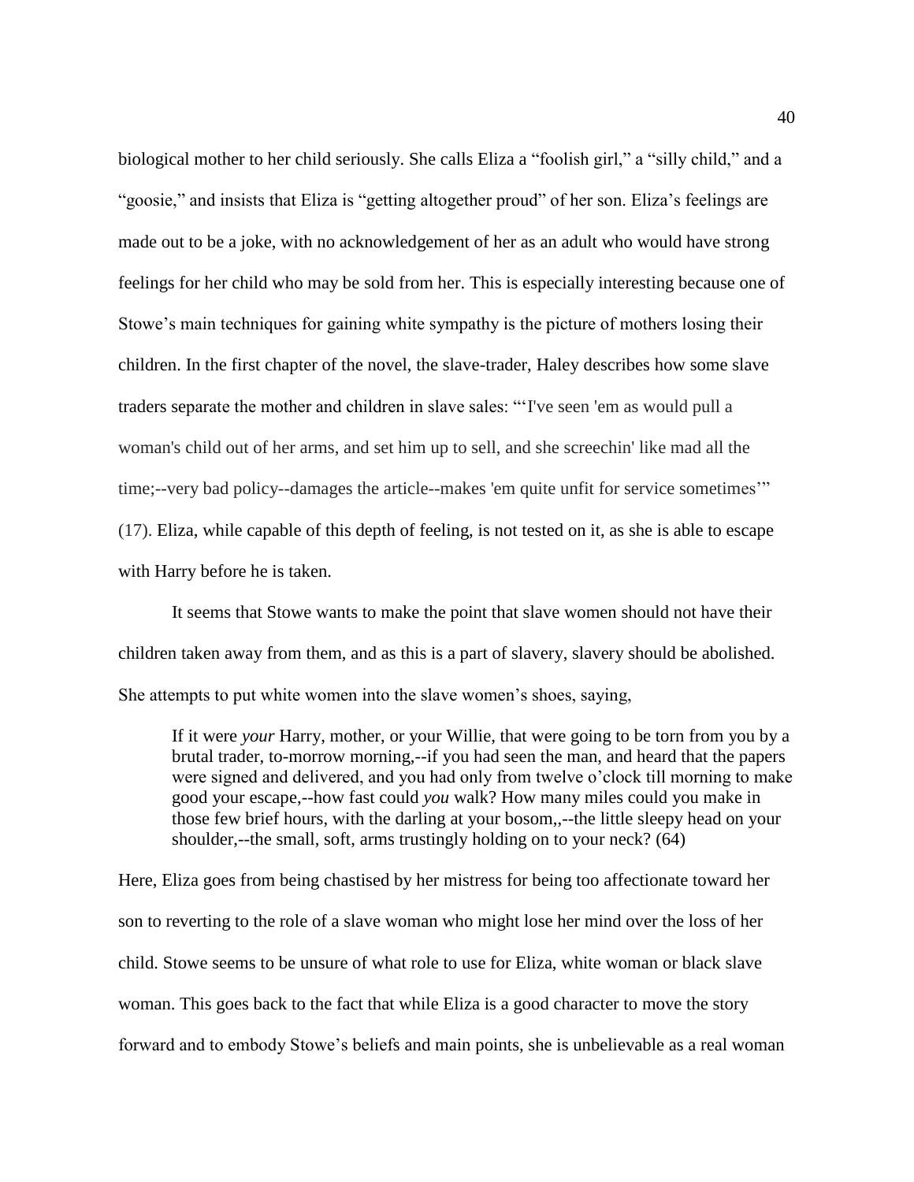biological mother to her child seriously. She calls Eliza a "foolish girl," a "silly child," and a "goosie," and insists that Eliza is "getting altogether proud" of her son. Eliza's feelings are made out to be a joke, with no acknowledgement of her as an adult who would have strong feelings for her child who may be sold from her. This is especially interesting because one of Stowe's main techniques for gaining white sympathy is the picture of mothers losing their children. In the first chapter of the novel, the slave-trader, Haley describes how some slave traders separate the mother and children in slave sales: "'I've seen 'em as would pull a woman's child out of her arms, and set him up to sell, and she screechin' like mad all the time;--very bad policy--damages the article--makes 'em quite unfit for service sometimes'" (17). Eliza, while capable of this depth of feeling, is not tested on it, as she is able to escape with Harry before he is taken.

It seems that Stowe wants to make the point that slave women should not have their children taken away from them, and as this is a part of slavery, slavery should be abolished. She attempts to put white women into the slave women's shoes, saying,

> If it were *your* Harry, mother, or your Willie, that were going to be torn from you by a brutal trader, to-morrow morning,--if you had seen the man, and heard that the papers were signed and delivered, and you had only from twelve o'clock till morning to make good your escape,--how fast could *you* walk? How many miles could you make in those few brief hours, with the darling at your bosom,,--the little sleepy head on your shoulder,--the small, soft, arms trustingly holding on to your neck? (64)

Here, Eliza goes from being chastised by her mistress for being too affectionate toward her son to reverting to the role of a slave woman who might lose her mind over the loss of her child. Stowe seems to be unsure of what role to use for Eliza, white woman or black slave woman. This goes back to the fact that while Eliza is a good character to move the story forward and to embody Stowe's beliefs and main points, she is unbelievable as a real woman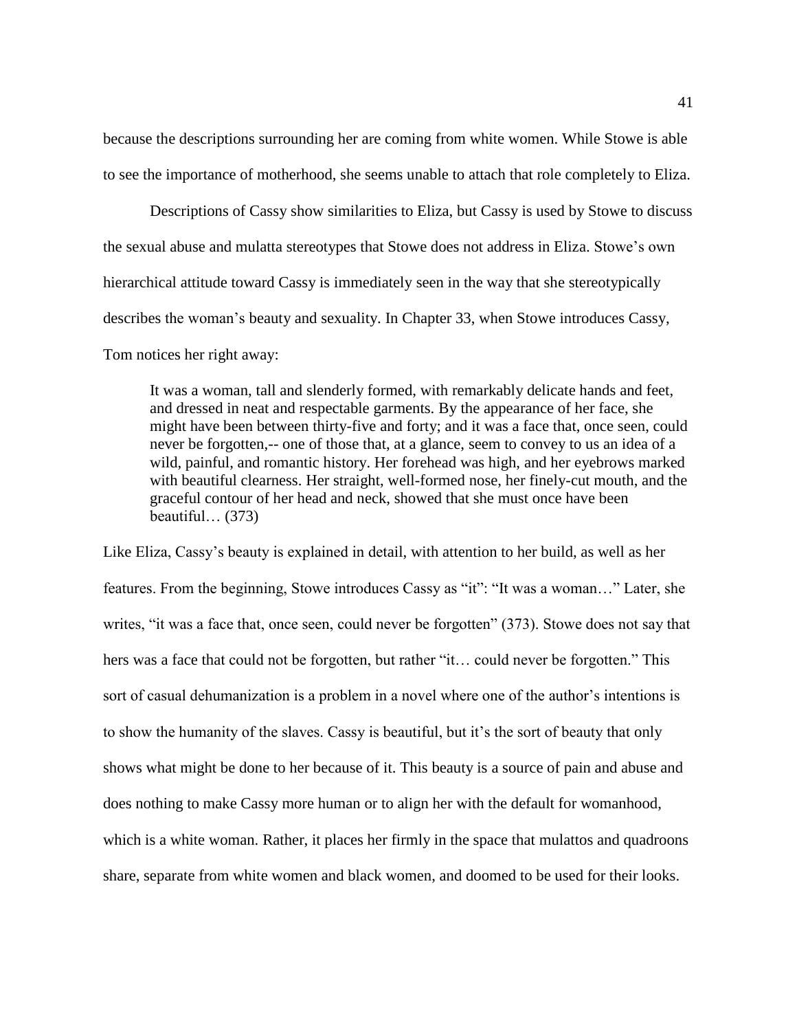because the descriptions surrounding her are coming from white women. While Stowe is able to see the importance of motherhood, she seems unable to attach that role completely to Eliza.

Descriptions of Cassy show similarities to Eliza, but Cassy is used by Stowe to discuss the sexual abuse and mulatta stereotypes that Stowe does not address in Eliza. Stowe's own hierarchical attitude toward Cassy is immediately seen in the way that she stereotypically describes the woman's beauty and sexuality. In Chapter 33, when Stowe introduces Cassy, Tom notices her right away:

> It was a woman, tall and slenderly formed, with remarkably delicate hands and feet, and dressed in neat and respectable garments. By the appearance of her face, she might have been between thirty-five and forty; and it was a face that, once seen, could never be forgotten,-- one of those that, at a glance, seem to convey to us an idea of a wild, painful, and romantic history. Her forehead was high, and her eyebrows marked with beautiful clearness. Her straight, well-formed nose, her finely-cut mouth, and the graceful contour of her head and neck, showed that she must once have been beautiful… (373)

Like Eliza, Cassy's beauty is explained in detail, with attention to her build, as well as her features. From the beginning, Stowe introduces Cassy as "it": "It was a woman…" Later, she writes, "it was a face that, once seen, could never be forgotten" (373). Stowe does not say that hers was a face that could not be forgotten, but rather "it… could never be forgotten." This sort of casual dehumanization is a problem in a novel where one of the author's intentions is to show the humanity of the slaves. Cassy is beautiful, but it's the sort of beauty that only shows what might be done to her because of it. This beauty is a source of pain and abuse and does nothing to make Cassy more human or to align her with the default for womanhood, which is a white woman. Rather, it places her firmly in the space that mulattos and quadroons share, separate from white women and black women, and doomed to be used for their looks.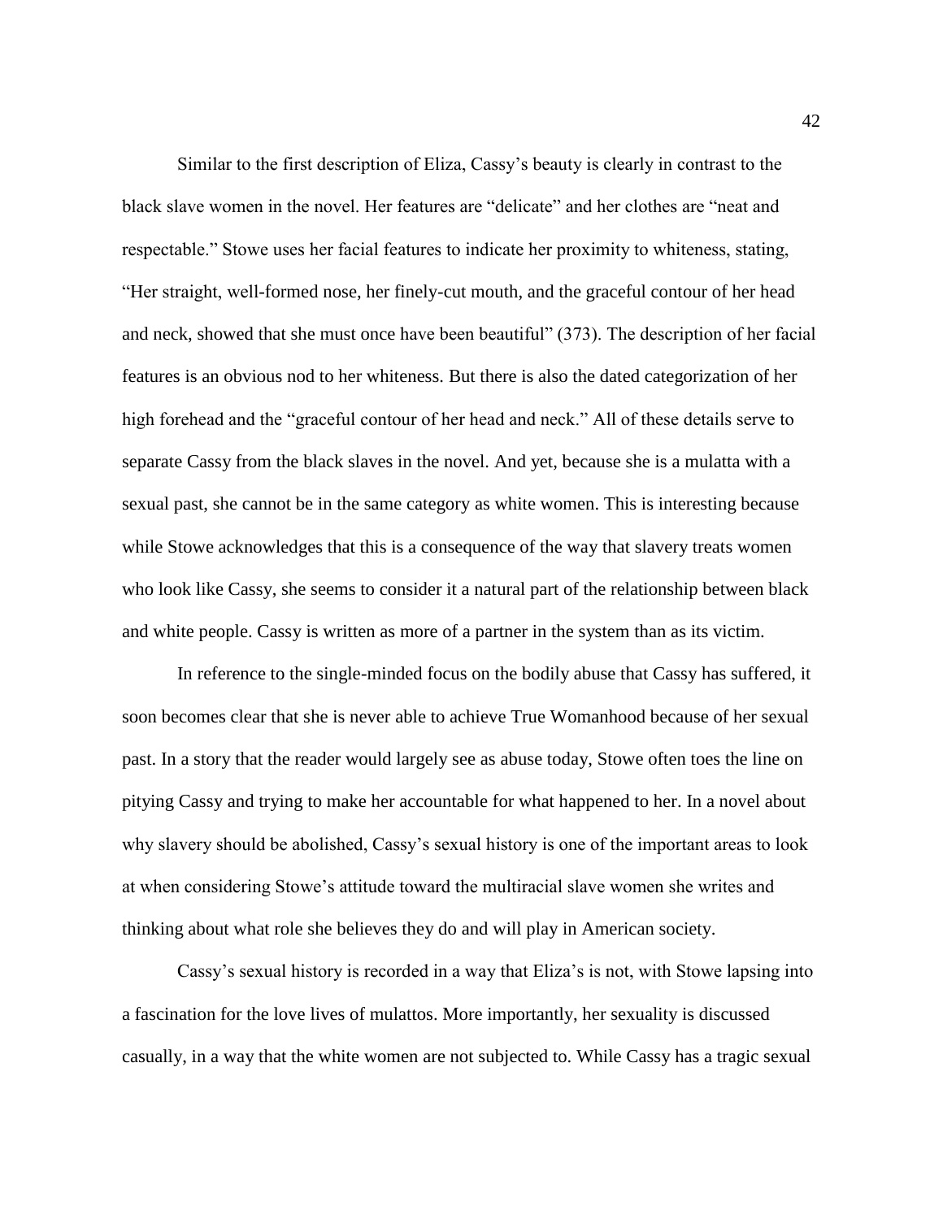Similar to the first description of Eliza, Cassy's beauty is clearly in contrast to the black slave women in the novel. Her features are "delicate" and her clothes are "neat and respectable." Stowe uses her facial features to indicate her proximity to whiteness, stating, "Her straight, well-formed nose, her finely-cut mouth, and the graceful contour of her head and neck, showed that she must once have been beautiful" (373). The description of her facial features is an obvious nod to her whiteness. But there is also the dated categorization of her high forehead and the "graceful contour of her head and neck." All of these details serve to separate Cassy from the black slaves in the novel. And yet, because she is a mulatta with a sexual past, she cannot be in the same category as white women. This is interesting because while Stowe acknowledges that this is a consequence of the way that slavery treats women who look like Cassy, she seems to consider it a natural part of the relationship between black and white people. Cassy is written as more of a partner in the system than as its victim.

In reference to the single-minded focus on the bodily abuse that Cassy has suffered, it soon becomes clear that she is never able to achieve True Womanhood because of her sexual past. In a story that the reader would largely see as abuse today, Stowe often toes the line on pitying Cassy and trying to make her accountable for what happened to her. In a novel about why slavery should be abolished, Cassy's sexual history is one of the important areas to look at when considering Stowe's attitude toward the multiracial slave women she writes and thinking about what role she believes they do and will play in American society.

Cassy's sexual history is recorded in a way that Eliza's is not, with Stowe lapsing into a fascination for the love lives of mulattos. More importantly, her sexuality is discussed casually, in a way that the white women are not subjected to. While Cassy has a tragic sexual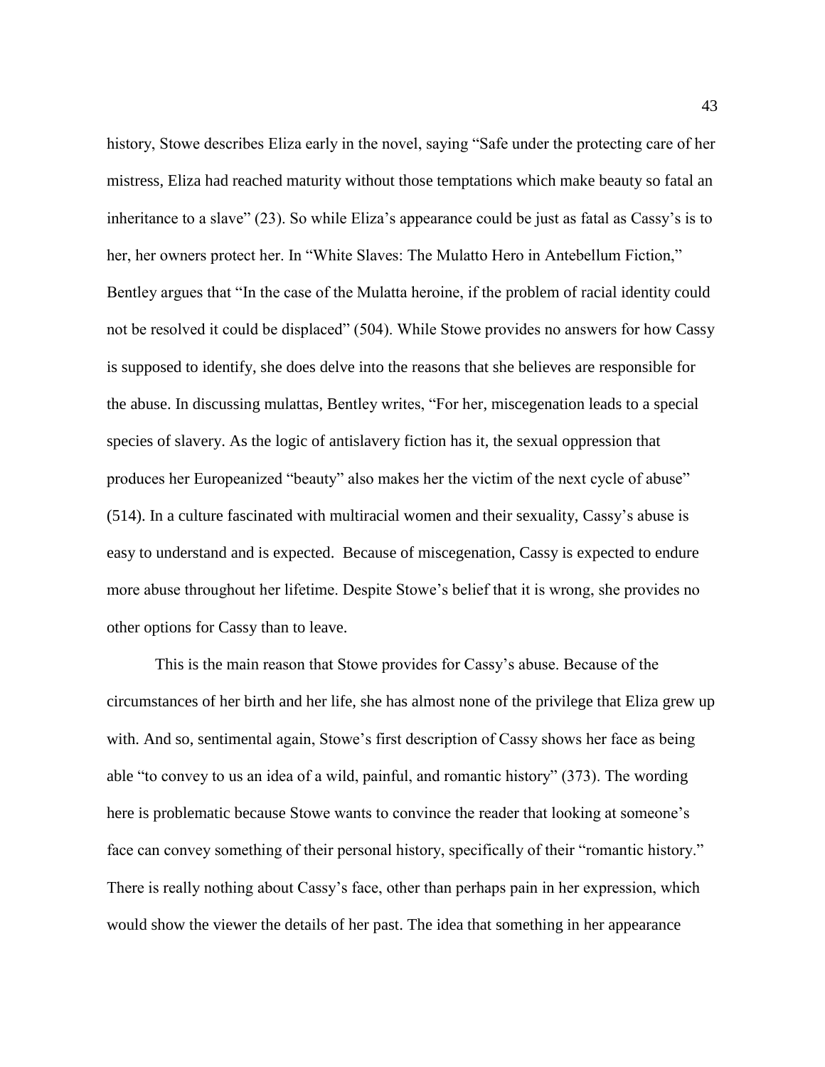history, Stowe describes Eliza early in the novel, saying "Safe under the protecting care of her mistress, Eliza had reached maturity without those temptations which make beauty so fatal an inheritance to a slave" (23). So while Eliza's appearance could be just as fatal as Cassy's is to her, her owners protect her. In "White Slaves: The Mulatto Hero in Antebellum Fiction," Bentley argues that "In the case of the Mulatta heroine, if the problem of racial identity could not be resolved it could be displaced" (504). While Stowe provides no answers for how Cassy is supposed to identify, she does delve into the reasons that she believes are responsible for the abuse. In discussing mulattas, Bentley writes, "For her, miscegenation leads to a special species of slavery. As the logic of antislavery fiction has it, the sexual oppression that produces her Europeanized "beauty" also makes her the victim of the next cycle of abuse" (514). In a culture fascinated with multiracial women and their sexuality, Cassy's abuse is easy to understand and is expected. Because of miscegenation, Cassy is expected to endure more abuse throughout her lifetime. Despite Stowe's belief that it is wrong, she provides no other options for Cassy than to leave.

This is the main reason that Stowe provides for Cassy's abuse. Because of the circumstances of her birth and her life, she has almost none of the privilege that Eliza grew up with. And so, sentimental again, Stowe's first description of Cassy shows her face as being able "to convey to us an idea of a wild, painful, and romantic history" (373). The wording here is problematic because Stowe wants to convince the reader that looking at someone's face can convey something of their personal history, specifically of their "romantic history." There is really nothing about Cassy's face, other than perhaps pain in her expression, which would show the viewer the details of her past. The idea that something in her appearance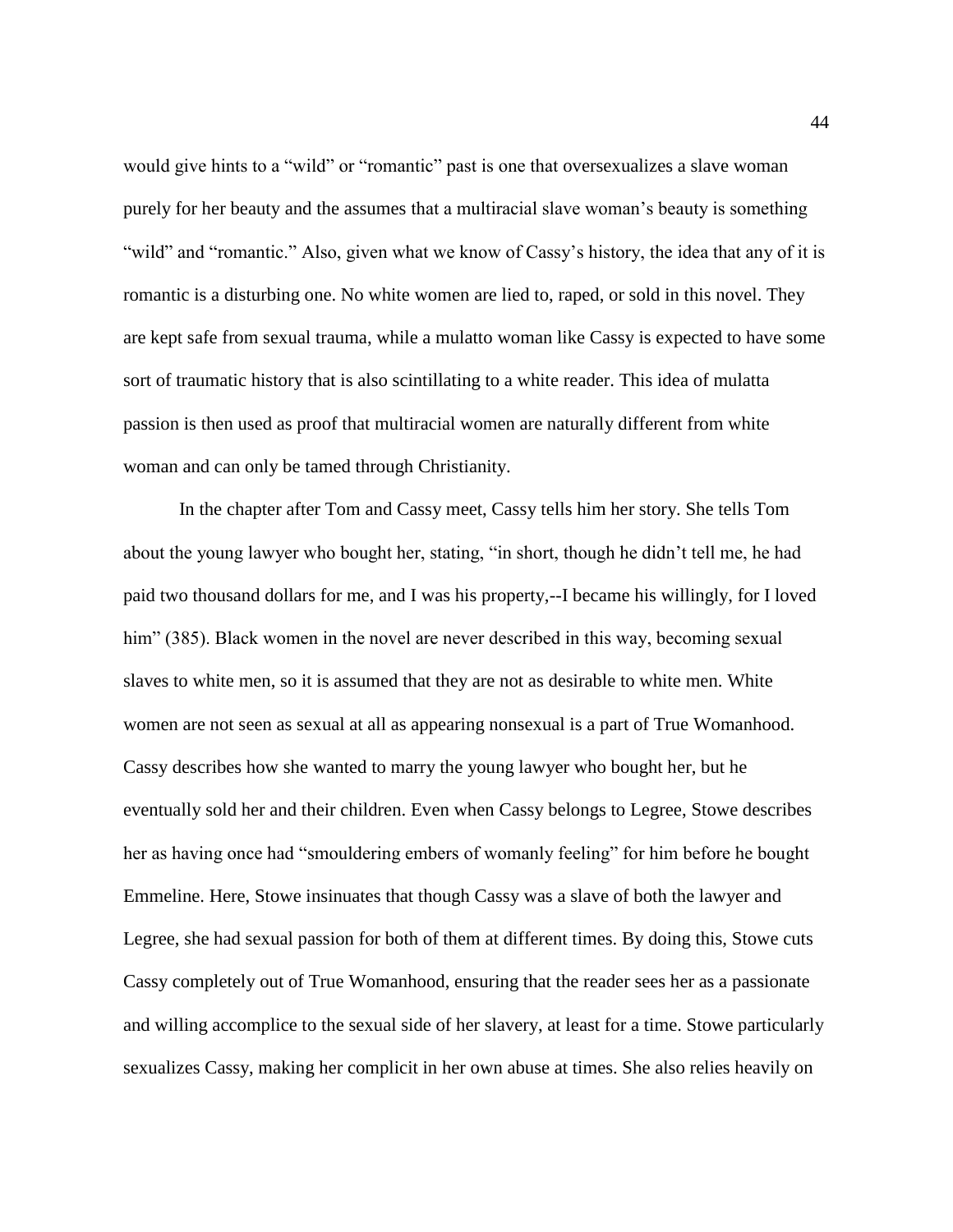would give hints to a "wild" or "romantic" past is one that oversexualizes a slave woman purely for her beauty and the assumes that a multiracial slave woman's beauty is something "wild" and "romantic." Also, given what we know of Cassy's history, the idea that any of it is romantic is a disturbing one. No white women are lied to, raped, or sold in this novel. They are kept safe from sexual trauma, while a mulatto woman like Cassy is expected to have some sort of traumatic history that is also scintillating to a white reader. This idea of mulatta passion is then used as proof that multiracial women are naturally different from white woman and can only be tamed through Christianity.

In the chapter after Tom and Cassy meet, Cassy tells him her story. She tells Tom about the young lawyer who bought her, stating, "in short, though he didn't tell me, he had paid two thousand dollars for me, and I was his property,--I became his willingly, for I loved him" (385). Black women in the novel are never described in this way, becoming sexual slaves to white men, so it is assumed that they are not as desirable to white men. White women are not seen as sexual at all as appearing nonsexual is a part of True Womanhood. Cassy describes how she wanted to marry the young lawyer who bought her, but he eventually sold her and their children. Even when Cassy belongs to Legree, Stowe describes her as having once had "smouldering embers of womanly feeling" for him before he bought Emmeline. Here, Stowe insinuates that though Cassy was a slave of both the lawyer and Legree, she had sexual passion for both of them at different times. By doing this, Stowe cuts Cassy completely out of True Womanhood, ensuring that the reader sees her as a passionate and willing accomplice to the sexual side of her slavery, at least for a time. Stowe particularly sexualizes Cassy, making her complicit in her own abuse at times. She also relies heavily on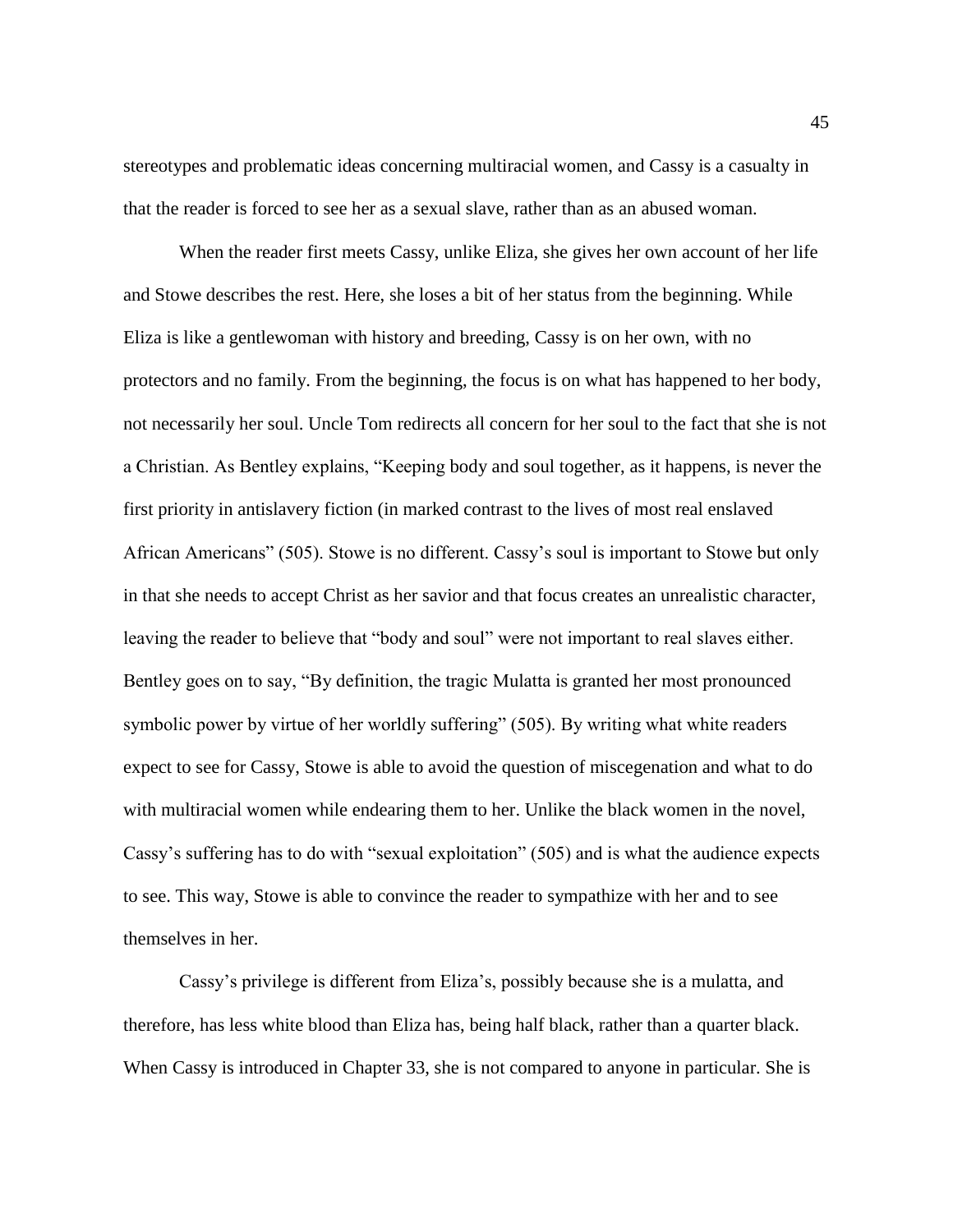stereotypes and problematic ideas concerning multiracial women, and Cassy is a casualty in that the reader is forced to see her as a sexual slave, rather than as an abused woman.

When the reader first meets Cassy, unlike Eliza, she gives her own account of her life and Stowe describes the rest. Here, she loses a bit of her status from the beginning. While Eliza is like a gentlewoman with history and breeding, Cassy is on her own, with no protectors and no family. From the beginning, the focus is on what has happened to her body, not necessarily her soul. Uncle Tom redirects all concern for her soul to the fact that she is not a Christian. As Bentley explains, "Keeping body and soul together, as it happens, is never the first priority in antislavery fiction (in marked contrast to the lives of most real enslaved African Americans" (505). Stowe is no different. Cassy's soul is important to Stowe but only in that she needs to accept Christ as her savior and that focus creates an unrealistic character, leaving the reader to believe that "body and soul" were not important to real slaves either. Bentley goes on to say, "By definition, the tragic Mulatta is granted her most pronounced symbolic power by virtue of her worldly suffering" (505). By writing what white readers expect to see for Cassy, Stowe is able to avoid the question of miscegenation and what to do with multiracial women while endearing them to her. Unlike the black women in the novel, Cassy's suffering has to do with "sexual exploitation" (505) and is what the audience expects to see. This way, Stowe is able to convince the reader to sympathize with her and to see themselves in her.

Cassy's privilege is different from Eliza's, possibly because she is a mulatta, and therefore, has less white blood than Eliza has, being half black, rather than a quarter black. When Cassy is introduced in Chapter 33, she is not compared to anyone in particular. She is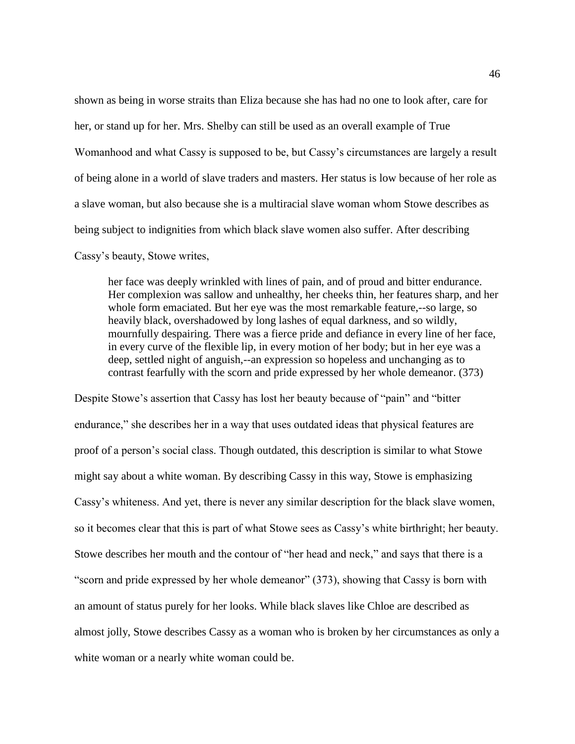shown as being in worse straits than Eliza because she has had no one to look after, care for her, or stand up for her. Mrs. Shelby can still be used as an overall example of True Womanhood and what Cassy is supposed to be, but Cassy's circumstances are largely a result of being alone in a world of slave traders and masters. Her status is low because of her role as a slave woman, but also because she is a multiracial slave woman whom Stowe describes as being subject to indignities from which black slave women also suffer. After describing Cassy's beauty, Stowe writes,

> her face was deeply wrinkled with lines of pain, and of proud and bitter endurance. Her complexion was sallow and unhealthy, her cheeks thin, her features sharp, and her whole form emaciated. But her eye was the most remarkable feature,--so large, so heavily black, overshadowed by long lashes of equal darkness, and so wildly, mournfully despairing. There was a fierce pride and defiance in every line of her face, in every curve of the flexible lip, in every motion of her body; but in her eye was a deep, settled night of anguish,--an expression so hopeless and unchanging as to contrast fearfully with the scorn and pride expressed by her whole demeanor. (373)

Despite Stowe's assertion that Cassy has lost her beauty because of "pain" and "bitter endurance," she describes her in a way that uses outdated ideas that physical features are proof of a person's social class. Though outdated, this description is similar to what Stowe might say about a white woman. By describing Cassy in this way, Stowe is emphasizing Cassy's whiteness. And yet, there is never any similar description for the black slave women, so it becomes clear that this is part of what Stowe sees as Cassy's white birthright; her beauty. Stowe describes her mouth and the contour of "her head and neck," and says that there is a "scorn and pride expressed by her whole demeanor" (373), showing that Cassy is born with an amount of status purely for her looks. While black slaves like Chloe are described as almost jolly, Stowe describes Cassy as a woman who is broken by her circumstances as only a white woman or a nearly white woman could be.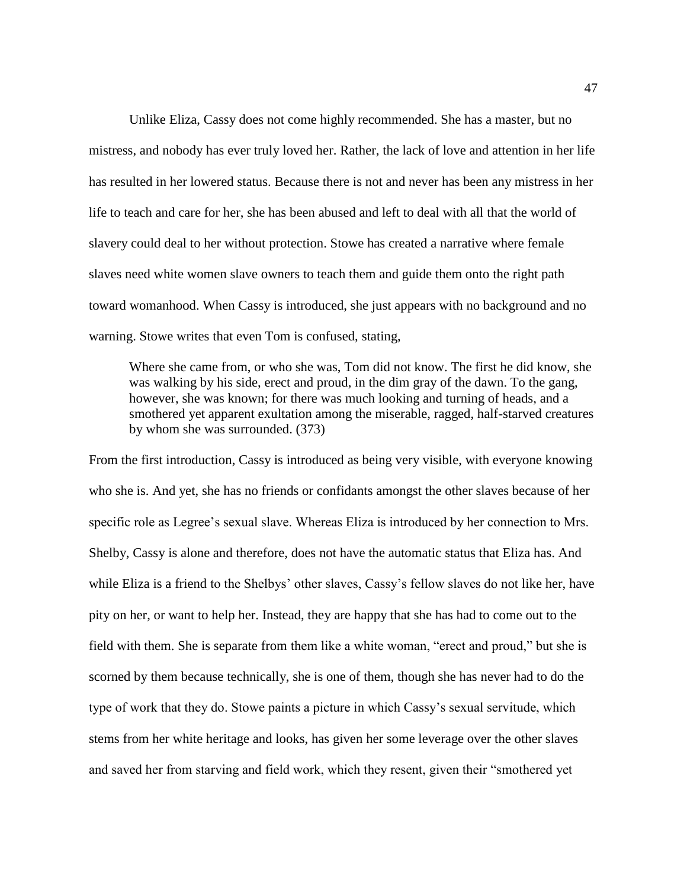Unlike Eliza, Cassy does not come highly recommended. She has a master, but no mistress, and nobody has ever truly loved her. Rather, the lack of love and attention in her life has resulted in her lowered status. Because there is not and never has been any mistress in her life to teach and care for her, she has been abused and left to deal with all that the world of slavery could deal to her without protection. Stowe has created a narrative where female slaves need white women slave owners to teach them and guide them onto the right path toward womanhood. When Cassy is introduced, she just appears with no background and no warning. Stowe writes that even Tom is confused, stating,

> Where she came from, or who she was, Tom did not know. The first he did know, she was walking by his side, erect and proud, in the dim gray of the dawn. To the gang, however, she was known; for there was much looking and turning of heads, and a smothered yet apparent exultation among the miserable, ragged, half-starved creatures by whom she was surrounded. (373)

From the first introduction, Cassy is introduced as being very visible, with everyone knowing who she is. And yet, she has no friends or confidants amongst the other slaves because of her specific role as Legree's sexual slave. Whereas Eliza is introduced by her connection to Mrs. Shelby, Cassy is alone and therefore, does not have the automatic status that Eliza has. And while Eliza is a friend to the Shelbys' other slaves, Cassy's fellow slaves do not like her, have pity on her, or want to help her. Instead, they are happy that she has had to come out to the field with them. She is separate from them like a white woman, "erect and proud," but she is scorned by them because technically, she is one of them, though she has never had to do the type of work that they do. Stowe paints a picture in which Cassy's sexual servitude, which stems from her white heritage and looks, has given her some leverage over the other slaves and saved her from starving and field work, which they resent, given their "smothered yet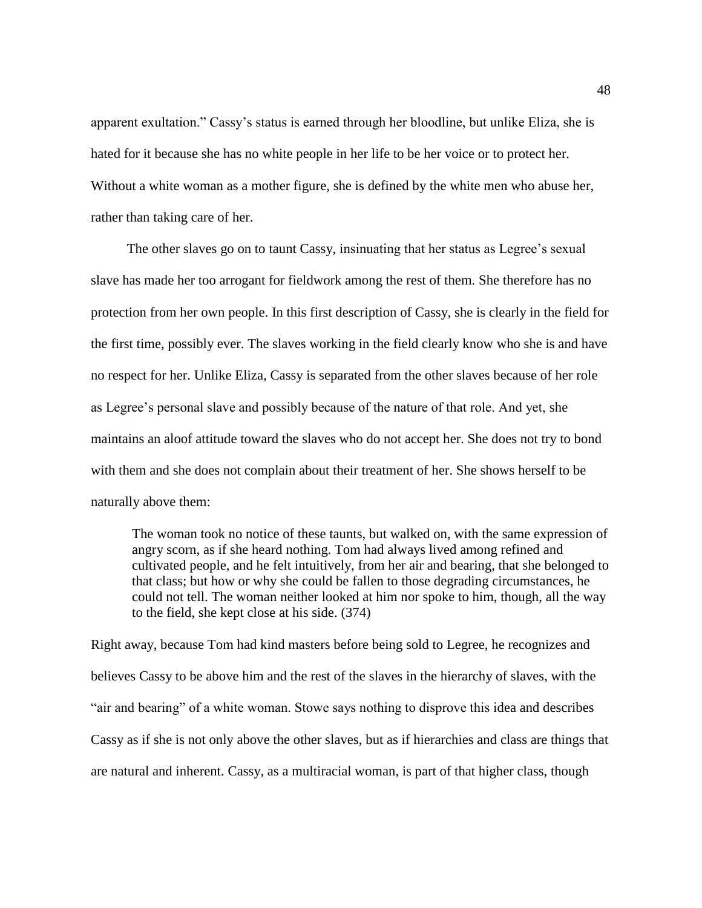apparent exultation." Cassy's status is earned through her bloodline, but unlike Eliza, she is hated for it because she has no white people in her life to be her voice or to protect her. Without a white woman as a mother figure, she is defined by the white men who abuse her, rather than taking care of her.

The other slaves go on to taunt Cassy, insinuating that her status as Legree's sexual slave has made her too arrogant for fieldwork among the rest of them. She therefore has no protection from her own people. In this first description of Cassy, she is clearly in the field for the first time, possibly ever. The slaves working in the field clearly know who she is and have no respect for her. Unlike Eliza, Cassy is separated from the other slaves because of her role as Legree's personal slave and possibly because of the nature of that role. And yet, she maintains an aloof attitude toward the slaves who do not accept her. She does not try to bond with them and she does not complain about their treatment of her. She shows herself to be naturally above them:

> The woman took no notice of these taunts, but walked on, with the same expression of angry scorn, as if she heard nothing. Tom had always lived among refined and cultivated people, and he felt intuitively, from her air and bearing, that she belonged to that class; but how or why she could be fallen to those degrading circumstances, he could not tell. The woman neither looked at him nor spoke to him, though, all the way to the field, she kept close at his side. (374)

Right away, because Tom had kind masters before being sold to Legree, he recognizes and believes Cassy to be above him and the rest of the slaves in the hierarchy of slaves, with the "air and bearing" of a white woman. Stowe says nothing to disprove this idea and describes Cassy as if she is not only above the other slaves, but as if hierarchies and class are things that are natural and inherent. Cassy, as a multiracial woman, is part of that higher class, though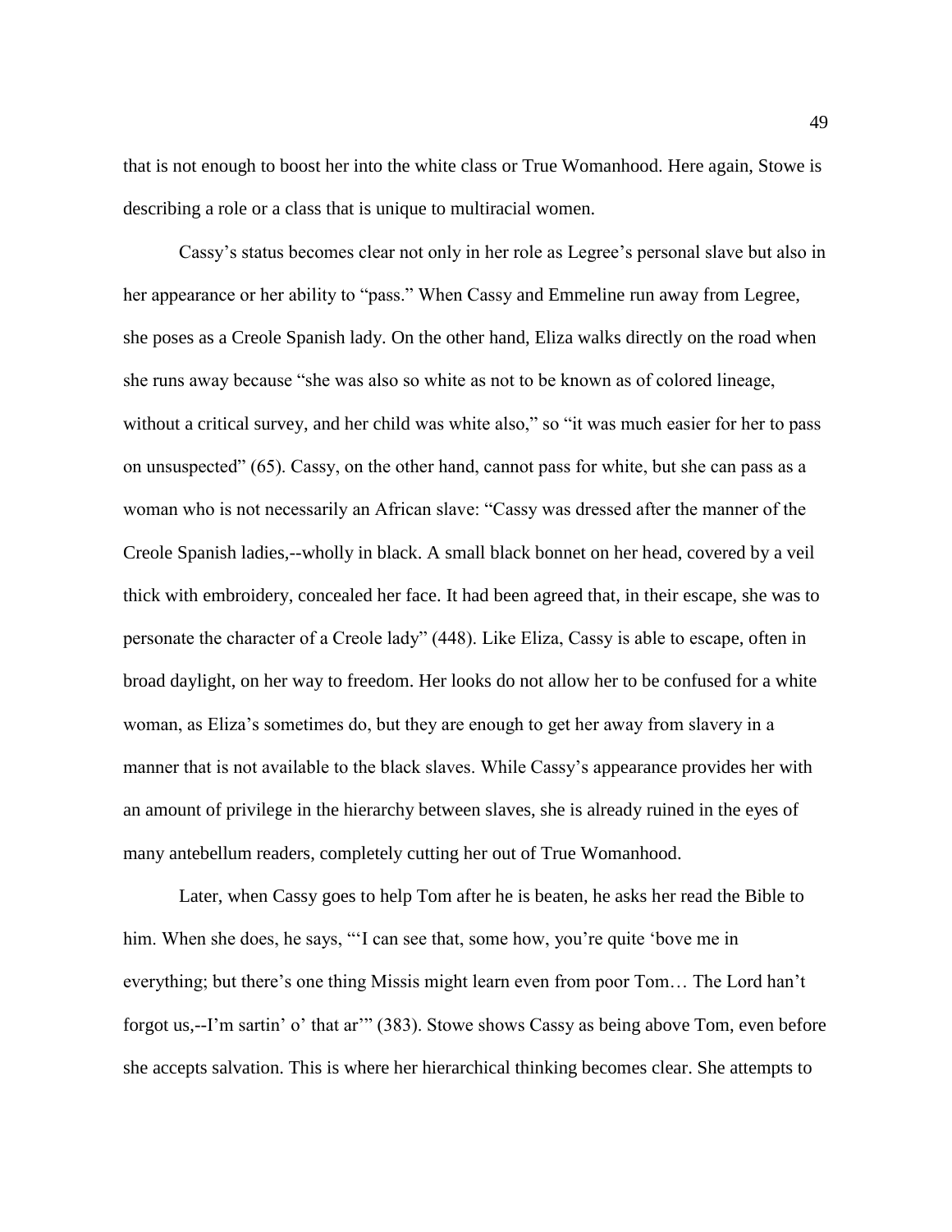that is not enough to boost her into the white class or True Womanhood. Here again, Stowe is describing a role or a class that is unique to multiracial women.

Cassy's status becomes clear not only in her role as Legree's personal slave but also in her appearance or her ability to "pass." When Cassy and Emmeline run away from Legree, she poses as a Creole Spanish lady. On the other hand, Eliza walks directly on the road when she runs away because "she was also so white as not to be known as of colored lineage, without a critical survey, and her child was white also," so "it was much easier for her to pass on unsuspected" (65). Cassy, on the other hand, cannot pass for white, but she can pass as a woman who is not necessarily an African slave: "Cassy was dressed after the manner of the Creole Spanish ladies,--wholly in black. A small black bonnet on her head, covered by a veil thick with embroidery, concealed her face. It had been agreed that, in their escape, she was to personate the character of a Creole lady" (448). Like Eliza, Cassy is able to escape, often in broad daylight, on her way to freedom. Her looks do not allow her to be confused for a white woman, as Eliza's sometimes do, but they are enough to get her away from slavery in a manner that is not available to the black slaves. While Cassy's appearance provides her with an amount of privilege in the hierarchy between slaves, she is already ruined in the eyes of many antebellum readers, completely cutting her out of True Womanhood.

Later, when Cassy goes to help Tom after he is beaten, he asks her read the Bible to him. When she does, he says, "'I can see that, some how, you're quite 'bove me in everything; but there's one thing Missis might learn even from poor Tom… The Lord han't forgot us,--I'm sartin' o' that ar'" (383). Stowe shows Cassy as being above Tom, even before she accepts salvation. This is where her hierarchical thinking becomes clear. She attempts to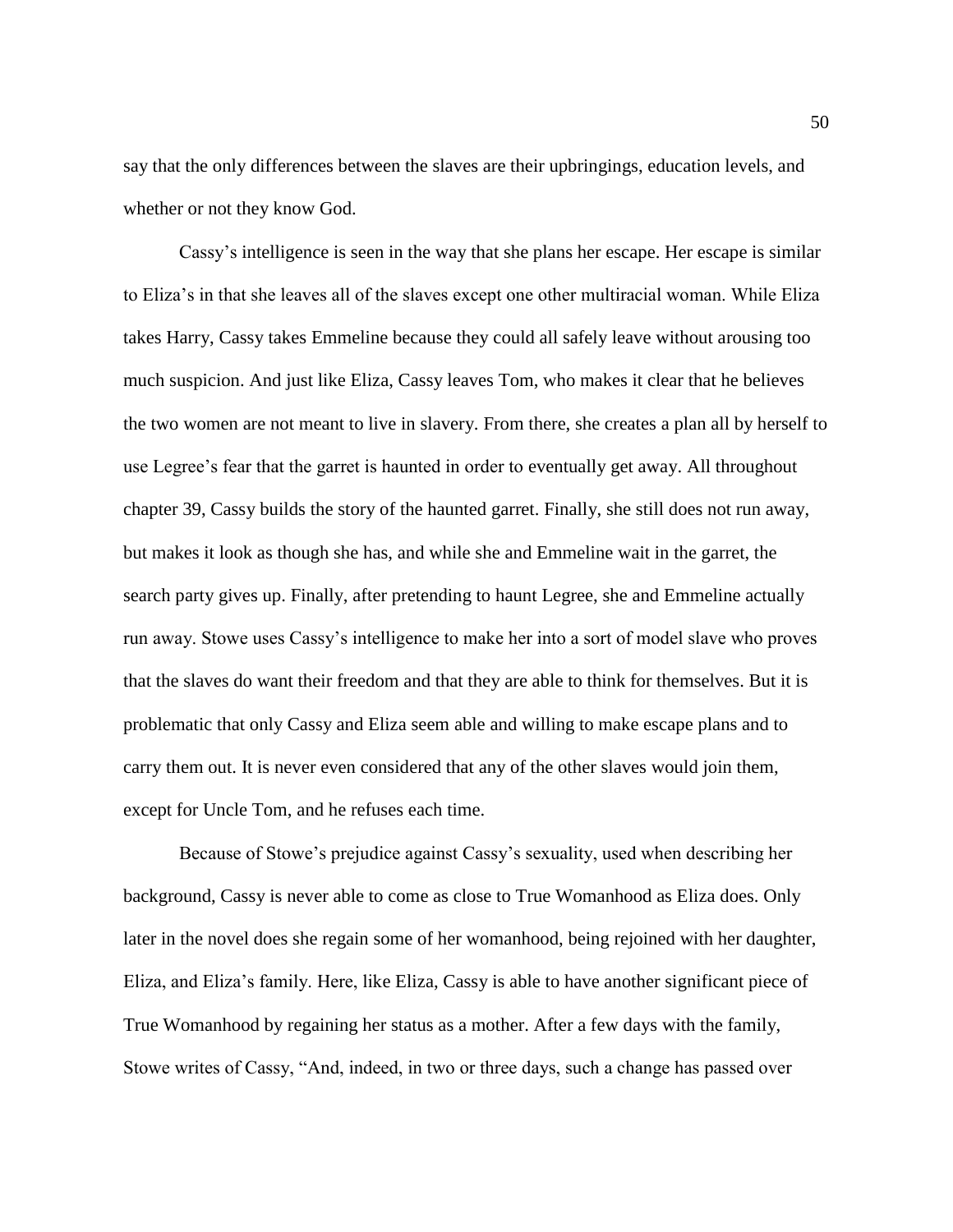say that the only differences between the slaves are their upbringings, education levels, and whether or not they know God.

Cassy's intelligence is seen in the way that she plans her escape. Her escape is similar to Eliza's in that she leaves all of the slaves except one other multiracial woman. While Eliza takes Harry, Cassy takes Emmeline because they could all safely leave without arousing too much suspicion. And just like Eliza, Cassy leaves Tom, who makes it clear that he believes the two women are not meant to live in slavery. From there, she creates a plan all by herself to use Legree's fear that the garret is haunted in order to eventually get away. All throughout chapter 39, Cassy builds the story of the haunted garret. Finally, she still does not run away, but makes it look as though she has, and while she and Emmeline wait in the garret, the search party gives up. Finally, after pretending to haunt Legree, she and Emmeline actually run away. Stowe uses Cassy's intelligence to make her into a sort of model slave who proves that the slaves do want their freedom and that they are able to think for themselves. But it is problematic that only Cassy and Eliza seem able and willing to make escape plans and to carry them out. It is never even considered that any of the other slaves would join them, except for Uncle Tom, and he refuses each time.

Because of Stowe's prejudice against Cassy's sexuality, used when describing her background, Cassy is never able to come as close to True Womanhood as Eliza does. Only later in the novel does she regain some of her womanhood, being rejoined with her daughter, Eliza, and Eliza's family. Here, like Eliza, Cassy is able to have another significant piece of True Womanhood by regaining her status as a mother. After a few days with the family, Stowe writes of Cassy, "And, indeed, in two or three days, such a change has passed over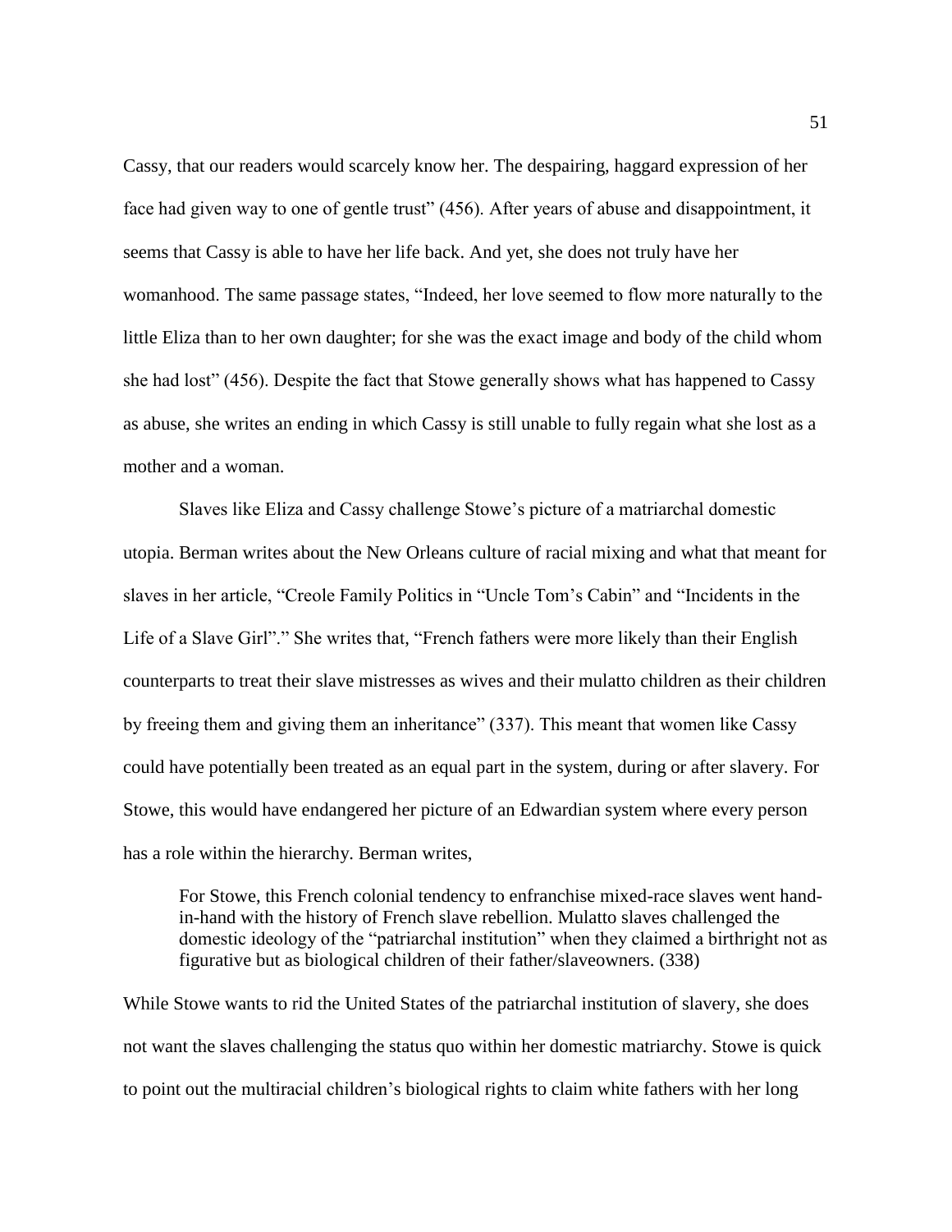Cassy, that our readers would scarcely know her. The despairing, haggard expression of her face had given way to one of gentle trust" (456). After years of abuse and disappointment, it seems that Cassy is able to have her life back. And yet, she does not truly have her womanhood. The same passage states, "Indeed, her love seemed to flow more naturally to the little Eliza than to her own daughter; for she was the exact image and body of the child whom she had lost" (456). Despite the fact that Stowe generally shows what has happened to Cassy as abuse, she writes an ending in which Cassy is still unable to fully regain what she lost as a mother and a woman.

Slaves like Eliza and Cassy challenge Stowe's picture of a matriarchal domestic utopia. Berman writes about the New Orleans culture of racial mixing and what that meant for slaves in her article, "Creole Family Politics in "Uncle Tom's Cabin" and "Incidents in the Life of a Slave Girl"." She writes that, "French fathers were more likely than their English counterparts to treat their slave mistresses as wives and their mulatto children as their children by freeing them and giving them an inheritance" (337). This meant that women like Cassy could have potentially been treated as an equal part in the system, during or after slavery. For Stowe, this would have endangered her picture of an Edwardian system where every person has a role within the hierarchy. Berman writes,

> For Stowe, this French colonial tendency to enfranchise mixed-race slaves went hand-in-hand with the history of French slave rebellion. Mulatto slaves challenged the domestic ideology of the "patriarchal institution" when they claimed a birthright not as figurative but as biological children of their father/slaveowners. (338)

While Stowe wants to rid the United States of the patriarchal institution of slavery, she does not want the slaves challenging the status quo within her domestic matriarchy. Stowe is quick to point out the multiracial children's biological rights to claim white fathers with her long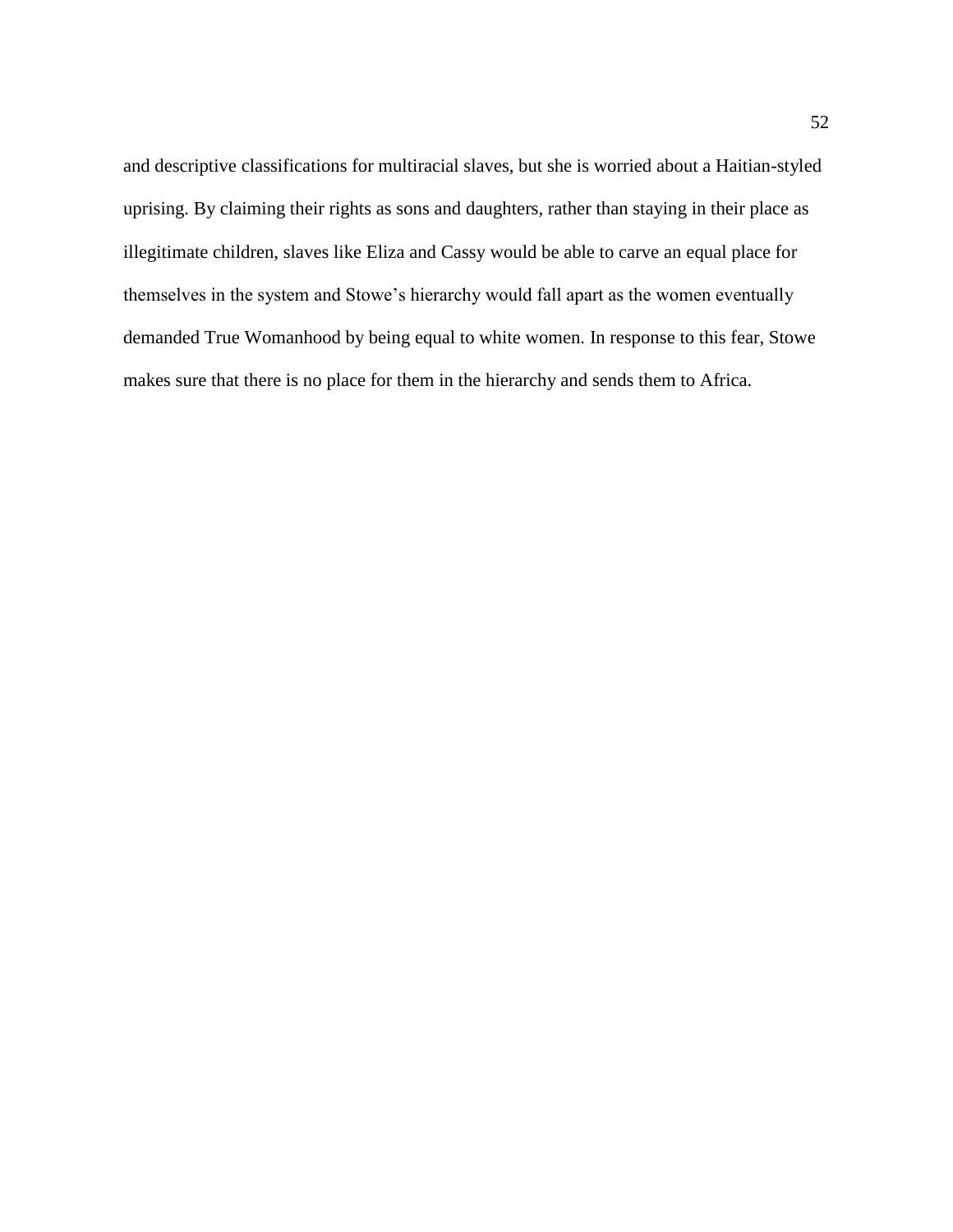and descriptive classifications for multiracial slaves, but she is worried about a Haitian-styled uprising. By claiming their rights as sons and daughters, rather than staying in their place as illegitimate children, slaves like Eliza and Cassy would be able to carve an equal place for themselves in the system and Stowe's hierarchy would fall apart as the women eventually demanded True Womanhood by being equal to white women. In response to this fear, Stowe makes sure that there is no place for them in the hierarchy and sends them to Africa.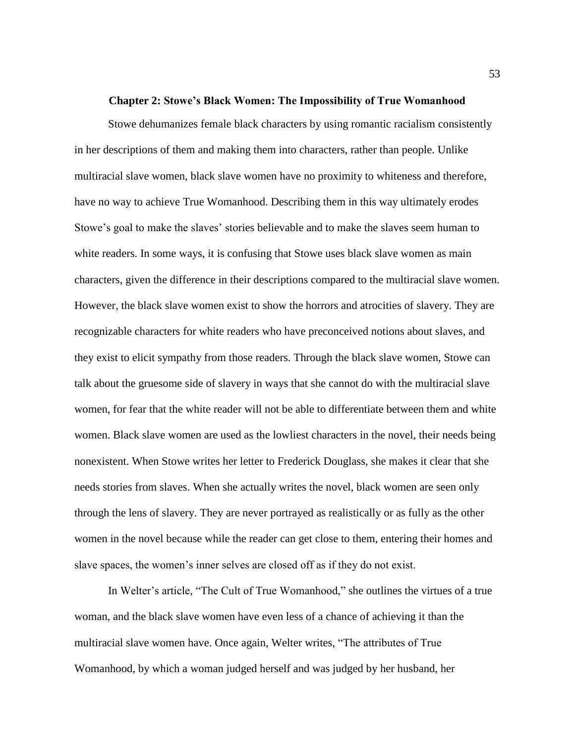## Chapter 2: Stowe's Black Women: The Impossibility of True Womanhood

Stowe dehumanizes female black characters by using romantic racialism consistently in her descriptions of them and making them into characters, rather than people. Unlike multiracial slave women, black slave women have no proximity to whiteness and therefore, have no way to achieve True Womanhood. Describing them in this way ultimately erodes Stowe's goal to make the slaves' stories believable and to make the slaves seem human to white readers. In some ways, it is confusing that Stowe uses black slave women as main characters, given the difference in their descriptions compared to the multiracial slave women. However, the black slave women exist to show the horrors and atrocities of slavery. They are recognizable characters for white readers who have preconceived notions about slaves, and they exist to elicit sympathy from those readers. Through the black slave women, Stowe can talk about the gruesome side of slavery in ways that she cannot do with the multiracial slave women, for fear that the white reader will not be able to differentiate between them and white women. Black slave women are used as the lowliest characters in the novel, their needs being nonexistent. When Stowe writes her letter to Frederick Douglass, she makes it clear that she needs stories from slaves. When she actually writes the novel, black women are seen only through the lens of slavery. They are never portrayed as realistically or as fully as the other women in the novel because while the reader can get close to them, entering their homes and slave spaces, the women's inner selves are closed off as if they do not exist.

In Welter's article, "The Cult of True Womanhood," she outlines the virtues of a true woman, and the black slave women have even less of a chance of achieving it than the multiracial slave women have. Once again, Welter writes, "The attributes of True Womanhood, by which a woman judged herself and was judged by her husband, her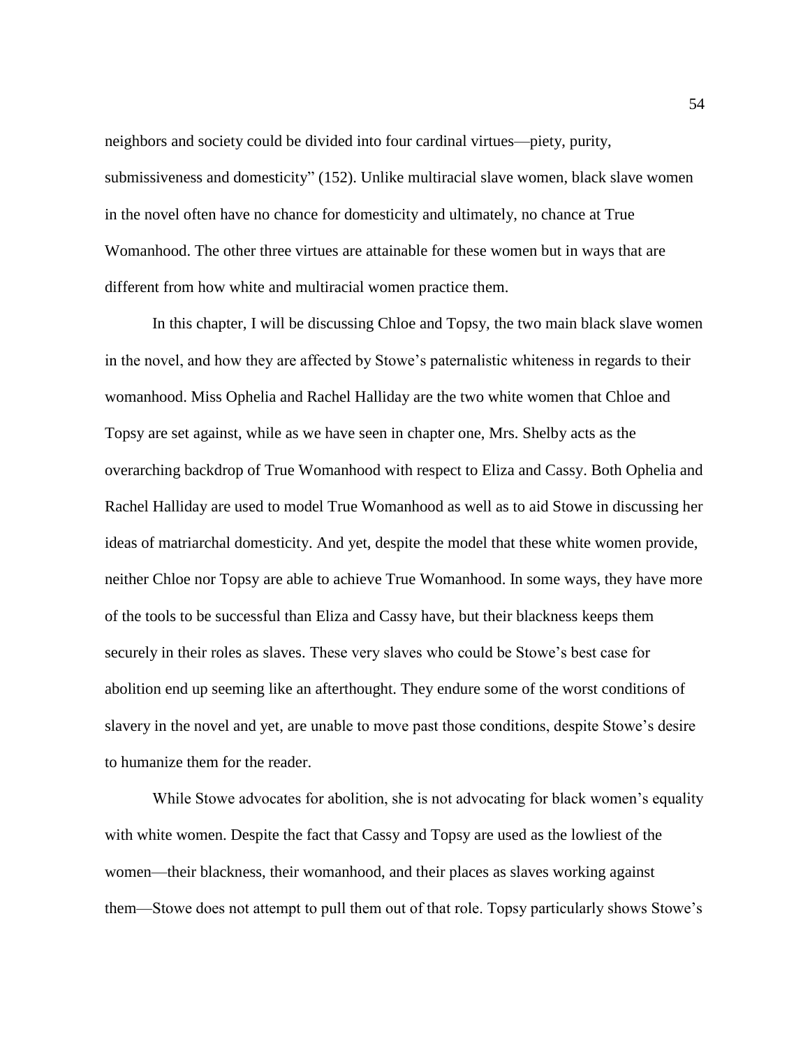neighbors and society could be divided into four cardinal virtues—piety, purity, submissiveness and domesticity" (152). Unlike multiracial slave women, black slave women in the novel often have no chance for domesticity and ultimately, no chance at True Womanhood. The other three virtues are attainable for these women but in ways that are different from how white and multiracial women practice them.

In this chapter, I will be discussing Chloe and Topsy, the two main black slave women in the novel, and how they are affected by Stowe's paternalistic whiteness in regards to their womanhood. Miss Ophelia and Rachel Halliday are the two white women that Chloe and Topsy are set against, while as we have seen in chapter one, Mrs. Shelby acts as the overarching backdrop of True Womanhood with respect to Eliza and Cassy. Both Ophelia and Rachel Halliday are used to model True Womanhood as well as to aid Stowe in discussing her ideas of matriarchal domesticity. And yet, despite the model that these white women provide, neither Chloe nor Topsy are able to achieve True Womanhood. In some ways, they have more of the tools to be successful than Eliza and Cassy have, but their blackness keeps them securely in their roles as slaves. These very slaves who could be Stowe's best case for abolition end up seeming like an afterthought. They endure some of the worst conditions of slavery in the novel and yet, are unable to move past those conditions, despite Stowe's desire to humanize them for the reader.

While Stowe advocates for abolition, she is not advocating for black women's equality with white women. Despite the fact that Cassy and Topsy are used as the lowliest of the women—their blackness, their womanhood, and their places as slaves working against them—Stowe does not attempt to pull them out of that role. Topsy particularly shows Stowe's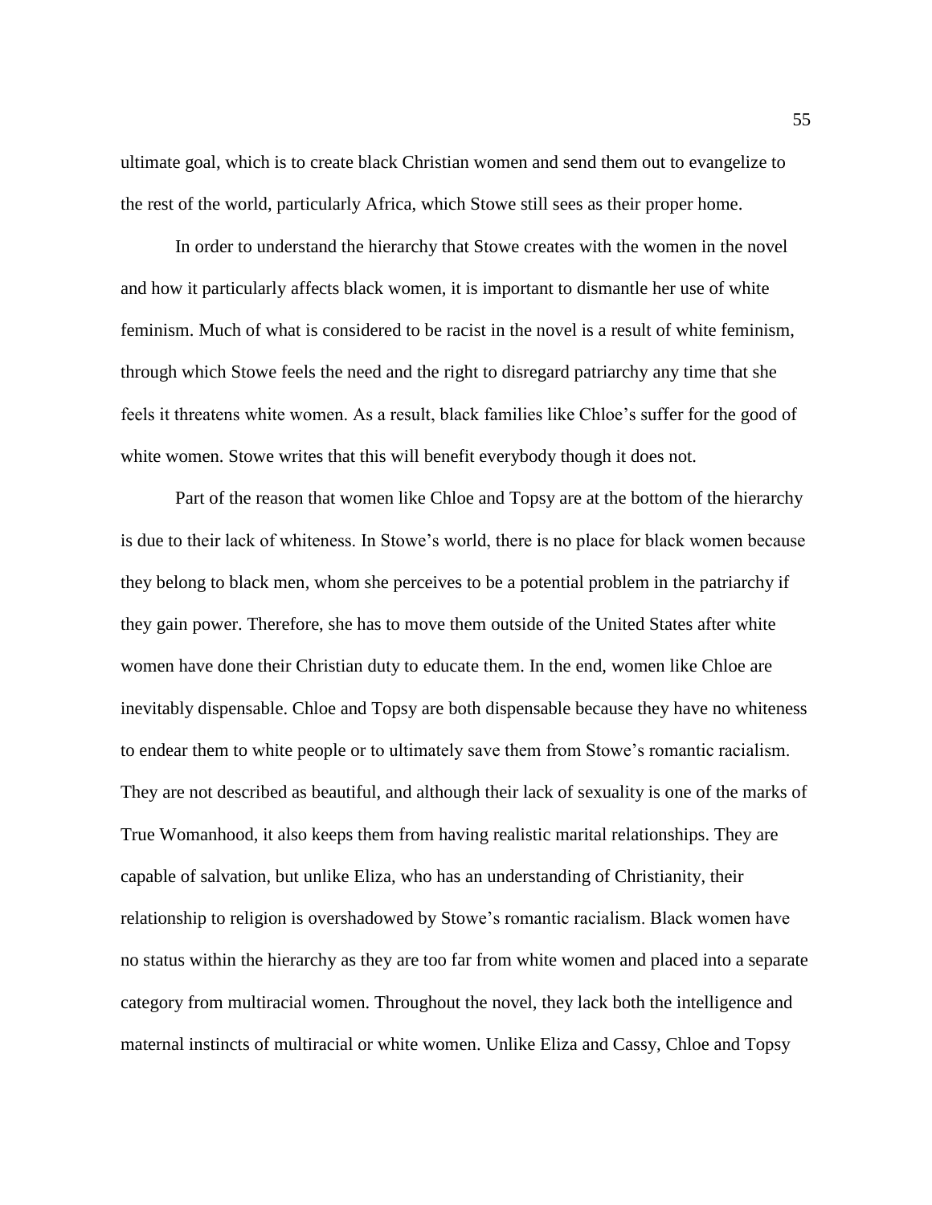ultimate goal, which is to create black Christian women and send them out to evangelize to the rest of the world, particularly Africa, which Stowe still sees as their proper home.

In order to understand the hierarchy that Stowe creates with the women in the novel and how it particularly affects black women, it is important to dismantle her use of white feminism. Much of what is considered to be racist in the novel is a result of white feminism, through which Stowe feels the need and the right to disregard patriarchy any time that she feels it threatens white women. As a result, black families like Chloe's suffer for the good of white women. Stowe writes that this will benefit everybody though it does not.

Part of the reason that women like Chloe and Topsy are at the bottom of the hierarchy is due to their lack of whiteness. In Stowe's world, there is no place for black women because they belong to black men, whom she perceives to be a potential problem in the patriarchy if they gain power. Therefore, she has to move them outside of the United States after white women have done their Christian duty to educate them. In the end, women like Chloe are inevitably dispensable. Chloe and Topsy are both dispensable because they have no whiteness to endear them to white people or to ultimately save them from Stowe's romantic racialism. They are not described as beautiful, and although their lack of sexuality is one of the marks of True Womanhood, it also keeps them from having realistic marital relationships. They are capable of salvation, but unlike Eliza, who has an understanding of Christianity, their relationship to religion is overshadowed by Stowe's romantic racialism. Black women have no status within the hierarchy as they are too far from white women and placed into a separate category from multiracial women. Throughout the novel, they lack both the intelligence and maternal instincts of multiracial or white women. Unlike Eliza and Cassy, Chloe and Topsy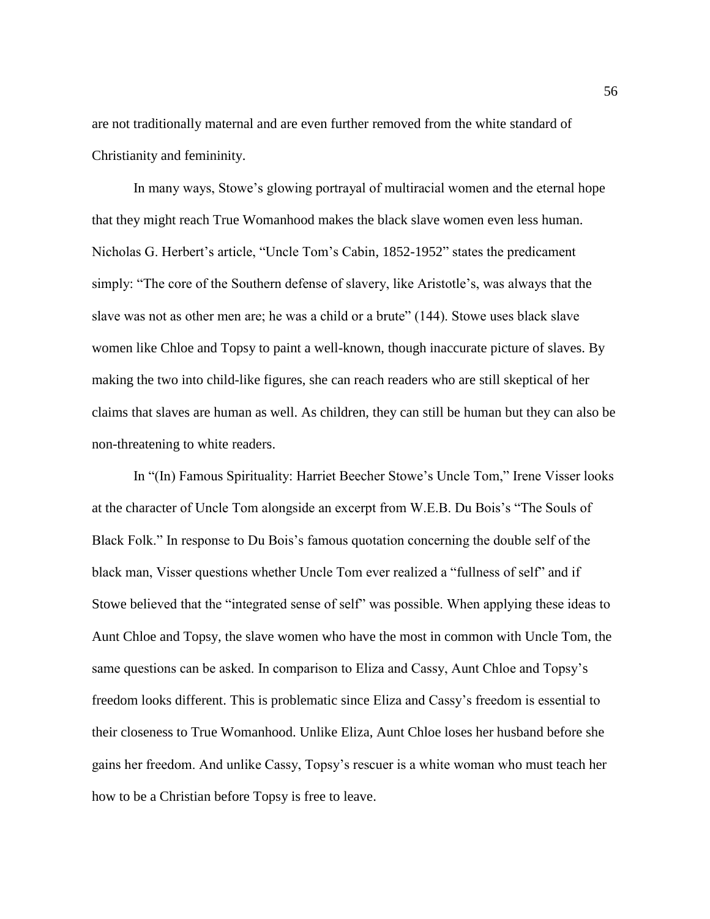are not traditionally maternal and are even further removed from the white standard of Christianity and femininity.

In many ways, Stowe's glowing portrayal of multiracial women and the eternal hope that they might reach True Womanhood makes the black slave women even less human. Nicholas G. Herbert's article, "Uncle Tom's Cabin, 1852-1952" states the predicament simply: "The core of the Southern defense of slavery, like Aristotle's, was always that the slave was not as other men are; he was a child or a brute" (144). Stowe uses black slave women like Chloe and Topsy to paint a well-known, though inaccurate picture of slaves. By making the two into child-like figures, she can reach readers who are still skeptical of her claims that slaves are human as well. As children, they can still be human but they can also be non-threatening to white readers.

In "(In) Famous Spirituality: Harriet Beecher Stowe's Uncle Tom," Irene Visser looks at the character of Uncle Tom alongside an excerpt from W.E.B. Du Bois's "The Souls of Black Folk." In response to Du Bois's famous quotation concerning the double self of the black man, Visser questions whether Uncle Tom ever realized a "fullness of self" and if Stowe believed that the "integrated sense of self" was possible. When applying these ideas to Aunt Chloe and Topsy, the slave women who have the most in common with Uncle Tom, the same questions can be asked. In comparison to Eliza and Cassy, Aunt Chloe and Topsy's freedom looks different. This is problematic since Eliza and Cassy's freedom is essential to their closeness to True Womanhood. Unlike Eliza, Aunt Chloe loses her husband before she gains her freedom. And unlike Cassy, Topsy's rescuer is a white woman who must teach her how to be a Christian before Topsy is free to leave.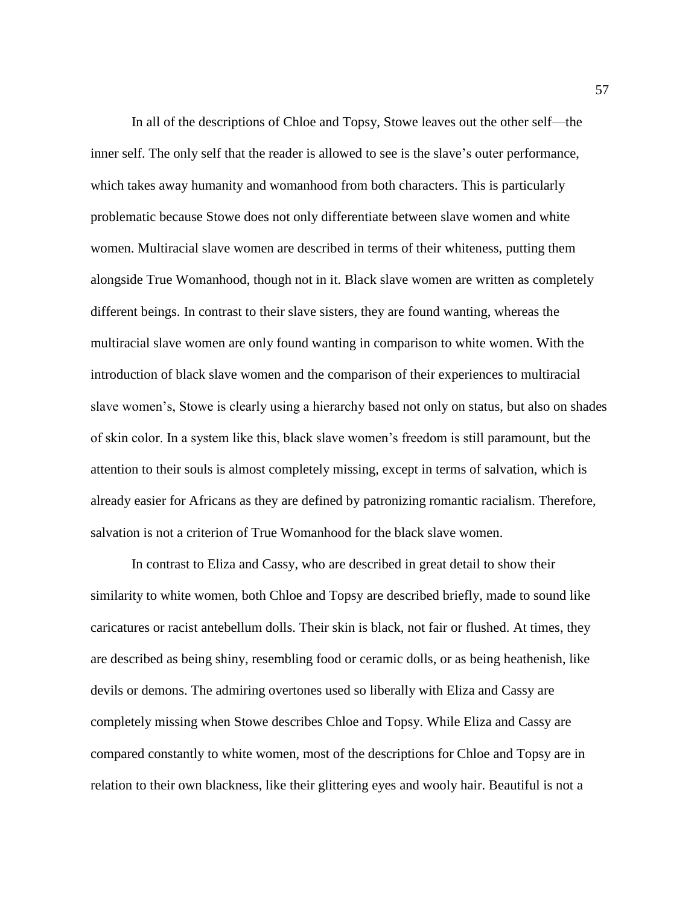In all of the descriptions of Chloe and Topsy, Stowe leaves out the other self—the inner self. The only self that the reader is allowed to see is the slave's outer performance, which takes away humanity and womanhood from both characters. This is particularly problematic because Stowe does not only differentiate between slave women and white women. Multiracial slave women are described in terms of their whiteness, putting them alongside True Womanhood, though not in it. Black slave women are written as completely different beings. In contrast to their slave sisters, they are found wanting, whereas the multiracial slave women are only found wanting in comparison to white women. With the introduction of black slave women and the comparison of their experiences to multiracial slave women's, Stowe is clearly using a hierarchy based not only on status, but also on shades of skin color. In a system like this, black slave women's freedom is still paramount, but the attention to their souls is almost completely missing, except in terms of salvation, which is already easier for Africans as they are defined by patronizing romantic racialism. Therefore, salvation is not a criterion of True Womanhood for the black slave women.

In contrast to Eliza and Cassy, who are described in great detail to show their similarity to white women, both Chloe and Topsy are described briefly, made to sound like caricatures or racist antebellum dolls. Their skin is black, not fair or flushed. At times, they are described as being shiny, resembling food or ceramic dolls, or as being heathenish, like devils or demons. The admiring overtones used so liberally with Eliza and Cassy are completely missing when Stowe describes Chloe and Topsy. While Eliza and Cassy are compared constantly to white women, most of the descriptions for Chloe and Topsy are in relation to their own blackness, like their glittering eyes and wooly hair. Beautiful is not a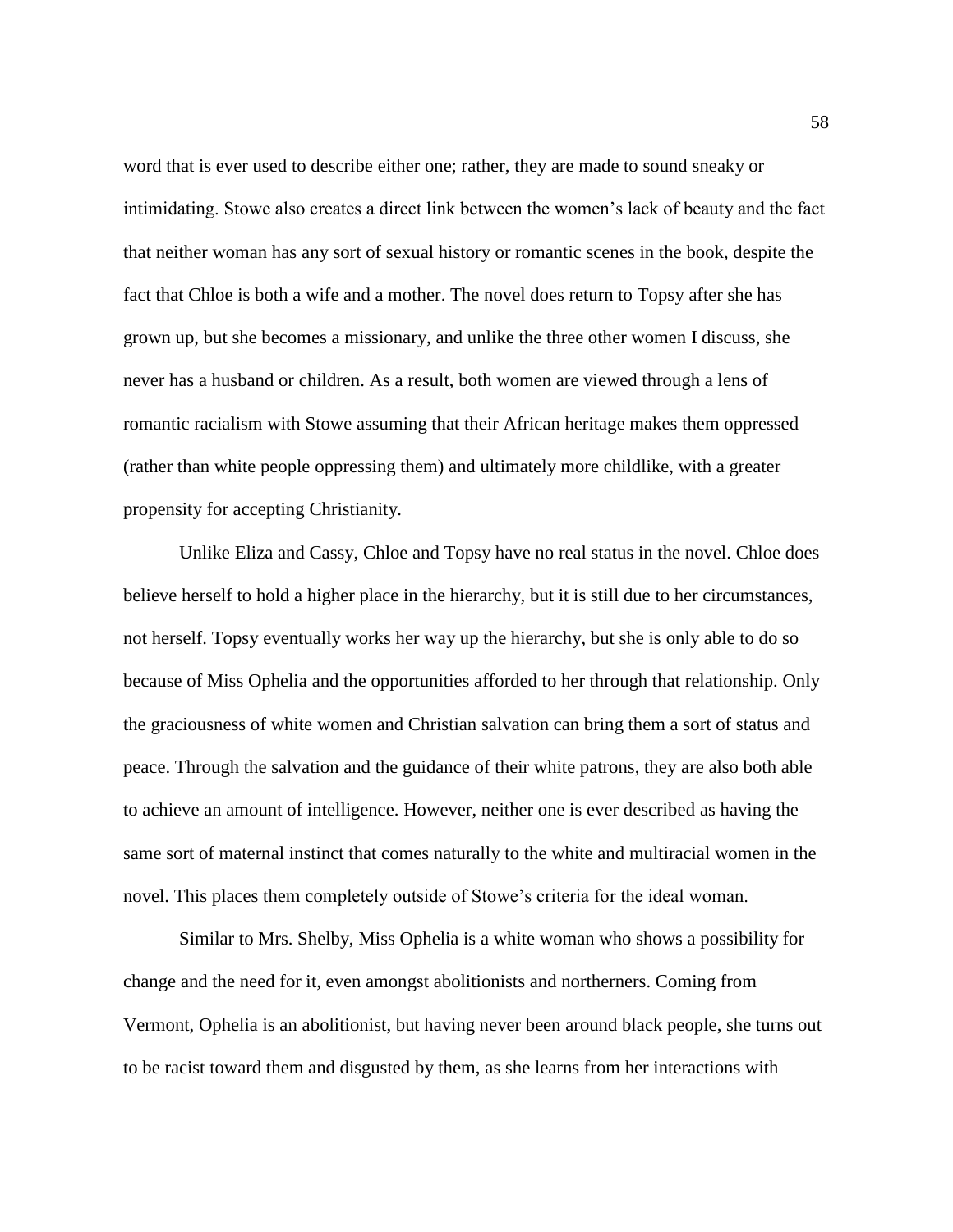word that is ever used to describe either one; rather, they are made to sound sneaky or intimidating. Stowe also creates a direct link between the women's lack of beauty and the fact that neither woman has any sort of sexual history or romantic scenes in the book, despite the fact that Chloe is both a wife and a mother. The novel does return to Topsy after she has grown up, but she becomes a missionary, and unlike the three other women I discuss, she never has a husband or children. As a result, both women are viewed through a lens of romantic racialism with Stowe assuming that their African heritage makes them oppressed (rather than white people oppressing them) and ultimately more childlike, with a greater propensity for accepting Christianity.

Unlike Eliza and Cassy, Chloe and Topsy have no real status in the novel. Chloe does believe herself to hold a higher place in the hierarchy, but it is still due to her circumstances, not herself. Topsy eventually works her way up the hierarchy, but she is only able to do so because of Miss Ophelia and the opportunities afforded to her through that relationship. Only the graciousness of white women and Christian salvation can bring them a sort of status and peace. Through the salvation and the guidance of their white patrons, they are also both able to achieve an amount of intelligence. However, neither one is ever described as having the same sort of maternal instinct that comes naturally to the white and multiracial women in the novel. This places them completely outside of Stowe's criteria for the ideal woman.

Similar to Mrs. Shelby, Miss Ophelia is a white woman who shows a possibility for change and the need for it, even amongst abolitionists and northerners. Coming from Vermont, Ophelia is an abolitionist, but having never been around black people, she turns out to be racist toward them and disgusted by them, as she learns from her interactions with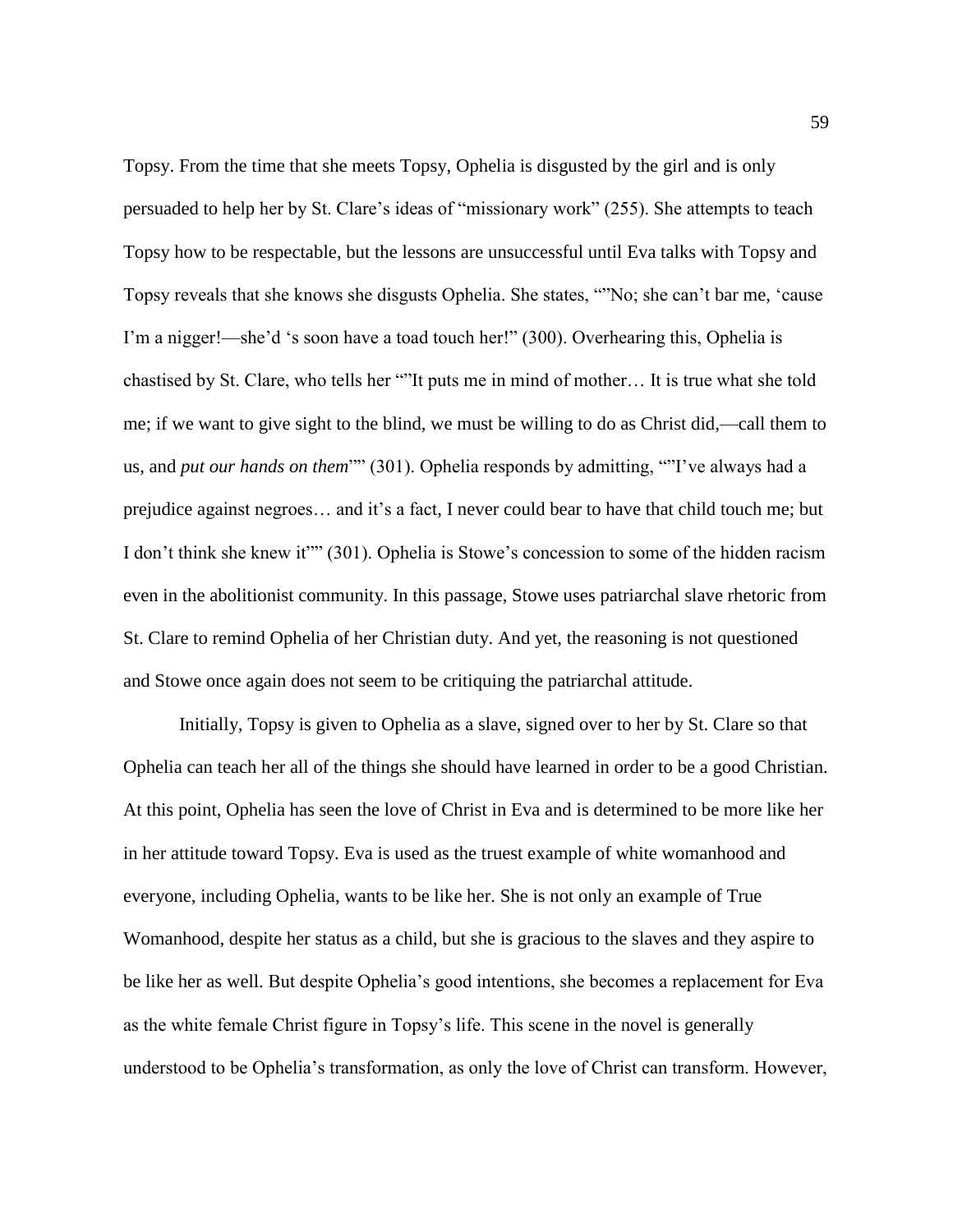Topsy. From the time that she meets Topsy, Ophelia is disgusted by the girl and is only persuaded to help her by St. Clare's ideas of "missionary work" (255). She attempts to teach Topsy how to be respectable, but the lessons are unsuccessful until Eva talks with Topsy and Topsy reveals that she knows she disgusts Ophelia. She states, ""No; she can't bar me, 'cause I'm a nigger!—she'd 's soon have a toad touch her!" (300). Overhearing this, Ophelia is chastised by St. Clare, who tells her ""It puts me in mind of mother… It is true what she told me; if we want to give sight to the blind, we must be willing to do as Christ did,—call them to us, and *put our hands on them*"" (301). Ophelia responds by admitting, ""I've always had a prejudice against negroes… and it's a fact, I never could bear to have that child touch me; but I don't think she knew it"" (301). Ophelia is Stowe's concession to some of the hidden racism even in the abolitionist community. In this passage, Stowe uses patriarchal slave rhetoric from St. Clare to remind Ophelia of her Christian duty. And yet, the reasoning is not questioned and Stowe once again does not seem to be critiquing the patriarchal attitude.

Initially, Topsy is given to Ophelia as a slave, signed over to her by St. Clare so that Ophelia can teach her all of the things she should have learned in order to be a good Christian. At this point, Ophelia has seen the love of Christ in Eva and is determined to be more like her in her attitude toward Topsy. Eva is used as the truest example of white womanhood and everyone, including Ophelia, wants to be like her. She is not only an example of True Womanhood, despite her status as a child, but she is gracious to the slaves and they aspire to be like her as well. But despite Ophelia's good intentions, she becomes a replacement for Eva as the white female Christ figure in Topsy's life. This scene in the novel is generally understood to be Ophelia's transformation, as only the love of Christ can transform. However,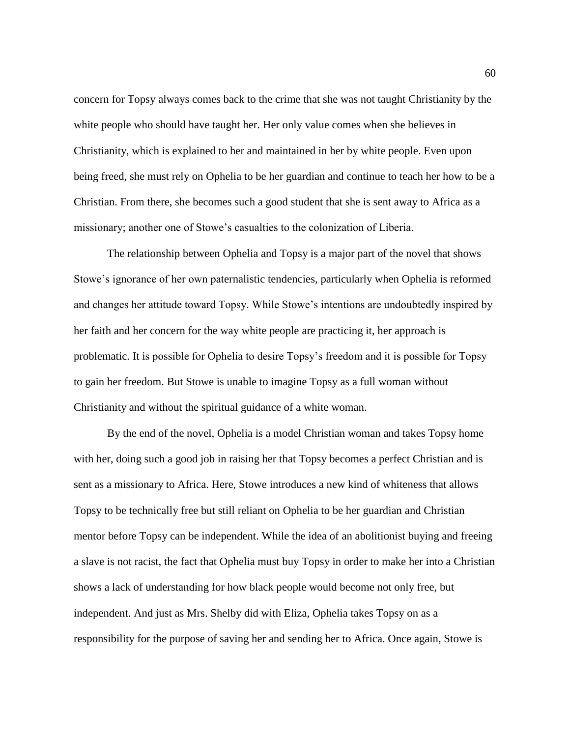concern for Topsy always comes back to the crime that she was not taught Christianity by the white people who should have taught her. Her only value comes when she believes in Christianity, which is explained to her and maintained in her by white people. Even upon being freed, she must rely on Ophelia to be her guardian and continue to teach her how to be a Christian. From there, she becomes such a good student that she is sent away to Africa as a missionary; another one of Stowe's casualties to the colonization of Liberia.

The relationship between Ophelia and Topsy is a major part of the novel that shows Stowe's ignorance of her own paternalistic tendencies, particularly when Ophelia is reformed and changes her attitude toward Topsy. While Stowe's intentions are undoubtedly inspired by her faith and her concern for the way white people are practicing it, her approach is problematic. It is possible for Ophelia to desire Topsy's freedom and it is possible for Topsy to gain her freedom. But Stowe is unable to imagine Topsy as a full woman without Christianity and without the spiritual guidance of a white woman.

By the end of the novel, Ophelia is a model Christian woman and takes Topsy home with her, doing such a good job in raising her that Topsy becomes a perfect Christian and is sent as a missionary to Africa. Here, Stowe introduces a new kind of whiteness that allows Topsy to be technically free but still reliant on Ophelia to be her guardian and Christian mentor before Topsy can be independent. While the idea of an abolitionist buying and freeing a slave is not racist, the fact that Ophelia must buy Topsy in order to make her into a Christian shows a lack of understanding for how black people would become not only free, but independent. And just as Mrs. Shelby did with Eliza, Ophelia takes Topsy on as a responsibility for the purpose of saving her and sending her to Africa. Once again, Stowe is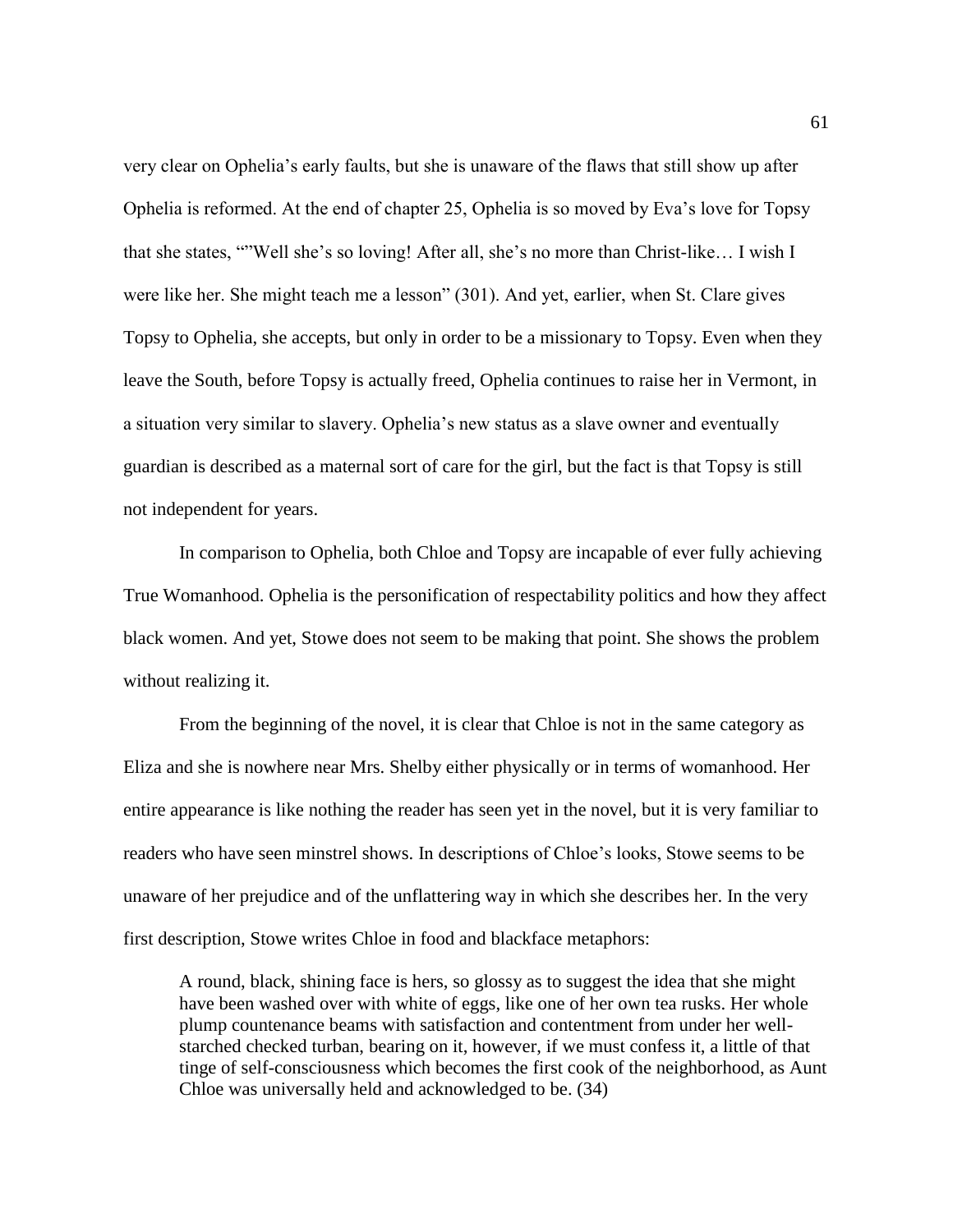very clear on Ophelia's early faults, but she is unaware of the flaws that still show up after Ophelia is reformed. At the end of chapter 25, Ophelia is so moved by Eva's love for Topsy that she states, ""Well she's so loving! After all, she's no more than Christ-like… I wish I were like her. She might teach me a lesson" (301). And yet, earlier, when St. Clare gives Topsy to Ophelia, she accepts, but only in order to be a missionary to Topsy. Even when they leave the South, before Topsy is actually freed, Ophelia continues to raise her in Vermont, in a situation very similar to slavery. Ophelia's new status as a slave owner and eventually guardian is described as a maternal sort of care for the girl, but the fact is that Topsy is still not independent for years.

In comparison to Ophelia, both Chloe and Topsy are incapable of ever fully achieving True Womanhood. Ophelia is the personification of respectability politics and how they affect black women. And yet, Stowe does not seem to be making that point. She shows the problem without realizing it.

From the beginning of the novel, it is clear that Chloe is not in the same category as Eliza and she is nowhere near Mrs. Shelby either physically or in terms of womanhood. Her entire appearance is like nothing the reader has seen yet in the novel, but it is very familiar to readers who have seen minstrel shows. In descriptions of Chloe's looks, Stowe seems to be unaware of her prejudice and of the unflattering way in which she describes her. In the very first description, Stowe writes Chloe in food and blackface metaphors:

> A round, black, shining face is hers, so glossy as to suggest the idea that she might have been washed over with white of eggs, like one of her own tea rusks. Her whole plump countenance beams with satisfaction and contentment from under her well-starched checked turban, bearing on it, however, if we must confess it, a little of that tinge of self-consciousness which becomes the first cook of the neighborhood, as Aunt Chloe was universally held and acknowledged to be. (34)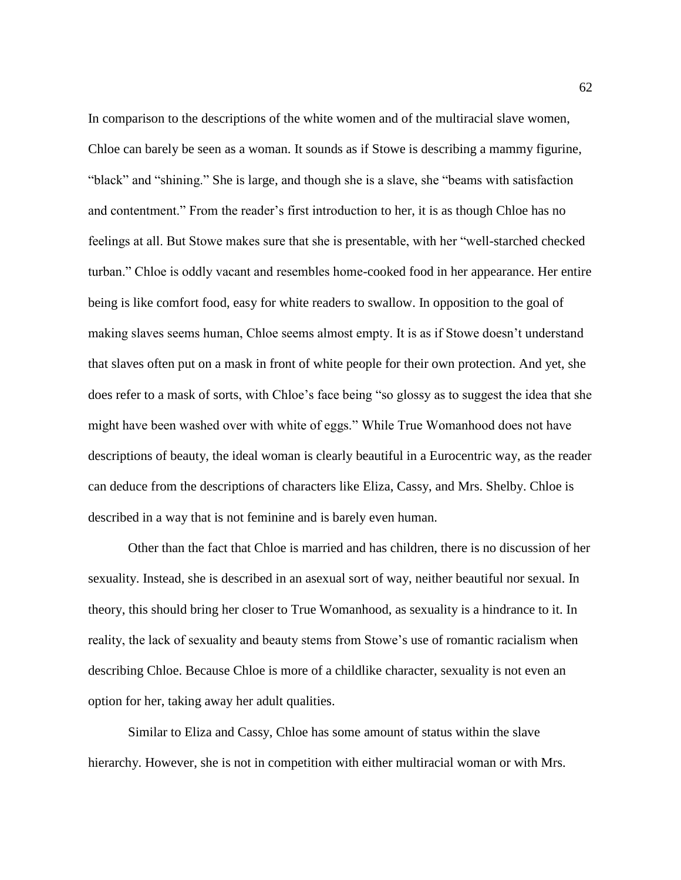In comparison to the descriptions of the white women and of the multiracial slave women, Chloe can barely be seen as a woman. It sounds as if Stowe is describing a mammy figurine, "black" and "shining." She is large, and though she is a slave, she "beams with satisfaction and contentment." From the reader's first introduction to her, it is as though Chloe has no feelings at all. But Stowe makes sure that she is presentable, with her "well-starched checked turban." Chloe is oddly vacant and resembles home-cooked food in her appearance. Her entire being is like comfort food, easy for white readers to swallow. In opposition to the goal of making slaves seems human, Chloe seems almost empty. It is as if Stowe doesn't understand that slaves often put on a mask in front of white people for their own protection. And yet, she does refer to a mask of sorts, with Chloe's face being "so glossy as to suggest the idea that she might have been washed over with white of eggs." While True Womanhood does not have descriptions of beauty, the ideal woman is clearly beautiful in a Eurocentric way, as the reader can deduce from the descriptions of characters like Eliza, Cassy, and Mrs. Shelby. Chloe is described in a way that is not feminine and is barely even human.

Other than the fact that Chloe is married and has children, there is no discussion of her sexuality. Instead, she is described in an asexual sort of way, neither beautiful nor sexual. In theory, this should bring her closer to True Womanhood, as sexuality is a hindrance to it. In reality, the lack of sexuality and beauty stems from Stowe's use of romantic racialism when describing Chloe. Because Chloe is more of a childlike character, sexuality is not even an option for her, taking away her adult qualities.

Similar to Eliza and Cassy, Chloe has some amount of status within the slave hierarchy. However, she is not in competition with either multiracial woman or with Mrs.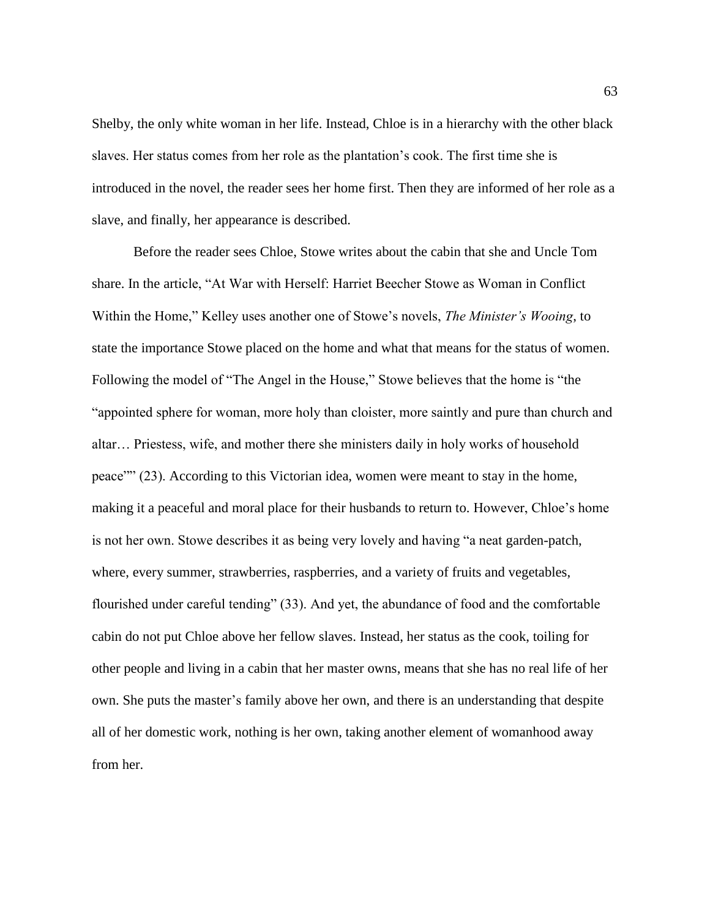Shelby, the only white woman in her life. Instead, Chloe is in a hierarchy with the other black slaves. Her status comes from her role as the plantation's cook. The first time she is introduced in the novel, the reader sees her home first. Then they are informed of her role as a slave, and finally, her appearance is described.

Before the reader sees Chloe, Stowe writes about the cabin that she and Uncle Tom share. In the article, "At War with Herself: Harriet Beecher Stowe as Woman in Conflict Within the Home," Kelley uses another one of Stowe's novels, *The Minister's Wooing*, to state the importance Stowe placed on the home and what that means for the status of women. Following the model of "The Angel in the House," Stowe believes that the home is "the "appointed sphere for woman, more holy than cloister, more saintly and pure than church and altar… Priestess, wife, and mother there she ministers daily in holy works of household peace"" (23). According to this Victorian idea, women were meant to stay in the home, making it a peaceful and moral place for their husbands to return to. However, Chloe's home is not her own. Stowe describes it as being very lovely and having "a neat garden-patch, where, every summer, strawberries, raspberries, and a variety of fruits and vegetables, flourished under careful tending" (33). And yet, the abundance of food and the comfortable cabin do not put Chloe above her fellow slaves. Instead, her status as the cook, toiling for other people and living in a cabin that her master owns, means that she has no real life of her own. She puts the master's family above her own, and there is an understanding that despite all of her domestic work, nothing is her own, taking another element of womanhood away from her.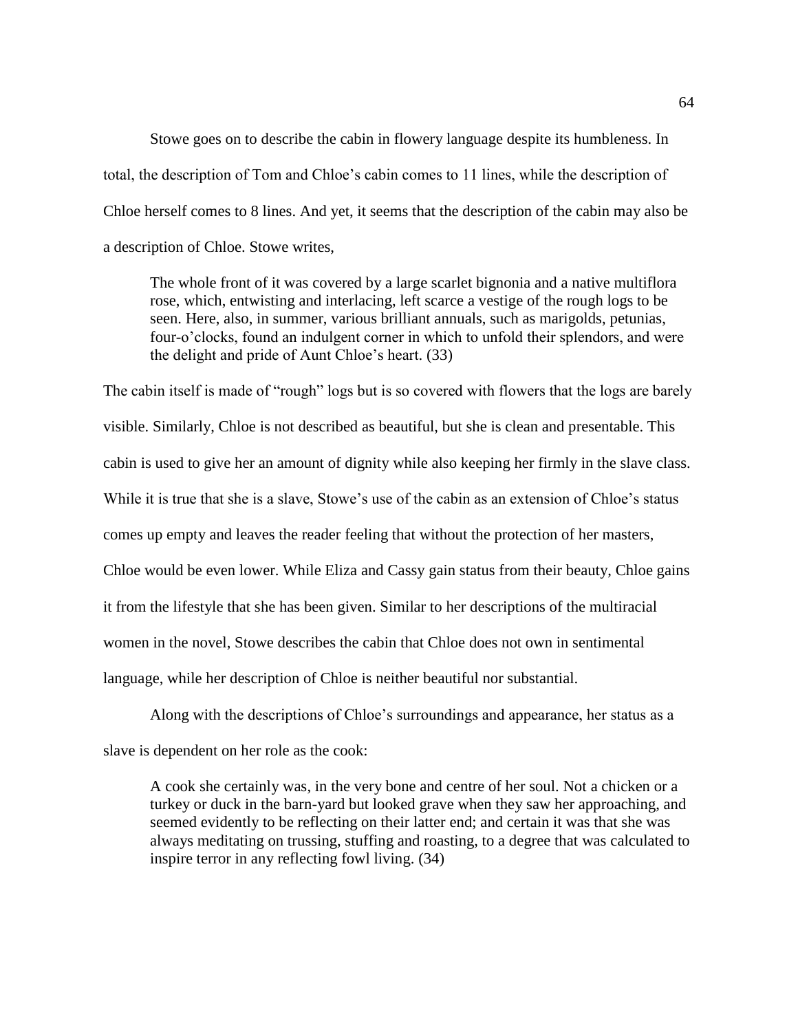Stowe goes on to describe the cabin in flowery language despite its humbleness. In total, the description of Tom and Chloe's cabin comes to 11 lines, while the description of Chloe herself comes to 8 lines. And yet, it seems that the description of the cabin may also be a description of Chloe. Stowe writes,

> The whole front of it was covered by a large scarlet bignonia and a native multiflora rose, which, entwisting and interlacing, left scarce a vestige of the rough logs to be seen. Here, also, in summer, various brilliant annuals, such as marigolds, petunias, four-o'clocks, found an indulgent corner in which to unfold their splendors, and were the delight and pride of Aunt Chloe's heart. (33)

The cabin itself is made of "rough" logs but is so covered with flowers that the logs are barely visible. Similarly, Chloe is not described as beautiful, but she is clean and presentable. This cabin is used to give her an amount of dignity while also keeping her firmly in the slave class. While it is true that she is a slave, Stowe's use of the cabin as an extension of Chloe's status comes up empty and leaves the reader feeling that without the protection of her masters, Chloe would be even lower. While Eliza and Cassy gain status from their beauty, Chloe gains it from the lifestyle that she has been given. Similar to her descriptions of the multiracial women in the novel, Stowe describes the cabin that Chloe does not own in sentimental language, while her description of Chloe is neither beautiful nor substantial.

Along with the descriptions of Chloe's surroundings and appearance, her status as a slave is dependent on her role as the cook:

> A cook she certainly was, in the very bone and centre of her soul. Not a chicken or a turkey or duck in the barn-yard but looked grave when they saw her approaching, and seemed evidently to be reflecting on their latter end; and certain it was that she was always meditating on trussing, stuffing and roasting, to a degree that was calculated to inspire terror in any reflecting fowl living. (34)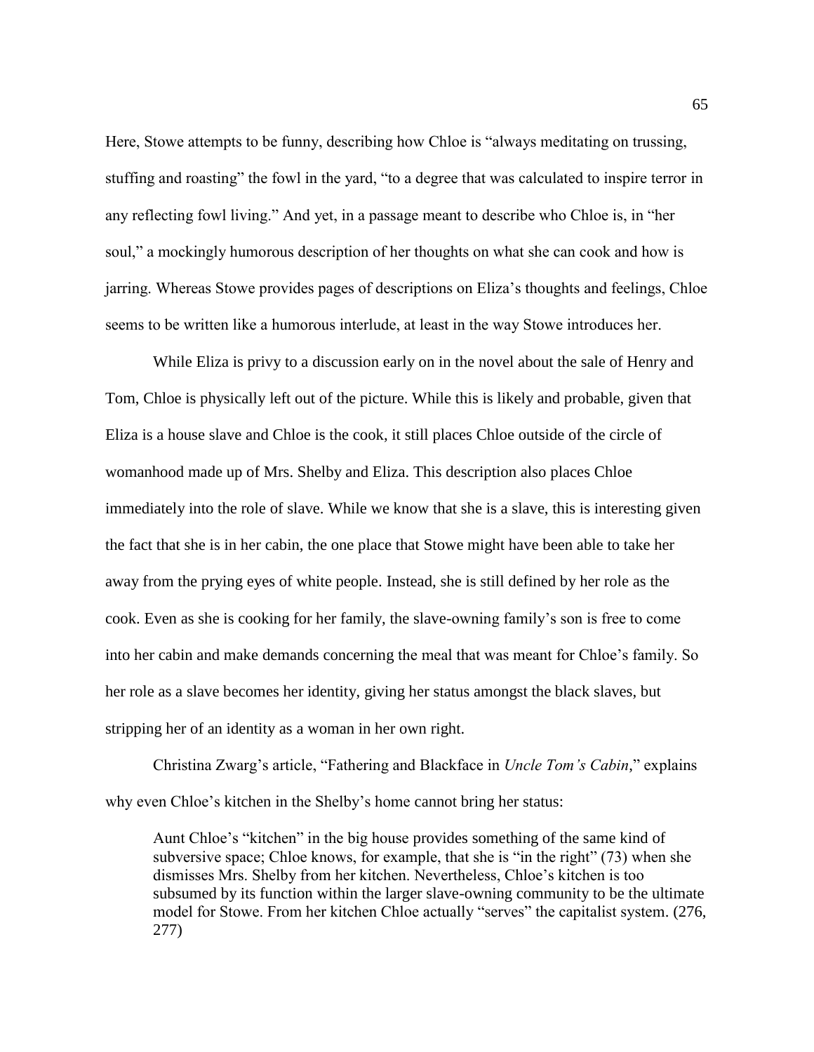Here, Stowe attempts to be funny, describing how Chloe is "always meditating on trussing, stuffing and roasting" the fowl in the yard, "to a degree that was calculated to inspire terror in any reflecting fowl living." And yet, in a passage meant to describe who Chloe is, in "her soul," a mockingly humorous description of her thoughts on what she can cook and how is jarring. Whereas Stowe provides pages of descriptions on Eliza's thoughts and feelings, Chloe seems to be written like a humorous interlude, at least in the way Stowe introduces her.

While Eliza is privy to a discussion early on in the novel about the sale of Henry and Tom, Chloe is physically left out of the picture. While this is likely and probable, given that Eliza is a house slave and Chloe is the cook, it still places Chloe outside of the circle of womanhood made up of Mrs. Shelby and Eliza. This description also places Chloe immediately into the role of slave. While we know that she is a slave, this is interesting given the fact that she is in her cabin, the one place that Stowe might have been able to take her away from the prying eyes of white people. Instead, she is still defined by her role as the cook. Even as she is cooking for her family, the slave-owning family's son is free to come into her cabin and make demands concerning the meal that was meant for Chloe's family. So her role as a slave becomes her identity, giving her status amongst the black slaves, but stripping her of an identity as a woman in her own right.

Christina Zwarg's article, "Fathering and Blackface in *Uncle Tom's Cabin*," explains why even Chloe's kitchen in the Shelby's home cannot bring her status:

> Aunt Chloe's "kitchen" in the big house provides something of the same kind of subversive space; Chloe knows, for example, that she is "in the right" (73) when she dismisses Mrs. Shelby from her kitchen. Nevertheless, Chloe's kitchen is too subsumed by its function within the larger slave-owning community to be the ultimate model for Stowe. From her kitchen Chloe actually "serves" the capitalist system. (276, 277)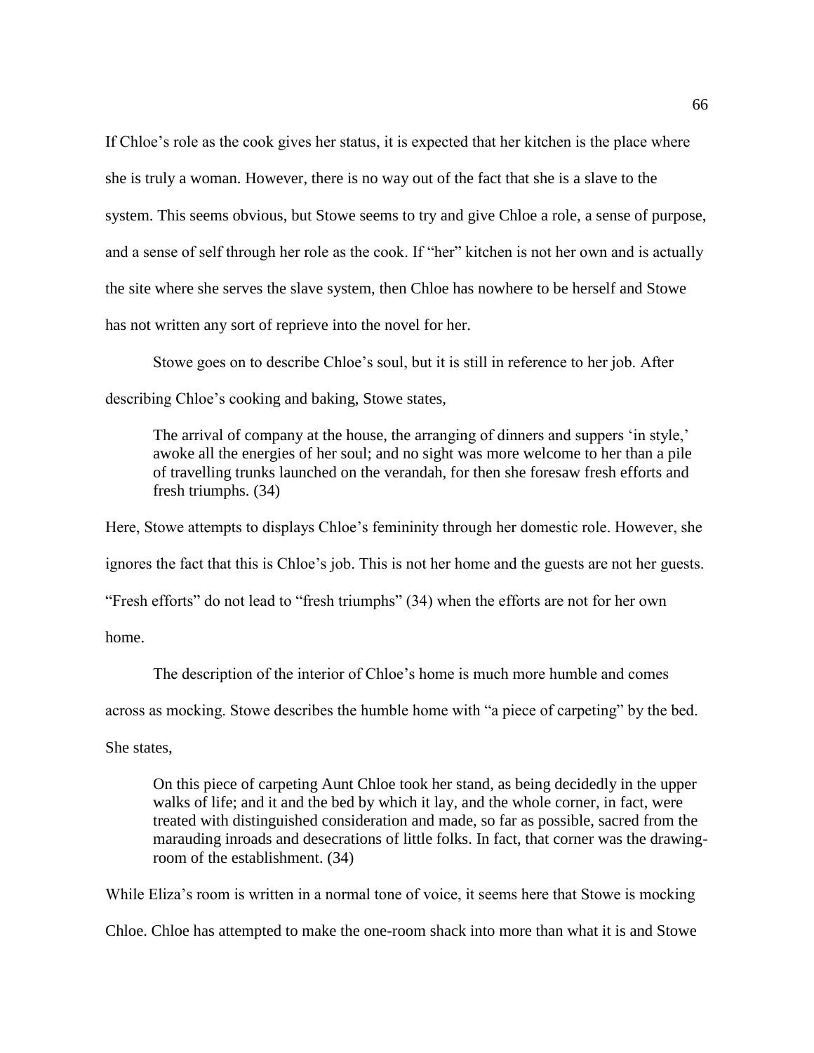If Chloe's role as the cook gives her status, it is expected that her kitchen is the place where she is truly a woman. However, there is no way out of the fact that she is a slave to the system. This seems obvious, but Stowe seems to try and give Chloe a role, a sense of purpose, and a sense of self through her role as the cook. If "her" kitchen is not her own and is actually the site where she serves the slave system, then Chloe has nowhere to be herself and Stowe has not written any sort of reprieve into the novel for her.

Stowe goes on to describe Chloe's soul, but it is still in reference to her job. After describing Chloe's cooking and baking, Stowe states,

> The arrival of company at the house, the arranging of dinners and suppers 'in style,' awoke all the energies of her soul; and no sight was more welcome to her than a pile of travelling trunks launched on the verandah, for then she foresaw fresh efforts and fresh triumphs. (34)

Here, Stowe attempts to displays Chloe's femininity through her domestic role. However, she ignores the fact that this is Chloe's job. This is not her home and the guests are not her guests. "Fresh efforts" do not lead to "fresh triumphs" (34) when the efforts are not for her own home.

The description of the interior of Chloe's home is much more humble and comes across as mocking. Stowe describes the humble home with "a piece of carpeting" by the bed. She states,

> On this piece of carpeting Aunt Chloe took her stand, as being decidedly in the upper walks of life; and it and the bed by which it lay, and the whole corner, in fact, were treated with distinguished consideration and made, so far as possible, sacred from the marauding inroads and desecrations of little folks. In fact, that corner was the drawing-room of the establishment. (34)

While Eliza's room is written in a normal tone of voice, it seems here that Stowe is mocking Chloe. Chloe has attempted to make the one-room shack into more than what it is and Stowe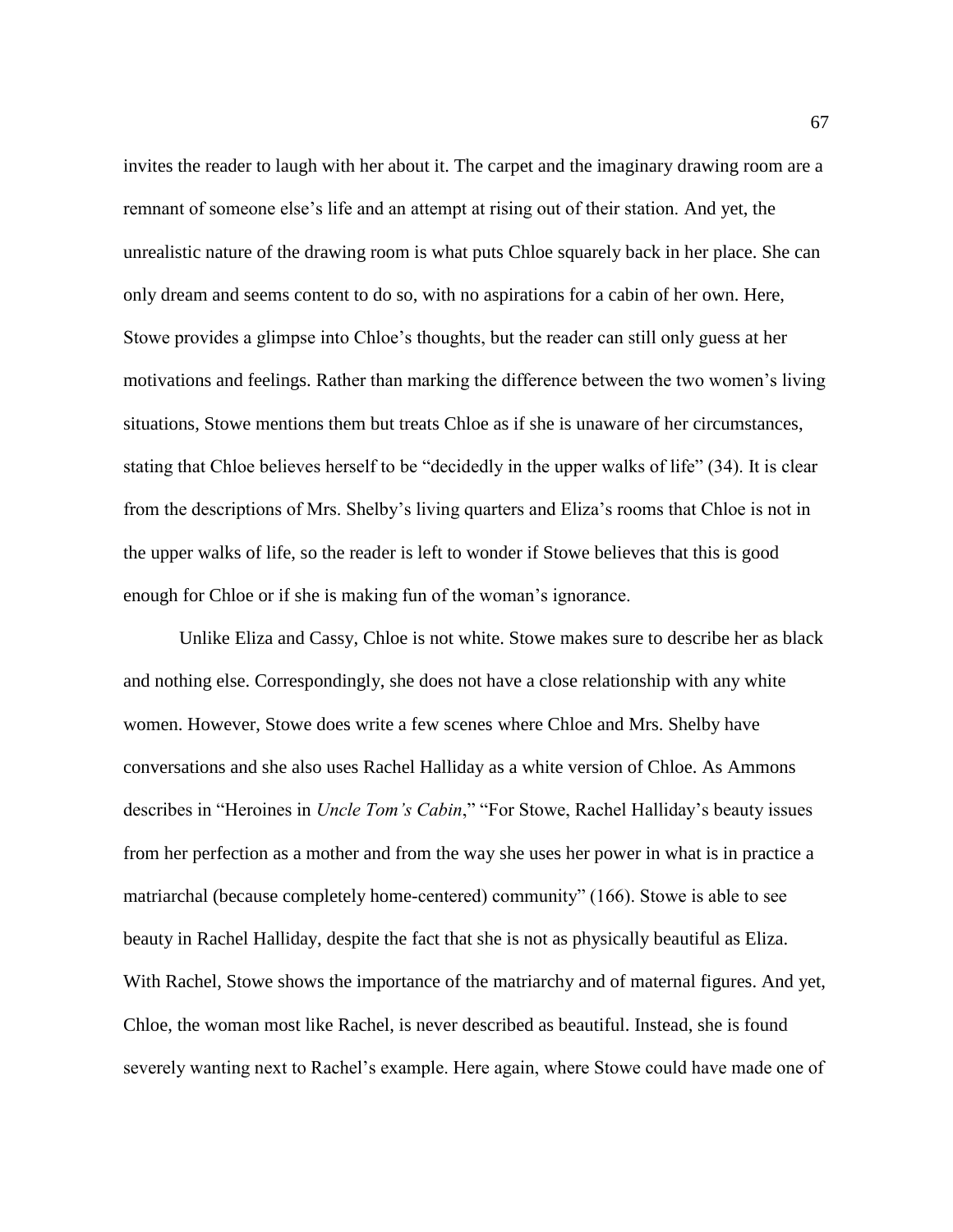invites the reader to laugh with her about it. The carpet and the imaginary drawing room are a remnant of someone else's life and an attempt at rising out of their station. And yet, the unrealistic nature of the drawing room is what puts Chloe squarely back in her place. She can only dream and seems content to do so, with no aspirations for a cabin of her own. Here, Stowe provides a glimpse into Chloe's thoughts, but the reader can still only guess at her motivations and feelings. Rather than marking the difference between the two women's living situations, Stowe mentions them but treats Chloe as if she is unaware of her circumstances, stating that Chloe believes herself to be "decidedly in the upper walks of life" (34). It is clear from the descriptions of Mrs. Shelby's living quarters and Eliza's rooms that Chloe is not in the upper walks of life, so the reader is left to wonder if Stowe believes that this is good enough for Chloe or if she is making fun of the woman's ignorance.

Unlike Eliza and Cassy, Chloe is not white. Stowe makes sure to describe her as black and nothing else. Correspondingly, she does not have a close relationship with any white women. However, Stowe does write a few scenes where Chloe and Mrs. Shelby have conversations and she also uses Rachel Halliday as a white version of Chloe. As Ammons describes in "Heroines in *Uncle Tom's Cabin*," "For Stowe, Rachel Halliday's beauty issues from her perfection as a mother and from the way she uses her power in what is in practice a matriarchal (because completely home-centered) community" (166). Stowe is able to see beauty in Rachel Halliday, despite the fact that she is not as physically beautiful as Eliza. With Rachel, Stowe shows the importance of the matriarchy and of maternal figures. And yet, Chloe, the woman most like Rachel, is never described as beautiful. Instead, she is found severely wanting next to Rachel's example. Here again, where Stowe could have made one of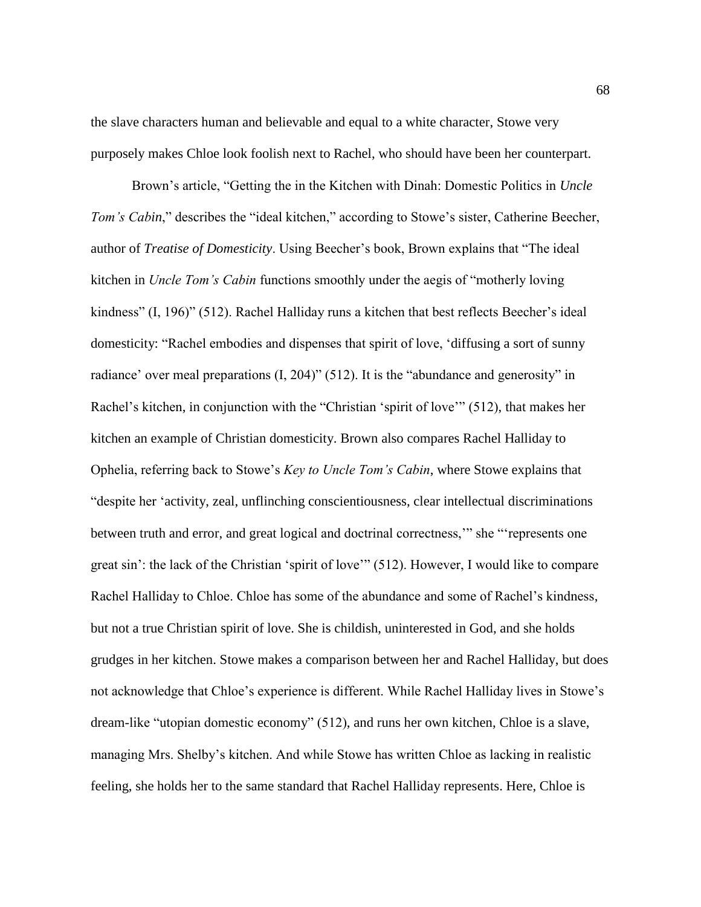the slave characters human and believable and equal to a white character, Stowe very purposely makes Chloe look foolish next to Rachel, who should have been her counterpart.

Brown's article, "Getting the in the Kitchen with Dinah: Domestic Politics in *Uncle Tom's Cabin*," describes the "ideal kitchen," according to Stowe's sister, Catherine Beecher, author of *Treatise of Domesticity*. Using Beecher's book, Brown explains that "The ideal kitchen in *Uncle Tom's Cabin* functions smoothly under the aegis of "motherly loving kindness" (I, 196)" (512). Rachel Halliday runs a kitchen that best reflects Beecher's ideal domesticity: "Rachel embodies and dispenses that spirit of love, 'diffusing a sort of sunny radiance' over meal preparations (I, 204)" (512). It is the "abundance and generosity" in Rachel's kitchen, in conjunction with the "Christian 'spirit of love'" (512), that makes her kitchen an example of Christian domesticity. Brown also compares Rachel Halliday to Ophelia, referring back to Stowe's *Key to Uncle Tom's Cabin*, where Stowe explains that "despite her 'activity, zeal, unflinching conscientiousness, clear intellectual discriminations between truth and error, and great logical and doctrinal correctness,'" she "'represents one great sin': the lack of the Christian 'spirit of love'" (512). However, I would like to compare Rachel Halliday to Chloe. Chloe has some of the abundance and some of Rachel's kindness, but not a true Christian spirit of love. She is childish, uninterested in God, and she holds grudges in her kitchen. Stowe makes a comparison between her and Rachel Halliday, but does not acknowledge that Chloe's experience is different. While Rachel Halliday lives in Stowe's dream-like "utopian domestic economy" (512), and runs her own kitchen, Chloe is a slave, managing Mrs. Shelby's kitchen. And while Stowe has written Chloe as lacking in realistic feeling, she holds her to the same standard that Rachel Halliday represents. Here, Chloe is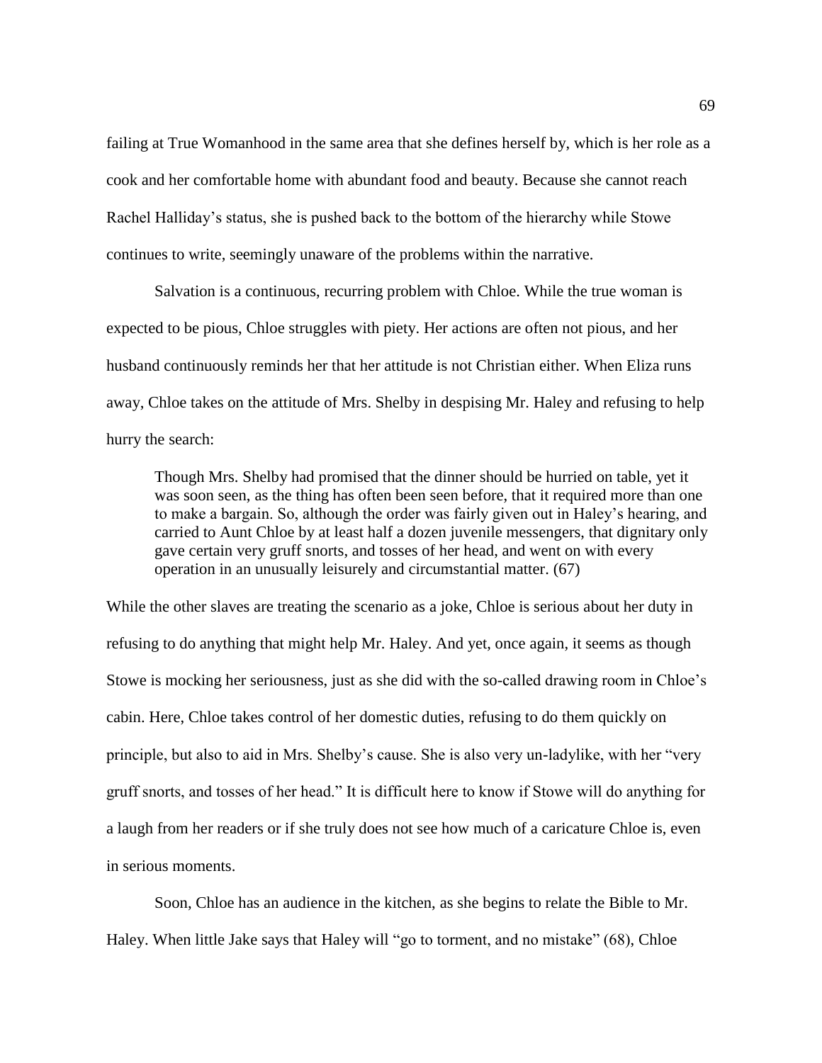failing at True Womanhood in the same area that she defines herself by, which is her role as a cook and her comfortable home with abundant food and beauty. Because she cannot reach Rachel Halliday's status, she is pushed back to the bottom of the hierarchy while Stowe continues to write, seemingly unaware of the problems within the narrative.

Salvation is a continuous, recurring problem with Chloe. While the true woman is expected to be pious, Chloe struggles with piety. Her actions are often not pious, and her husband continuously reminds her that her attitude is not Christian either. When Eliza runs away, Chloe takes on the attitude of Mrs. Shelby in despising Mr. Haley and refusing to help hurry the search:

> Though Mrs. Shelby had promised that the dinner should be hurried on table, yet it was soon seen, as the thing has often been seen before, that it required more than one to make a bargain. So, although the order was fairly given out in Haley's hearing, and carried to Aunt Chloe by at least half a dozen juvenile messengers, that dignitary only gave certain very gruff snorts, and tosses of her head, and went on with every operation in an unusually leisurely and circumstantial matter. (67)

While the other slaves are treating the scenario as a joke, Chloe is serious about her duty in refusing to do anything that might help Mr. Haley. And yet, once again, it seems as though Stowe is mocking her seriousness, just as she did with the so-called drawing room in Chloe's cabin. Here, Chloe takes control of her domestic duties, refusing to do them quickly on principle, but also to aid in Mrs. Shelby's cause. She is also very un-ladylike, with her "very gruff snorts, and tosses of her head." It is difficult here to know if Stowe will do anything for a laugh from her readers or if she truly does not see how much of a caricature Chloe is, even in serious moments.

Soon, Chloe has an audience in the kitchen, as she begins to relate the Bible to Mr. Haley. When little Jake says that Haley will "go to torment, and no mistake" (68), Chloe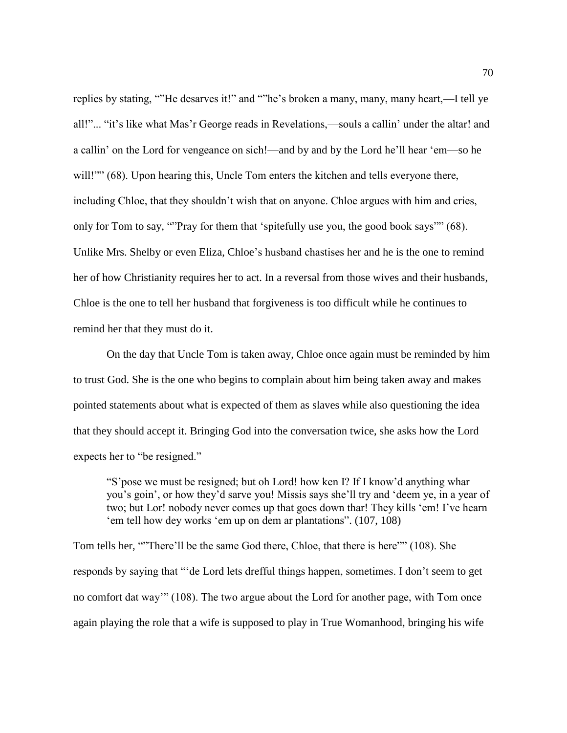replies by stating, ""He desarves it!" and ""he's broken a many, many, many heart,—I tell ye all!"... "it's like what Mas'r George reads in Revelations,—souls a callin' under the altar! and a callin' on the Lord for vengeance on sich!—and by and by the Lord he'll hear 'em—so he will!"" (68). Upon hearing this, Uncle Tom enters the kitchen and tells everyone there, including Chloe, that they shouldn't wish that on anyone. Chloe argues with him and cries, only for Tom to say, ""Pray for them that 'spitefully use you, the good book says"" (68). Unlike Mrs. Shelby or even Eliza, Chloe's husband chastises her and he is the one to remind her of how Christianity requires her to act. In a reversal from those wives and their husbands, Chloe is the one to tell her husband that forgiveness is too difficult while he continues to remind her that they must do it.

On the day that Uncle Tom is taken away, Chloe once again must be reminded by him to trust God. She is the one who begins to complain about him being taken away and makes pointed statements about what is expected of them as slaves while also questioning the idea that they should accept it. Bringing God into the conversation twice, she asks how the Lord expects her to "be resigned."

> "S'pose we must be resigned; but oh Lord! how ken I? If I know'd anything whar you's goin', or how they'd sarve you! Missis says she'll try and 'deem ye, in a year of two; but Lor! nobody never comes up that goes down thar! They kills 'em! I've hearn 'em tell how dey works 'em up on dem ar plantations". (107, 108)

Tom tells her, ""There'll be the same God there, Chloe, that there is here"" (108). She responds by saying that "'de Lord lets drefful things happen, sometimes. I don't seem to get no comfort dat way'" (108). The two argue about the Lord for another page, with Tom once again playing the role that a wife is supposed to play in True Womanhood, bringing his wife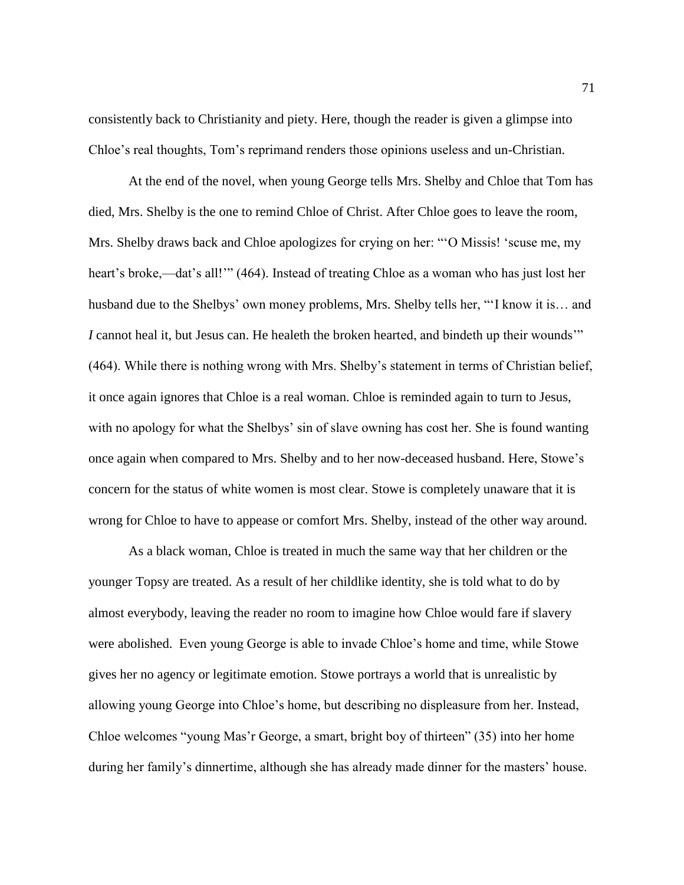consistently back to Christianity and piety. Here, though the reader is given a glimpse into Chloe's real thoughts, Tom's reprimand renders those opinions useless and un-Christian.

At the end of the novel, when young George tells Mrs. Shelby and Chloe that Tom has died, Mrs. Shelby is the one to remind Chloe of Christ. After Chloe goes to leave the room, Mrs. Shelby draws back and Chloe apologizes for crying on her: "'O Missis! 'scuse me, my heart's broke,—dat's all!'" (464). Instead of treating Chloe as a woman who has just lost her husband due to the Shelbys' own money problems, Mrs. Shelby tells her, "'I know it is… and *I* cannot heal it, but Jesus can. He healeth the broken hearted, and bindeth up their wounds'" (464). While there is nothing wrong with Mrs. Shelby's statement in terms of Christian belief, it once again ignores that Chloe is a real woman. Chloe is reminded again to turn to Jesus, with no apology for what the Shelbys' sin of slave owning has cost her. She is found wanting once again when compared to Mrs. Shelby and to her now-deceased husband. Here, Stowe's concern for the status of white women is most clear. Stowe is completely unaware that it is wrong for Chloe to have to appease or comfort Mrs. Shelby, instead of the other way around.

As a black woman, Chloe is treated in much the same way that her children or the younger Topsy are treated. As a result of her childlike identity, she is told what to do by almost everybody, leaving the reader no room to imagine how Chloe would fare if slavery were abolished. Even young George is able to invade Chloe's home and time, while Stowe gives her no agency or legitimate emotion. Stowe portrays a world that is unrealistic by allowing young George into Chloe's home, but describing no displeasure from her. Instead, Chloe welcomes "young Mas'r George, a smart, bright boy of thirteen" (35) into her home during her family's dinnertime, although she has already made dinner for the masters' house.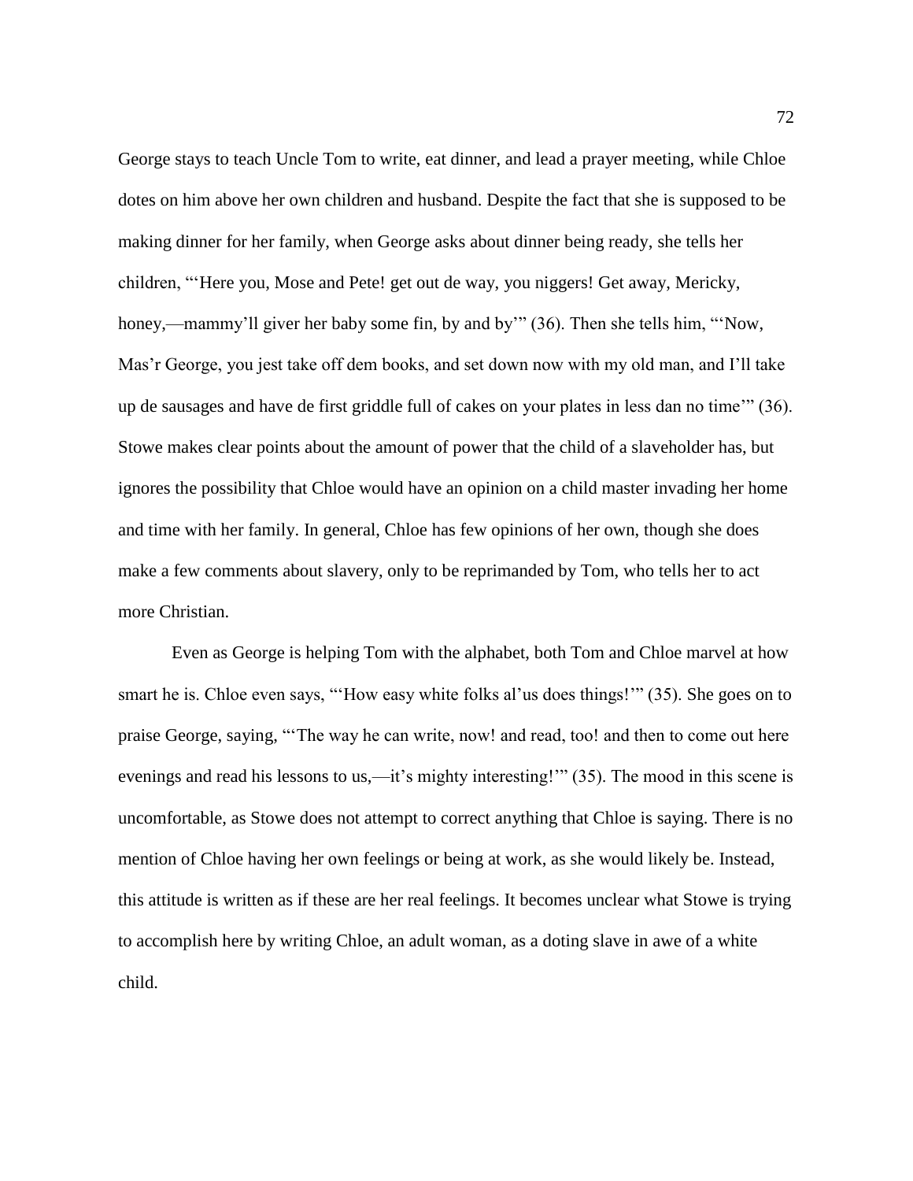George stays to teach Uncle Tom to write, eat dinner, and lead a prayer meeting, while Chloe dotes on him above her own children and husband. Despite the fact that she is supposed to be making dinner for her family, when George asks about dinner being ready, she tells her children, "'Here you, Mose and Pete! get out de way, you niggers! Get away, Mericky, honey,—mammy'll giver her baby some fin, by and by'" (36). Then she tells him, "'Now, Mas'r George, you jest take off dem books, and set down now with my old man, and I'll take up de sausages and have de first griddle full of cakes on your plates in less dan no time'" (36). Stowe makes clear points about the amount of power that the child of a slaveholder has, but ignores the possibility that Chloe would have an opinion on a child master invading her home and time with her family. In general, Chloe has few opinions of her own, though she does make a few comments about slavery, only to be reprimanded by Tom, who tells her to act more Christian.

Even as George is helping Tom with the alphabet, both Tom and Chloe marvel at how smart he is. Chloe even says, "'How easy white folks al'us does things!'" (35). She goes on to praise George, saying, "'The way he can write, now! and read, too! and then to come out here evenings and read his lessons to us,—it's mighty interesting!'" (35). The mood in this scene is uncomfortable, as Stowe does not attempt to correct anything that Chloe is saying. There is no mention of Chloe having her own feelings or being at work, as she would likely be. Instead, this attitude is written as if these are her real feelings. It becomes unclear what Stowe is trying to accomplish here by writing Chloe, an adult woman, as a doting slave in awe of a white child.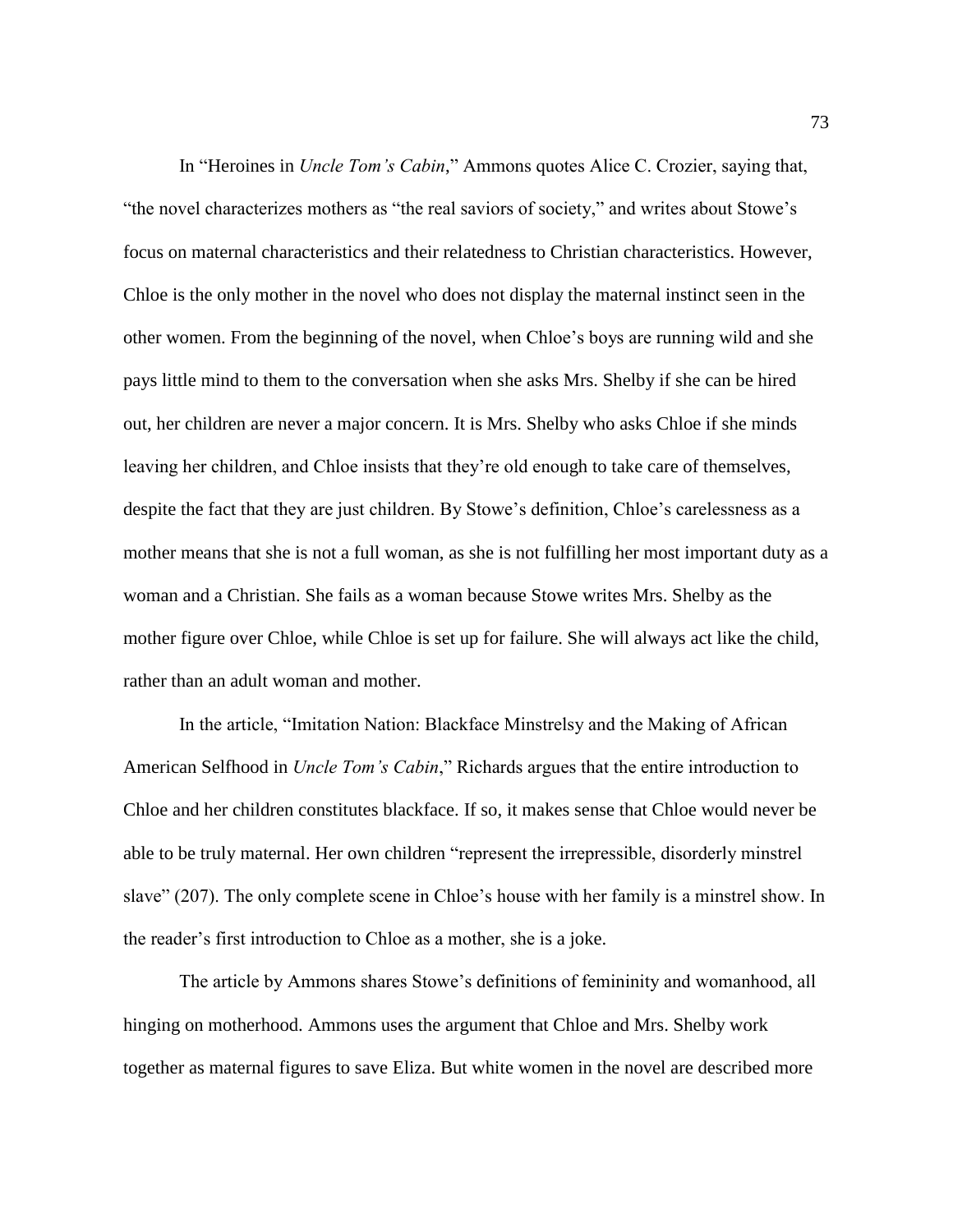In "Heroines in *Uncle Tom's Cabin*," Ammons quotes Alice C. Crozier, saying that, "the novel characterizes mothers as "the real saviors of society," and writes about Stowe's focus on maternal characteristics and their relatedness to Christian characteristics. However, Chloe is the only mother in the novel who does not display the maternal instinct seen in the other women. From the beginning of the novel, when Chloe's boys are running wild and she pays little mind to them to the conversation when she asks Mrs. Shelby if she can be hired out, her children are never a major concern. It is Mrs. Shelby who asks Chloe if she minds leaving her children, and Chloe insists that they're old enough to take care of themselves, despite the fact that they are just children. By Stowe's definition, Chloe's carelessness as a mother means that she is not a full woman, as she is not fulfilling her most important duty as a woman and a Christian. She fails as a woman because Stowe writes Mrs. Shelby as the mother figure over Chloe, while Chloe is set up for failure. She will always act like the child, rather than an adult woman and mother.

In the article, "Imitation Nation: Blackface Minstrelsy and the Making of African American Selfhood in *Uncle Tom's Cabin*," Richards argues that the entire introduction to Chloe and her children constitutes blackface. If so, it makes sense that Chloe would never be able to be truly maternal. Her own children "represent the irrepressible, disorderly minstrel slave" (207). The only complete scene in Chloe's house with her family is a minstrel show. In the reader's first introduction to Chloe as a mother, she is a joke.

The article by Ammons shares Stowe's definitions of femininity and womanhood, all hinging on motherhood. Ammons uses the argument that Chloe and Mrs. Shelby work together as maternal figures to save Eliza. But white women in the novel are described more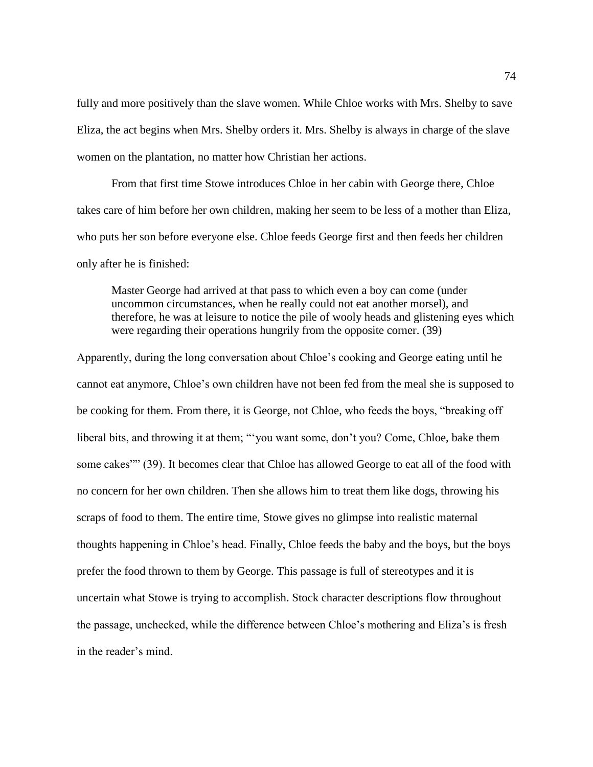fully and more positively than the slave women. While Chloe works with Mrs. Shelby to save Eliza, the act begins when Mrs. Shelby orders it. Mrs. Shelby is always in charge of the slave women on the plantation, no matter how Christian her actions.

From that first time Stowe introduces Chloe in her cabin with George there, Chloe takes care of him before her own children, making her seem to be less of a mother than Eliza, who puts her son before everyone else. Chloe feeds George first and then feeds her children only after he is finished:

> Master George had arrived at that pass to which even a boy can come (under uncommon circumstances, when he really could not eat another morsel), and therefore, he was at leisure to notice the pile of wooly heads and glistening eyes which were regarding their operations hungrily from the opposite corner. (39)

Apparently, during the long conversation about Chloe's cooking and George eating until he cannot eat anymore, Chloe's own children have not been fed from the meal she is supposed to be cooking for them. From there, it is George, not Chloe, who feeds the boys, "breaking off liberal bits, and throwing it at them; "'you want some, don't you? Come, Chloe, bake them some cakes"" (39). It becomes clear that Chloe has allowed George to eat all of the food with no concern for her own children. Then she allows him to treat them like dogs, throwing his scraps of food to them. The entire time, Stowe gives no glimpse into realistic maternal thoughts happening in Chloe's head. Finally, Chloe feeds the baby and the boys, but the boys prefer the food thrown to them by George. This passage is full of stereotypes and it is uncertain what Stowe is trying to accomplish. Stock character descriptions flow throughout the passage, unchecked, while the difference between Chloe's mothering and Eliza's is fresh in the reader's mind.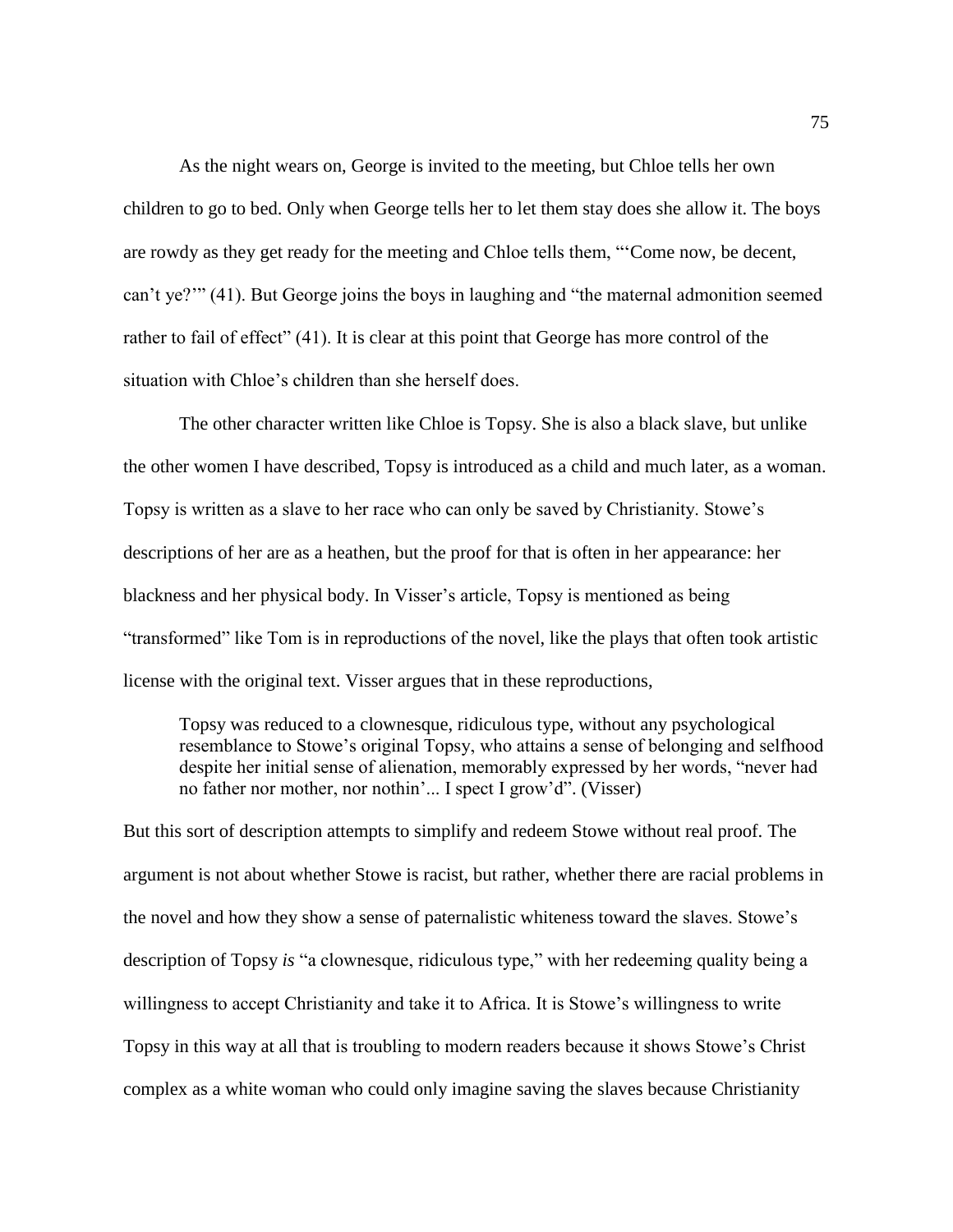As the night wears on, George is invited to the meeting, but Chloe tells her own children to go to bed. Only when George tells her to let them stay does she allow it. The boys are rowdy as they get ready for the meeting and Chloe tells them, "'Come now, be decent, can't ye?'" (41). But George joins the boys in laughing and "the maternal admonition seemed rather to fail of effect" (41). It is clear at this point that George has more control of the situation with Chloe's children than she herself does.

The other character written like Chloe is Topsy. She is also a black slave, but unlike the other women I have described, Topsy is introduced as a child and much later, as a woman. Topsy is written as a slave to her race who can only be saved by Christianity. Stowe's descriptions of her are as a heathen, but the proof for that is often in her appearance: her blackness and her physical body. In Visser's article, Topsy is mentioned as being "transformed" like Tom is in reproductions of the novel, like the plays that often took artistic license with the original text. Visser argues that in these reproductions,

> Topsy was reduced to a clownesque, ridiculous type, without any psychological resemblance to Stowe's original Topsy, who attains a sense of belonging and selfhood despite her initial sense of alienation, memorably expressed by her words, "never had no father nor mother, nor nothin'... I spect I grow'd". (Visser)

But this sort of description attempts to simplify and redeem Stowe without real proof. The argument is not about whether Stowe is racist, but rather, whether there are racial problems in the novel and how they show a sense of paternalistic whiteness toward the slaves. Stowe's description of Topsy *is* "a clownesque, ridiculous type," with her redeeming quality being a willingness to accept Christianity and take it to Africa. It is Stowe's willingness to write Topsy in this way at all that is troubling to modern readers because it shows Stowe's Christ complex as a white woman who could only imagine saving the slaves because Christianity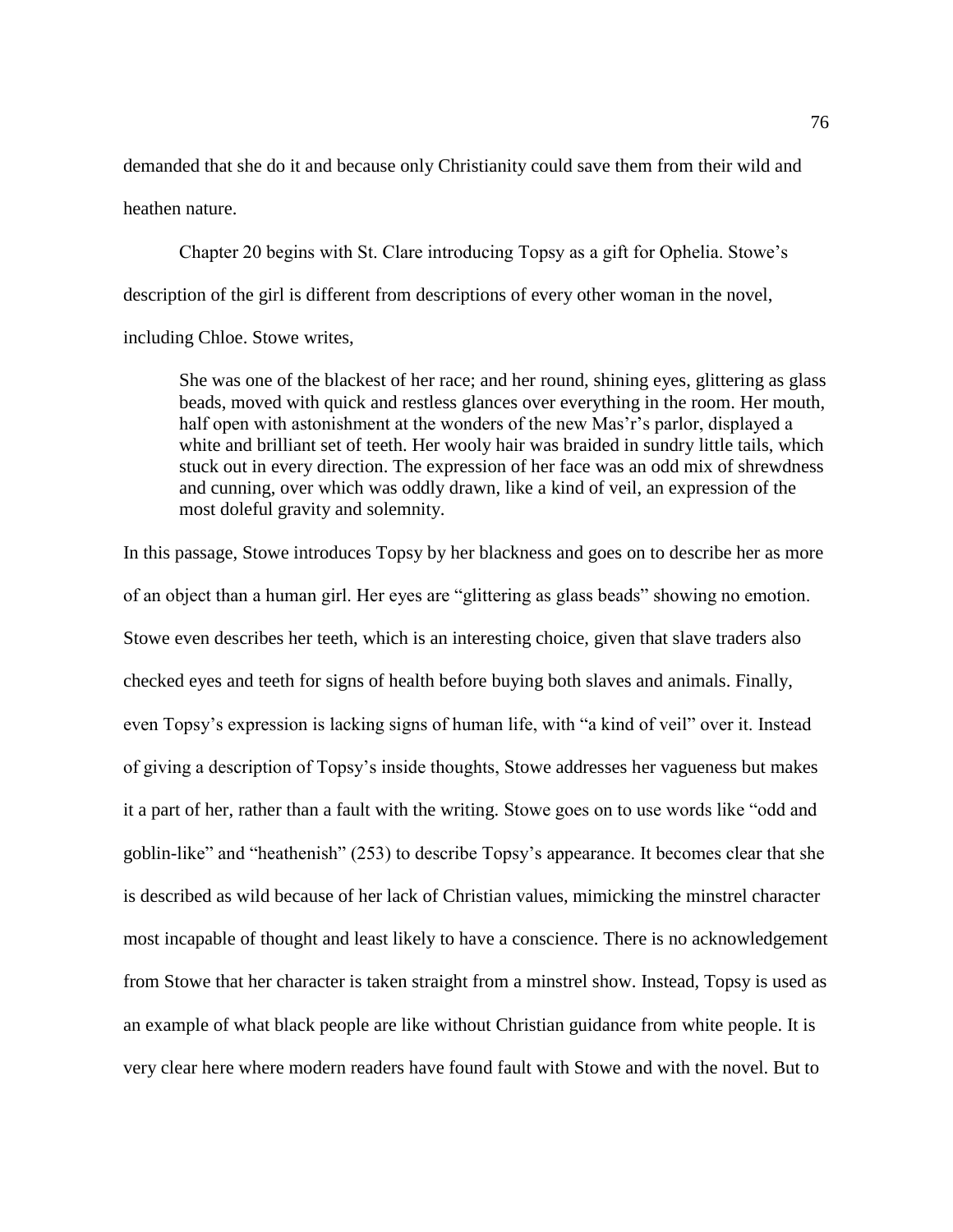demanded that she do it and because only Christianity could save them from their wild and heathen nature.

Chapter 20 begins with St. Clare introducing Topsy as a gift for Ophelia. Stowe's description of the girl is different from descriptions of every other woman in the novel, including Chloe. Stowe writes,

> She was one of the blackest of her race; and her round, shining eyes, glittering as glass beads, moved with quick and restless glances over everything in the room. Her mouth, half open with astonishment at the wonders of the new Mas'r's parlor, displayed a white and brilliant set of teeth. Her wooly hair was braided in sundry little tails, which stuck out in every direction. The expression of her face was an odd mix of shrewdness and cunning, over which was oddly drawn, like a kind of veil, an expression of the most doleful gravity and solemnity.

In this passage, Stowe introduces Topsy by her blackness and goes on to describe her as more of an object than a human girl. Her eyes are "glittering as glass beads" showing no emotion. Stowe even describes her teeth, which is an interesting choice, given that slave traders also checked eyes and teeth for signs of health before buying both slaves and animals. Finally, even Topsy's expression is lacking signs of human life, with "a kind of veil" over it. Instead of giving a description of Topsy's inside thoughts, Stowe addresses her vagueness but makes it a part of her, rather than a fault with the writing. Stowe goes on to use words like "odd and goblin-like" and "heathenish" (253) to describe Topsy's appearance. It becomes clear that she is described as wild because of her lack of Christian values, mimicking the minstrel character most incapable of thought and least likely to have a conscience. There is no acknowledgement from Stowe that her character is taken straight from a minstrel show. Instead, Topsy is used as an example of what black people are like without Christian guidance from white people. It is very clear here where modern readers have found fault with Stowe and with the novel. But to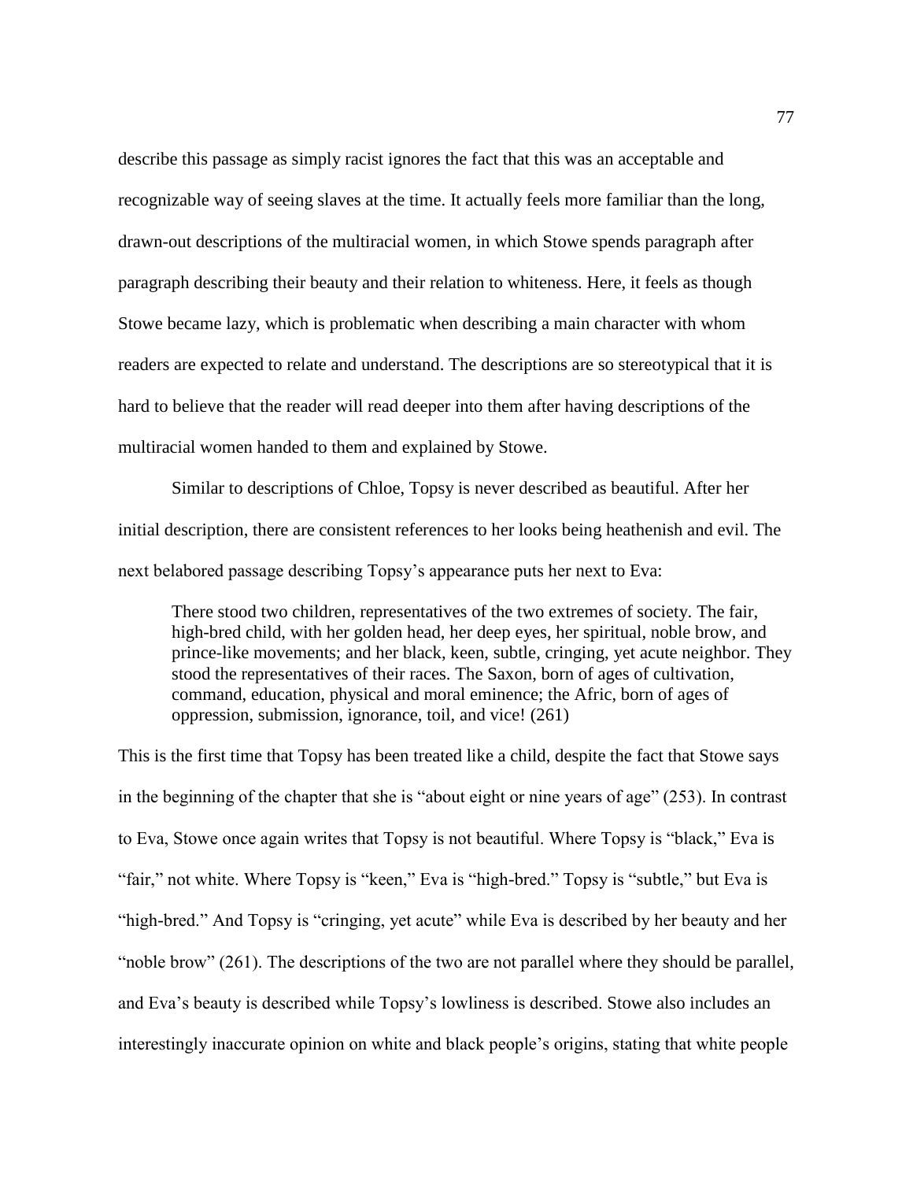describe this passage as simply racist ignores the fact that this was an acceptable and recognizable way of seeing slaves at the time. It actually feels more familiar than the long, drawn-out descriptions of the multiracial women, in which Stowe spends paragraph after paragraph describing their beauty and their relation to whiteness. Here, it feels as though Stowe became lazy, which is problematic when describing a main character with whom readers are expected to relate and understand. The descriptions are so stereotypical that it is hard to believe that the reader will read deeper into them after having descriptions of the multiracial women handed to them and explained by Stowe.

Similar to descriptions of Chloe, Topsy is never described as beautiful. After her initial description, there are consistent references to her looks being heathenish and evil. The next belabored passage describing Topsy's appearance puts her next to Eva:

> There stood two children, representatives of the two extremes of society. The fair, high-bred child, with her golden head, her deep eyes, her spiritual, noble brow, and prince-like movements; and her black, keen, subtle, cringing, yet acute neighbor. They stood the representatives of their races. The Saxon, born of ages of cultivation, command, education, physical and moral eminence; the Afric, born of ages of oppression, submission, ignorance, toil, and vice! (261)

This is the first time that Topsy has been treated like a child, despite the fact that Stowe says in the beginning of the chapter that she is "about eight or nine years of age" (253). In contrast to Eva, Stowe once again writes that Topsy is not beautiful. Where Topsy is "black," Eva is "fair," not white. Where Topsy is "keen," Eva is "high-bred." Topsy is "subtle," but Eva is "high-bred." And Topsy is "cringing, yet acute" while Eva is described by her beauty and her "noble brow" (261). The descriptions of the two are not parallel where they should be parallel, and Eva's beauty is described while Topsy's lowliness is described. Stowe also includes an interestingly inaccurate opinion on white and black people's origins, stating that white people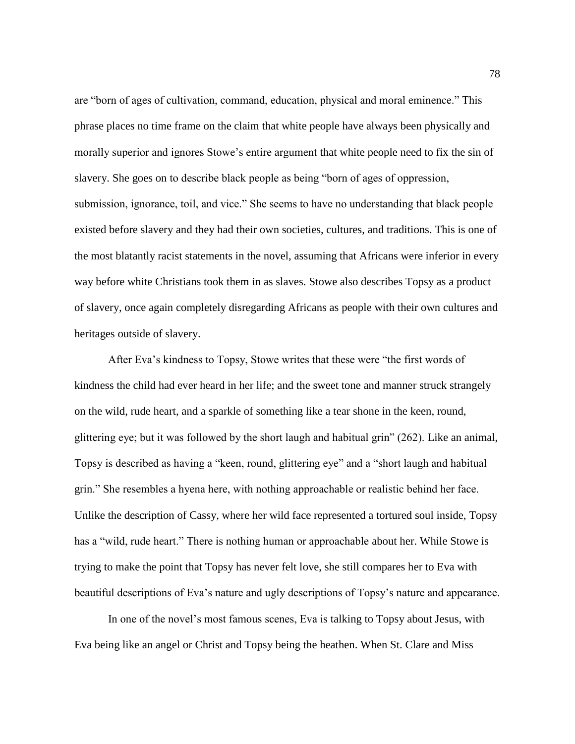are "born of ages of cultivation, command, education, physical and moral eminence." This phrase places no time frame on the claim that white people have always been physically and morally superior and ignores Stowe's entire argument that white people need to fix the sin of slavery. She goes on to describe black people as being "born of ages of oppression, submission, ignorance, toil, and vice." She seems to have no understanding that black people existed before slavery and they had their own societies, cultures, and traditions. This is one of the most blatantly racist statements in the novel, assuming that Africans were inferior in every way before white Christians took them in as slaves. Stowe also describes Topsy as a product of slavery, once again completely disregarding Africans as people with their own cultures and heritages outside of slavery.

After Eva's kindness to Topsy, Stowe writes that these were "the first words of kindness the child had ever heard in her life; and the sweet tone and manner struck strangely on the wild, rude heart, and a sparkle of something like a tear shone in the keen, round, glittering eye; but it was followed by the short laugh and habitual grin" (262). Like an animal, Topsy is described as having a "keen, round, glittering eye" and a "short laugh and habitual grin." She resembles a hyena here, with nothing approachable or realistic behind her face. Unlike the description of Cassy, where her wild face represented a tortured soul inside, Topsy has a "wild, rude heart." There is nothing human or approachable about her. While Stowe is trying to make the point that Topsy has never felt love, she still compares her to Eva with beautiful descriptions of Eva's nature and ugly descriptions of Topsy's nature and appearance.

In one of the novel's most famous scenes, Eva is talking to Topsy about Jesus, with Eva being like an angel or Christ and Topsy being the heathen. When St. Clare and Miss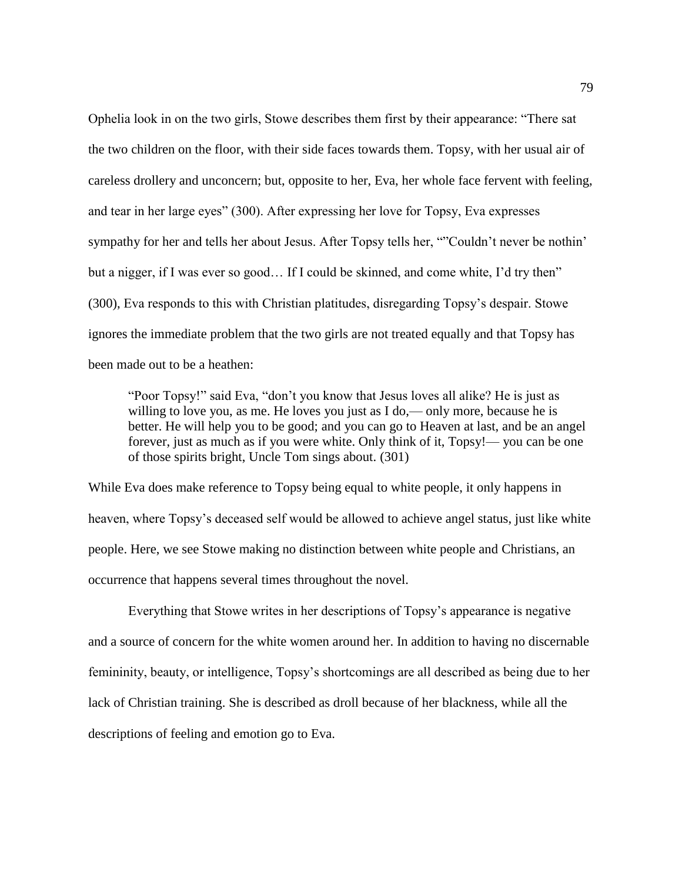Ophelia look in on the two girls, Stowe describes them first by their appearance: “There sat the two children on the floor, with their side faces towards them. Topsy, with her usual air of careless drollery and unconcern; but, opposite to her, Eva, her whole face fervent with feeling, and tear in her large eyes” (300). After expressing her love for Topsy, Eva expresses sympathy for her and tells her about Jesus. After Topsy tells her, “”Couldn’t never be nothin’ but a nigger, if I was ever so good… If I could be skinned, and come white, I’d try then” (300), Eva responds to this with Christian platitudes, disregarding Topsy’s despair. Stowe ignores the immediate problem that the two girls are not treated equally and that Topsy has been made out to be a heathen:

> “Poor Topsy!” said Eva, “don’t you know that Jesus loves all alike? He is just as willing to love you, as me. He loves you just as I do,— only more, because he is better. He will help you to be good; and you can go to Heaven at last, and be an angel forever, just as much as if you were white. Only think of it, Topsy!— you can be one of those spirits bright, Uncle Tom sings about. (301)

While Eva does make reference to Topsy being equal to white people, it only happens in heaven, where Topsy’s deceased self would be allowed to achieve angel status, just like white people. Here, we see Stowe making no distinction between white people and Christians, an occurrence that happens several times throughout the novel.

Everything that Stowe writes in her descriptions of Topsy’s appearance is negative and a source of concern for the white women around her. In addition to having no discernable femininity, beauty, or intelligence, Topsy’s shortcomings are all described as being due to her lack of Christian training. She is described as droll because of her blackness, while all the descriptions of feeling and emotion go to Eva.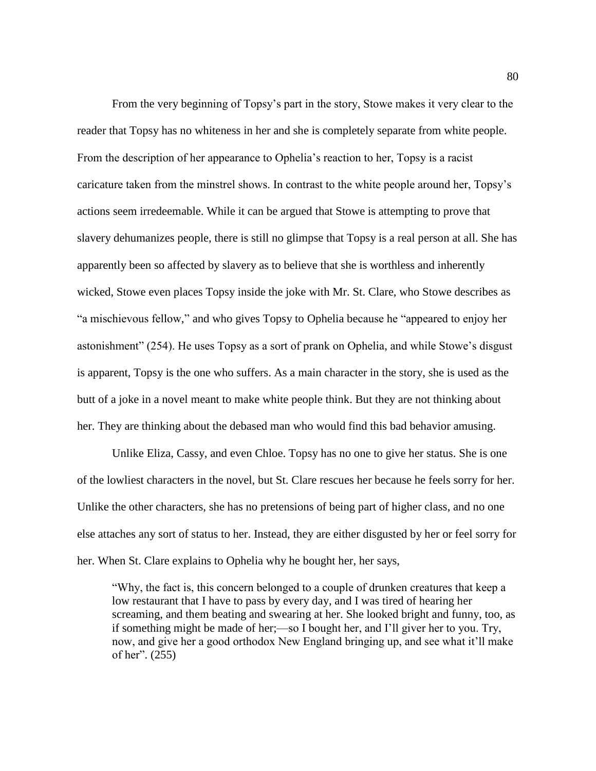From the very beginning of Topsy's part in the story, Stowe makes it very clear to the reader that Topsy has no whiteness in her and she is completely separate from white people. From the description of her appearance to Ophelia's reaction to her, Topsy is a racist caricature taken from the minstrel shows. In contrast to the white people around her, Topsy's actions seem irredeemable. While it can be argued that Stowe is attempting to prove that slavery dehumanizes people, there is still no glimpse that Topsy is a real person at all. She has apparently been so affected by slavery as to believe that she is worthless and inherently wicked, Stowe even places Topsy inside the joke with Mr. St. Clare, who Stowe describes as "a mischievous fellow," and who gives Topsy to Ophelia because he "appeared to enjoy her astonishment" (254). He uses Topsy as a sort of prank on Ophelia, and while Stowe's disgust is apparent, Topsy is the one who suffers. As a main character in the story, she is used as the butt of a joke in a novel meant to make white people think. But they are not thinking about her. They are thinking about the debased man who would find this bad behavior amusing.

Unlike Eliza, Cassy, and even Chloe. Topsy has no one to give her status. She is one of the lowliest characters in the novel, but St. Clare rescues her because he feels sorry for her. Unlike the other characters, she has no pretensions of being part of higher class, and no one else attaches any sort of status to her. Instead, they are either disgusted by her or feel sorry for her. When St. Clare explains to Ophelia why he bought her, her says,

> "Why, the fact is, this concern belonged to a couple of drunken creatures that keep a low restaurant that I have to pass by every day, and I was tired of hearing her screaming, and them beating and swearing at her. She looked bright and funny, too, as if something might be made of her;—so I bought her, and I'll giver her to you. Try, now, and give her a good orthodox New England bringing up, and see what it'll make of her". (255)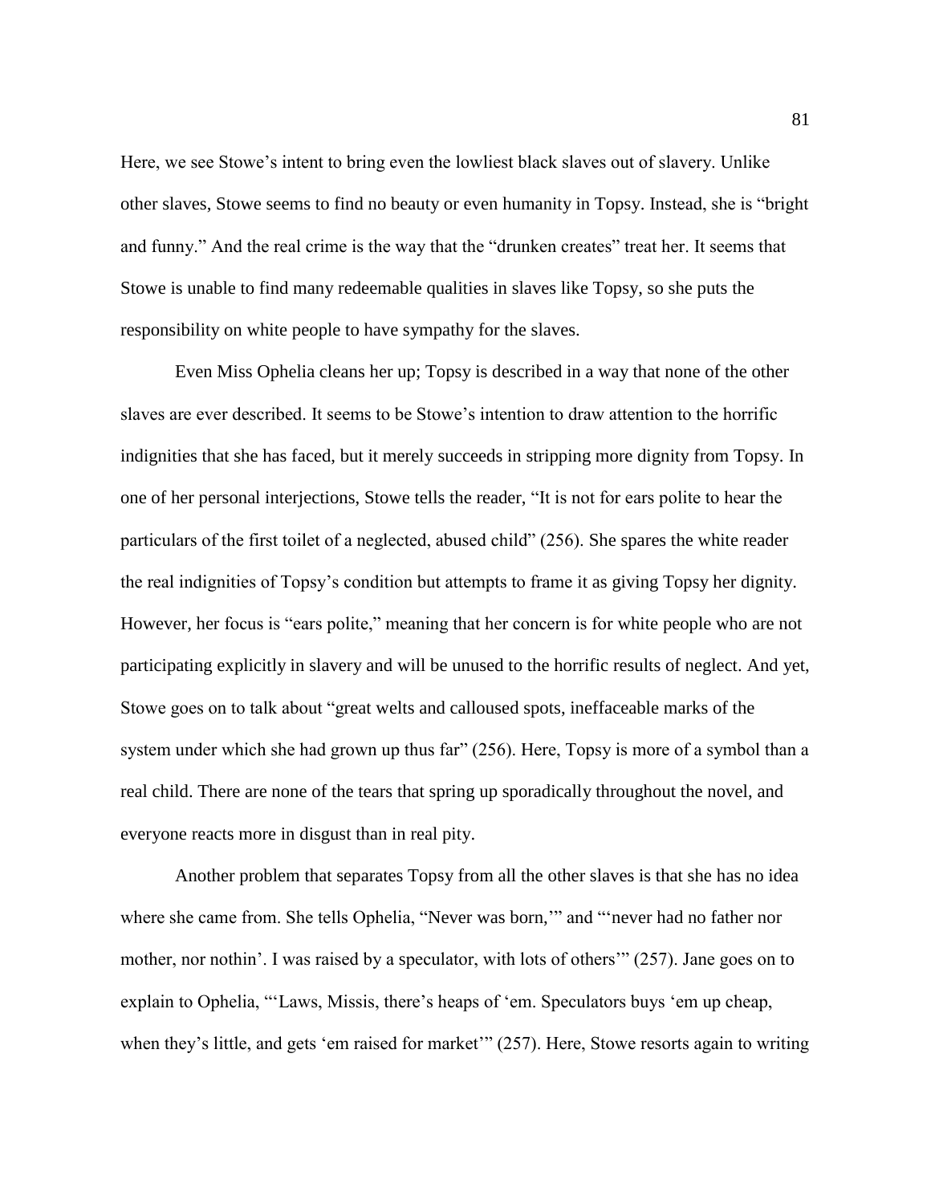Here, we see Stowe's intent to bring even the lowliest black slaves out of slavery. Unlike other slaves, Stowe seems to find no beauty or even humanity in Topsy. Instead, she is "bright and funny." And the real crime is the way that the "drunken creates" treat her. It seems that Stowe is unable to find many redeemable qualities in slaves like Topsy, so she puts the responsibility on white people to have sympathy for the slaves.

Even Miss Ophelia cleans her up; Topsy is described in a way that none of the other slaves are ever described. It seems to be Stowe's intention to draw attention to the horrific indignities that she has faced, but it merely succeeds in stripping more dignity from Topsy. In one of her personal interjections, Stowe tells the reader, "It is not for ears polite to hear the particulars of the first toilet of a neglected, abused child" (256). She spares the white reader the real indignities of Topsy's condition but attempts to frame it as giving Topsy her dignity. However, her focus is "ears polite," meaning that her concern is for white people who are not participating explicitly in slavery and will be unused to the horrific results of neglect. And yet, Stowe goes on to talk about "great welts and calloused spots, ineffaceable marks of the system under which she had grown up thus far" (256). Here, Topsy is more of a symbol than a real child. There are none of the tears that spring up sporadically throughout the novel, and everyone reacts more in disgust than in real pity.

Another problem that separates Topsy from all the other slaves is that she has no idea where she came from. She tells Ophelia, "Never was born,'" and "'never had no father nor mother, nor nothin'. I was raised by a speculator, with lots of others'" (257). Jane goes on to explain to Ophelia, "'Laws, Missis, there's heaps of 'em. Speculators buys 'em up cheap, when they's little, and gets 'em raised for market'" (257). Here, Stowe resorts again to writing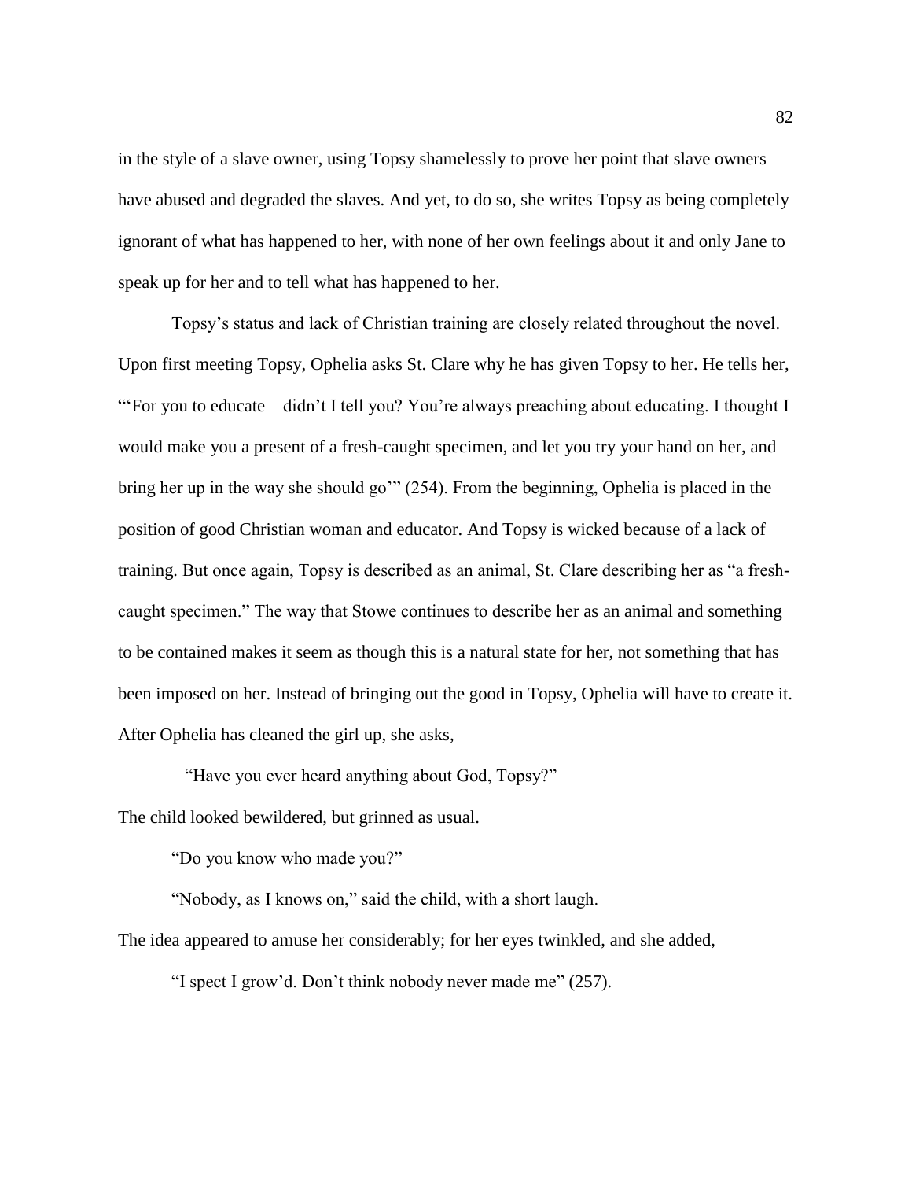in the style of a slave owner, using Topsy shamelessly to prove her point that slave owners have abused and degraded the slaves. And yet, to do so, she writes Topsy as being completely ignorant of what has happened to her, with none of her own feelings about it and only Jane to speak up for her and to tell what has happened to her.

Topsy's status and lack of Christian training are closely related throughout the novel. Upon first meeting Topsy, Ophelia asks St. Clare why he has given Topsy to her. He tells her, "'For you to educate—didn't I tell you? You're always preaching about educating. I thought I would make you a present of a fresh-caught specimen, and let you try your hand on her, and bring her up in the way she should go'" (254). From the beginning, Ophelia is placed in the position of good Christian woman and educator. And Topsy is wicked because of a lack of training. But once again, Topsy is described as an animal, St. Clare describing her as "a fresh-caught specimen." The way that Stowe continues to describe her as an animal and something to be contained makes it seem as though this is a natural state for her, not something that has been imposed on her. Instead of bringing out the good in Topsy, Ophelia will have to create it. After Ophelia has cleaned the girl up, she asks,

> "Have you ever heard anything about God, Topsy?"
>
> The child looked bewildered, but grinned as usual.
>
> "Do you know who made you?"
>
> "Nobody, as I knows on," said the child, with a short laugh.
>
> The idea appeared to amuse her considerably; for her eyes twinkled, and she added,
>
> "I spect I grow'd. Don't think nobody never made me" (257).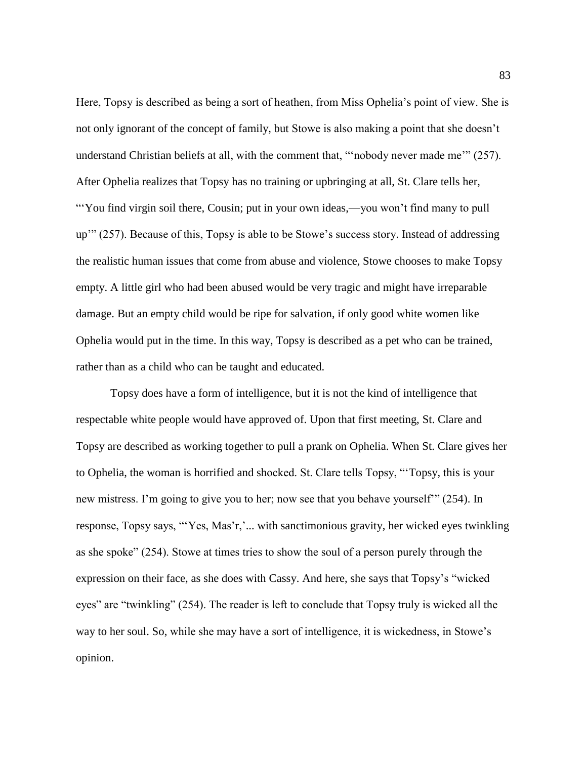Here, Topsy is described as being a sort of heathen, from Miss Ophelia's point of view. She is not only ignorant of the concept of family, but Stowe is also making a point that she doesn't understand Christian beliefs at all, with the comment that, "'nobody never made me'" (257). After Ophelia realizes that Topsy has no training or upbringing at all, St. Clare tells her, "'You find virgin soil there, Cousin; put in your own ideas,—you won't find many to pull up'" (257). Because of this, Topsy is able to be Stowe's success story. Instead of addressing the realistic human issues that come from abuse and violence, Stowe chooses to make Topsy empty. A little girl who had been abused would be very tragic and might have irreparable damage. But an empty child would be ripe for salvation, if only good white women like Ophelia would put in the time. In this way, Topsy is described as a pet who can be trained, rather than as a child who can be taught and educated.

Topsy does have a form of intelligence, but it is not the kind of intelligence that respectable white people would have approved of. Upon that first meeting, St. Clare and Topsy are described as working together to pull a prank on Ophelia. When St. Clare gives her to Ophelia, the woman is horrified and shocked. St. Clare tells Topsy, "'Topsy, this is your new mistress. I'm going to give you to her; now see that you behave yourself'" (254). In response, Topsy says, "'Yes, Mas'r,'... with sanctimonious gravity, her wicked eyes twinkling as she spoke" (254). Stowe at times tries to show the soul of a person purely through the expression on their face, as she does with Cassy. And here, she says that Topsy's "wicked eyes" are "twinkling" (254). The reader is left to conclude that Topsy truly is wicked all the way to her soul. So, while she may have a sort of intelligence, it is wickedness, in Stowe's opinion.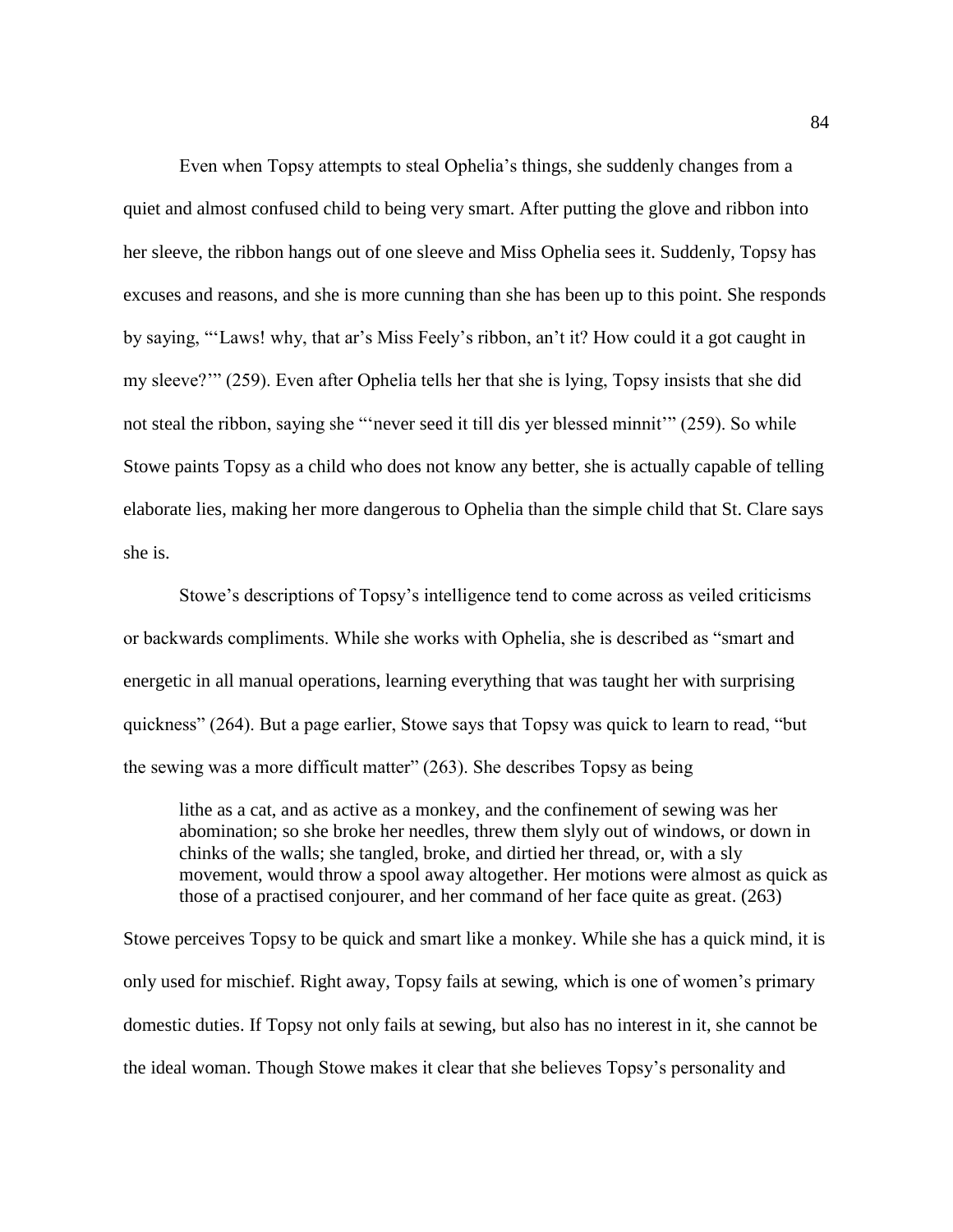Even when Topsy attempts to steal Ophelia's things, she suddenly changes from a quiet and almost confused child to being very smart. After putting the glove and ribbon into her sleeve, the ribbon hangs out of one sleeve and Miss Ophelia sees it. Suddenly, Topsy has excuses and reasons, and she is more cunning than she has been up to this point. She responds by saying, "'Laws! why, that ar's Miss Feely's ribbon, an't it? How could it a got caught in my sleeve?'" (259). Even after Ophelia tells her that she is lying, Topsy insists that she did not steal the ribbon, saying she "'never seed it till dis yer blessed minnit'" (259). So while Stowe paints Topsy as a child who does not know any better, she is actually capable of telling elaborate lies, making her more dangerous to Ophelia than the simple child that St. Clare says she is.

Stowe's descriptions of Topsy's intelligence tend to come across as veiled criticisms or backwards compliments. While she works with Ophelia, she is described as "smart and energetic in all manual operations, learning everything that was taught her with surprising quickness" (264). But a page earlier, Stowe says that Topsy was quick to learn to read, "but the sewing was a more difficult matter" (263). She describes Topsy as being

> lithe as a cat, and as active as a monkey, and the confinement of sewing was her abomination; so she broke her needles, threw them slyly out of windows, or down in chinks of the walls; she tangled, broke, and dirtied her thread, or, with a sly movement, would throw a spool away altogether. Her motions were almost as quick as those of a practised conjourer, and her command of her face quite as great. (263)

Stowe perceives Topsy to be quick and smart like a monkey. While she has a quick mind, it is only used for mischief. Right away, Topsy fails at sewing, which is one of women's primary domestic duties. If Topsy not only fails at sewing, but also has no interest in it, she cannot be the ideal woman. Though Stowe makes it clear that she believes Topsy's personality and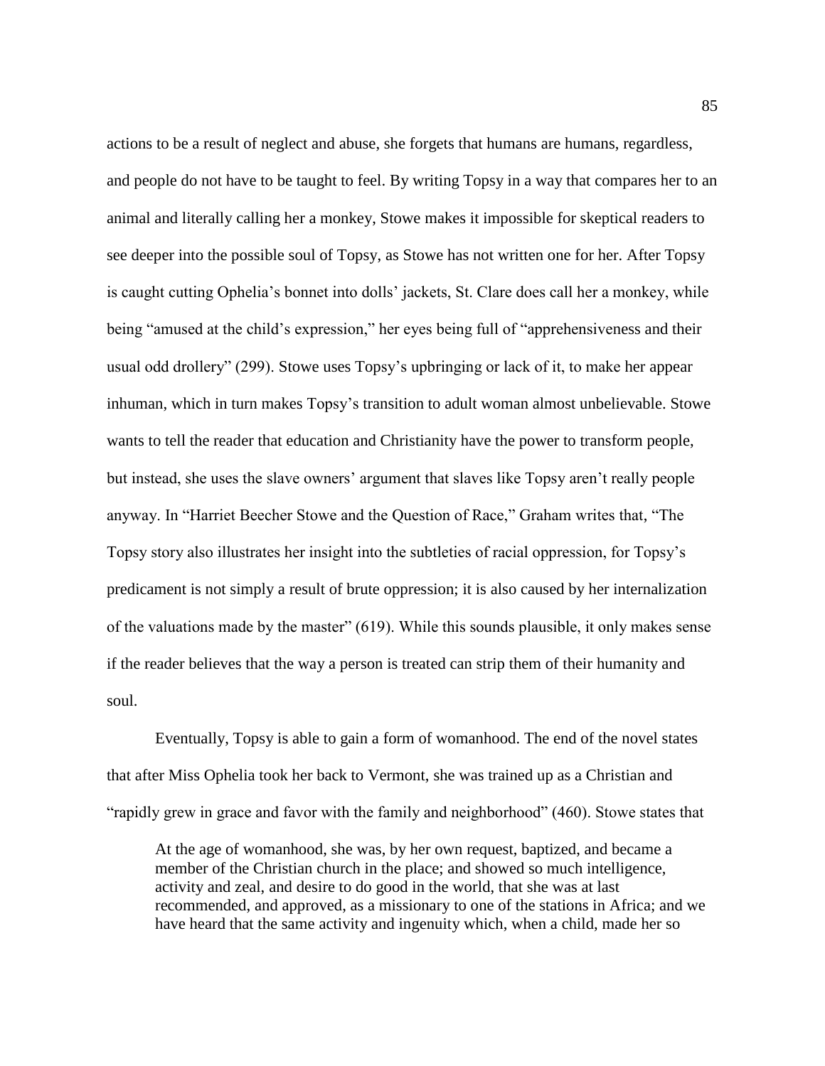actions to be a result of neglect and abuse, she forgets that humans are humans, regardless, and people do not have to be taught to feel. By writing Topsy in a way that compares her to an animal and literally calling her a monkey, Stowe makes it impossible for skeptical readers to see deeper into the possible soul of Topsy, as Stowe has not written one for her. After Topsy is caught cutting Ophelia's bonnet into dolls' jackets, St. Clare does call her a monkey, while being "amused at the child's expression," her eyes being full of "apprehensiveness and their usual odd drollery" (299). Stowe uses Topsy's upbringing or lack of it, to make her appear inhuman, which in turn makes Topsy's transition to adult woman almost unbelievable. Stowe wants to tell the reader that education and Christianity have the power to transform people, but instead, she uses the slave owners' argument that slaves like Topsy aren't really people anyway. In "Harriet Beecher Stowe and the Question of Race," Graham writes that, "The Topsy story also illustrates her insight into the subtleties of racial oppression, for Topsy's predicament is not simply a result of brute oppression; it is also caused by her internalization of the valuations made by the master" (619). While this sounds plausible, it only makes sense if the reader believes that the way a person is treated can strip them of their humanity and soul.

Eventually, Topsy is able to gain a form of womanhood. The end of the novel states that after Miss Ophelia took her back to Vermont, she was trained up as a Christian and "rapidly grew in grace and favor with the family and neighborhood" (460). Stowe states that

> At the age of womanhood, she was, by her own request, baptized, and became a member of the Christian church in the place; and showed so much intelligence, activity and zeal, and desire to do good in the world, that she was at last recommended, and approved, as a missionary to one of the stations in Africa; and we have heard that the same activity and ingenuity which, when a child, made her so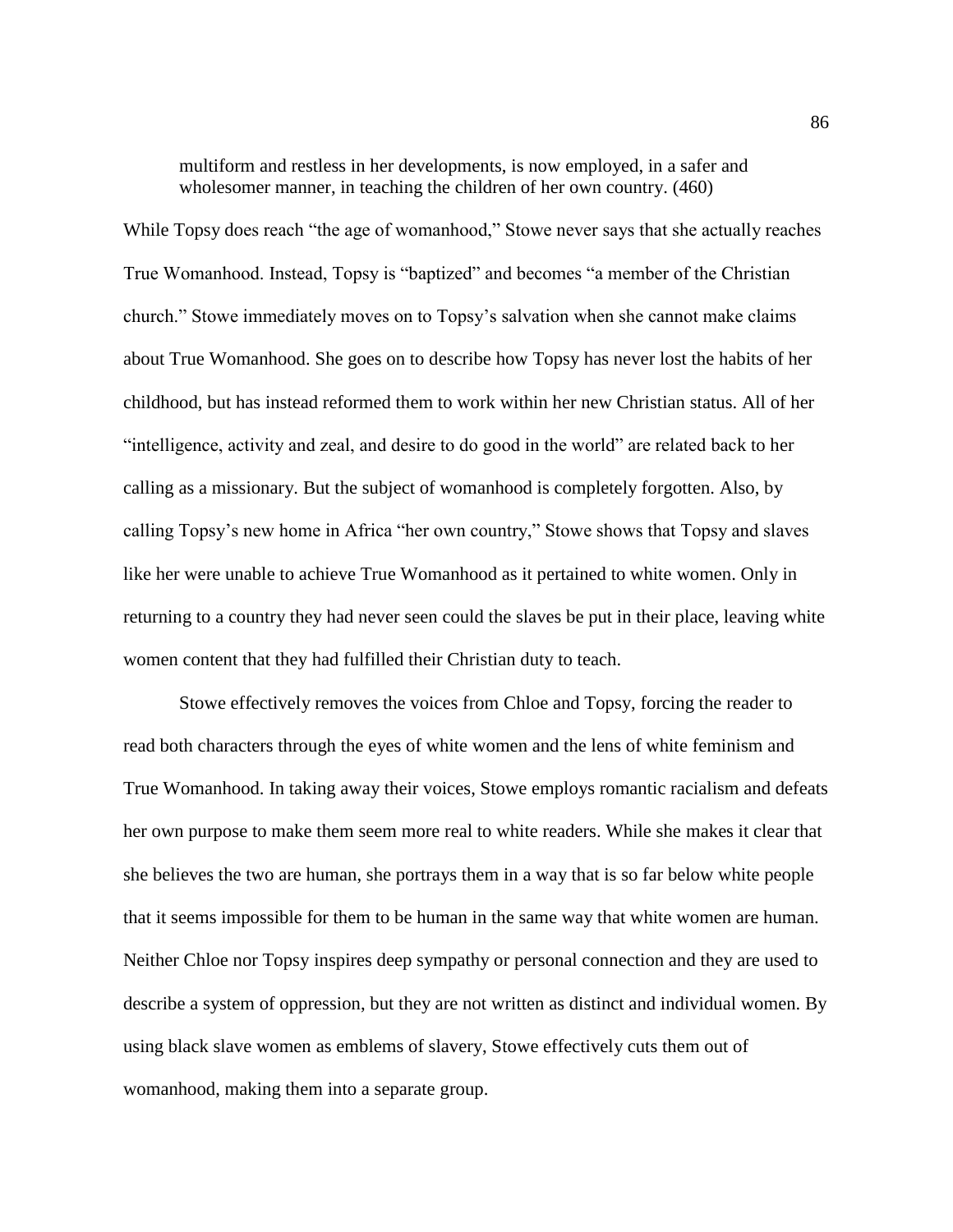> multiform and restless in her developments, is now employed, in a safer and wholesomer manner, in teaching the children of her own country. (460)

While Topsy does reach "the age of womanhood," Stowe never says that she actually reaches True Womanhood. Instead, Topsy is "baptized" and becomes "a member of the Christian church." Stowe immediately moves on to Topsy's salvation when she cannot make claims about True Womanhood. She goes on to describe how Topsy has never lost the habits of her childhood, but has instead reformed them to work within her new Christian status. All of her "intelligence, activity and zeal, and desire to do good in the world" are related back to her calling as a missionary. But the subject of womanhood is completely forgotten. Also, by calling Topsy's new home in Africa "her own country," Stowe shows that Topsy and slaves like her were unable to achieve True Womanhood as it pertained to white women. Only in returning to a country they had never seen could the slaves be put in their place, leaving white women content that they had fulfilled their Christian duty to teach.

Stowe effectively removes the voices from Chloe and Topsy, forcing the reader to read both characters through the eyes of white women and the lens of white feminism and True Womanhood. In taking away their voices, Stowe employs romantic racialism and defeats her own purpose to make them seem more real to white readers. While she makes it clear that she believes the two are human, she portrays them in a way that is so far below white people that it seems impossible for them to be human in the same way that white women are human. Neither Chloe nor Topsy inspires deep sympathy or personal connection and they are used to describe a system of oppression, but they are not written as distinct and individual women. By using black slave women as emblems of slavery, Stowe effectively cuts them out of womanhood, making them into a separate group.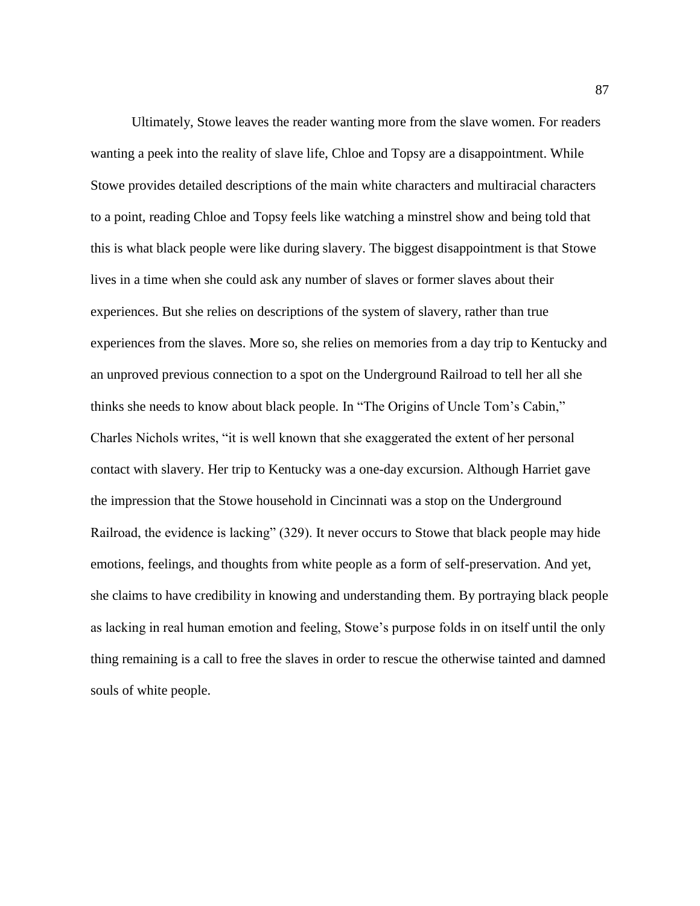Ultimately, Stowe leaves the reader wanting more from the slave women. For readers wanting a peek into the reality of slave life, Chloe and Topsy are a disappointment. While Stowe provides detailed descriptions of the main white characters and multiracial characters to a point, reading Chloe and Topsy feels like watching a minstrel show and being told that this is what black people were like during slavery. The biggest disappointment is that Stowe lives in a time when she could ask any number of slaves or former slaves about their experiences. But she relies on descriptions of the system of slavery, rather than true experiences from the slaves. More so, she relies on memories from a day trip to Kentucky and an unproved previous connection to a spot on the Underground Railroad to tell her all she thinks she needs to know about black people. In "The Origins of Uncle Tom's Cabin," Charles Nichols writes, "it is well known that she exaggerated the extent of her personal contact with slavery. Her trip to Kentucky was a one-day excursion. Although Harriet gave the impression that the Stowe household in Cincinnati was a stop on the Underground Railroad, the evidence is lacking" (329). It never occurs to Stowe that black people may hide emotions, feelings, and thoughts from white people as a form of self-preservation. And yet, she claims to have credibility in knowing and understanding them. By portraying black people as lacking in real human emotion and feeling, Stowe's purpose folds in on itself until the only thing remaining is a call to free the slaves in order to rescue the otherwise tainted and damned souls of white people.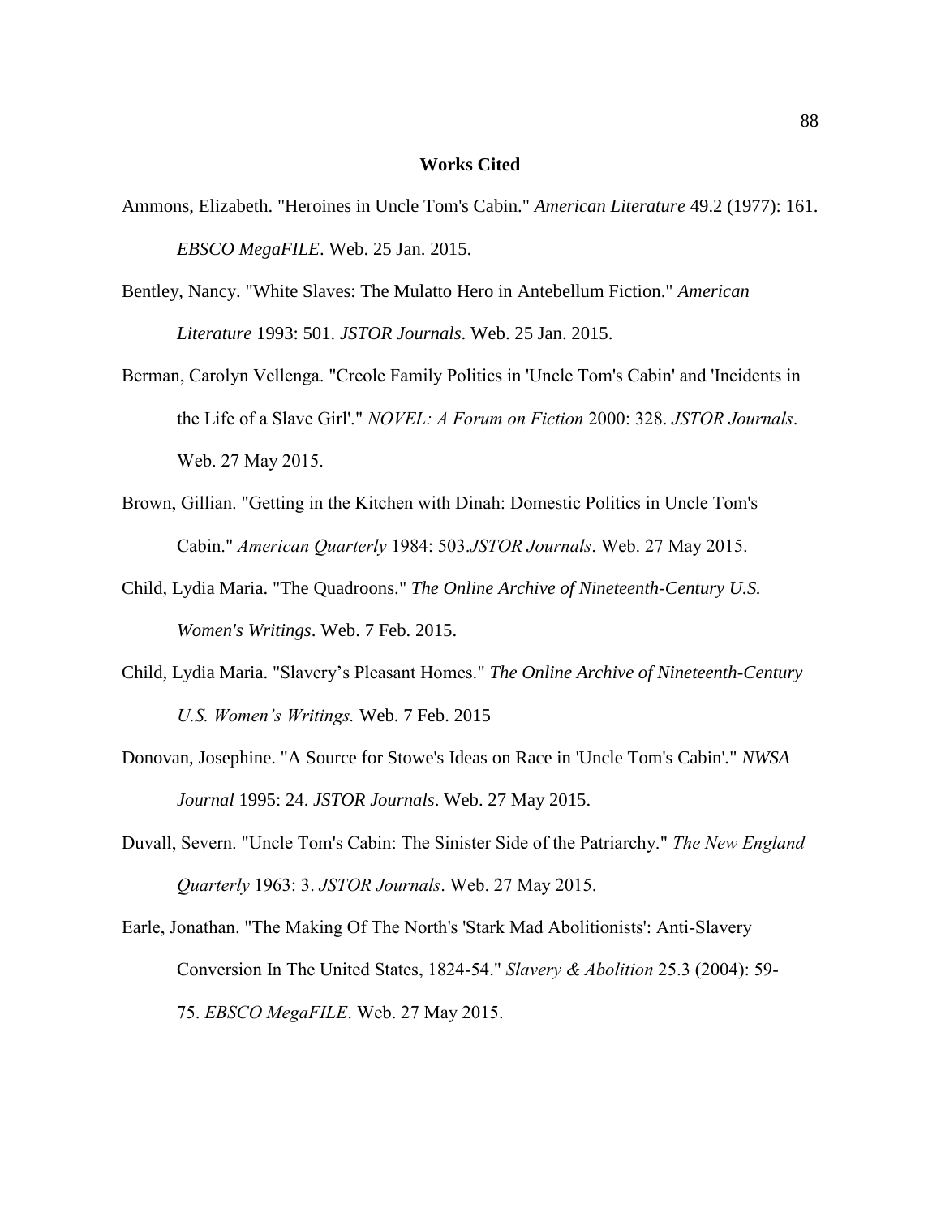## Works Cited

Ammons, Elizabeth. "Heroines in Uncle Tom's Cabin." *American Literature* 49.2 (1977): 161. *EBSCO MegaFILE*. Web. 25 Jan. 2015.

Bentley, Nancy. "White Slaves: The Mulatto Hero in Antebellum Fiction." *American Literature* 1993: 501. *JSTOR Journals*. Web. 25 Jan. 2015.

Berman, Carolyn Vellenga. "Creole Family Politics in 'Uncle Tom's Cabin' and 'Incidents in the Life of a Slave Girl'." *NOVEL: A Forum on Fiction* 2000: 328. *JSTOR Journals*. Web. 27 May 2015.

Brown, Gillian. "Getting in the Kitchen with Dinah: Domestic Politics in Uncle Tom's Cabin." *American Quarterly* 1984: 503.*JSTOR Journals*. Web. 27 May 2015.

Child, Lydia Maria. "The Quadroons." *The Online Archive of Nineteenth-Century U.S. Women's Writings*. Web. 7 Feb. 2015.

Child, Lydia Maria. "Slavery's Pleasant Homes." *The Online Archive of Nineteenth-Century U.S. Women's Writings.* Web. 7 Feb. 2015

Donovan, Josephine. "A Source for Stowe's Ideas on Race in 'Uncle Tom's Cabin'." *NWSA Journal* 1995: 24. *JSTOR Journals*. Web. 27 May 2015.

Duvall, Severn. "Uncle Tom's Cabin: The Sinister Side of the Patriarchy." *The New England Quarterly* 1963: 3. *JSTOR Journals*. Web. 27 May 2015.

Earle, Jonathan. "The Making Of The North's 'Stark Mad Abolitionists': Anti-Slavery Conversion In The United States, 1824-54." *Slavery & Abolition* 25.3 (2004): 59-75. *EBSCO MegaFILE*. Web. 27 May 2015.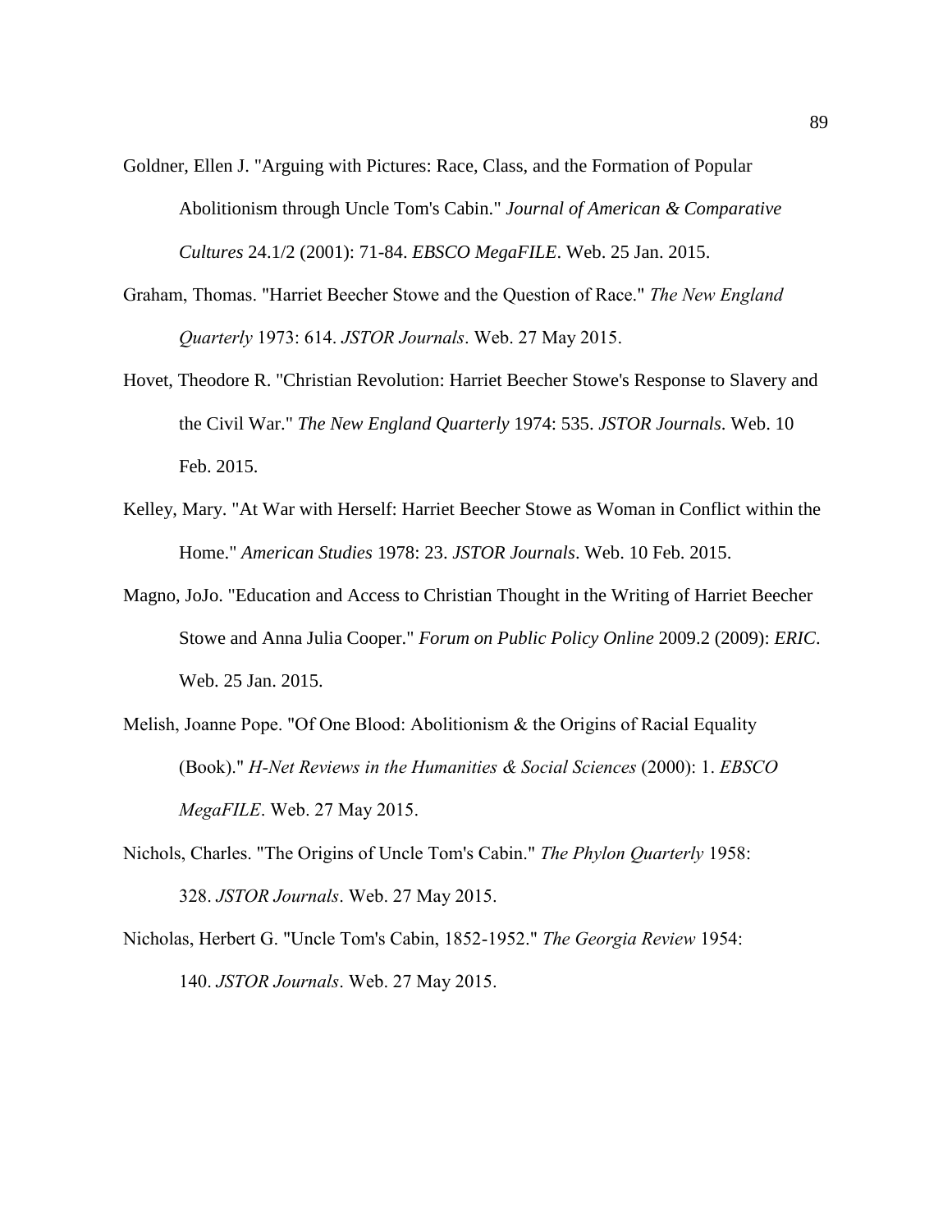Goldner, Ellen J. "Arguing with Pictures: Race, Class, and the Formation of Popular Abolitionism through Uncle Tom's Cabin." *Journal of American & Comparative Cultures* 24.1/2 (2001): 71-84. *EBSCO MegaFILE*. Web. 25 Jan. 2015.

Graham, Thomas. "Harriet Beecher Stowe and the Question of Race." *The New England Quarterly* 1973: 614. *JSTOR Journals*. Web. 27 May 2015.

Hovet, Theodore R. "Christian Revolution: Harriet Beecher Stowe's Response to Slavery and the Civil War." *The New England Quarterly* 1974: 535. *JSTOR Journals*. Web. 10 Feb. 2015.

Kelley, Mary. "At War with Herself: Harriet Beecher Stowe as Woman in Conflict within the Home." *American Studies* 1978: 23. *JSTOR Journals*. Web. 10 Feb. 2015.

Magno, JoJo. "Education and Access to Christian Thought in the Writing of Harriet Beecher Stowe and Anna Julia Cooper." *Forum on Public Policy Online* 2009.2 (2009): *ERIC*. Web. 25 Jan. 2015.

Melish, Joanne Pope. "Of One Blood: Abolitionism & the Origins of Racial Equality (Book)." *H-Net Reviews in the Humanities & Social Sciences* (2000): 1. *EBSCO MegaFILE*. Web. 27 May 2015.

Nichols, Charles. "The Origins of Uncle Tom's Cabin." *The Phylon Quarterly* 1958: 328. *JSTOR Journals*. Web. 27 May 2015.

Nicholas, Herbert G. "Uncle Tom's Cabin, 1852-1952." *The Georgia Review* 1954: 140. *JSTOR Journals*. Web. 27 May 2015.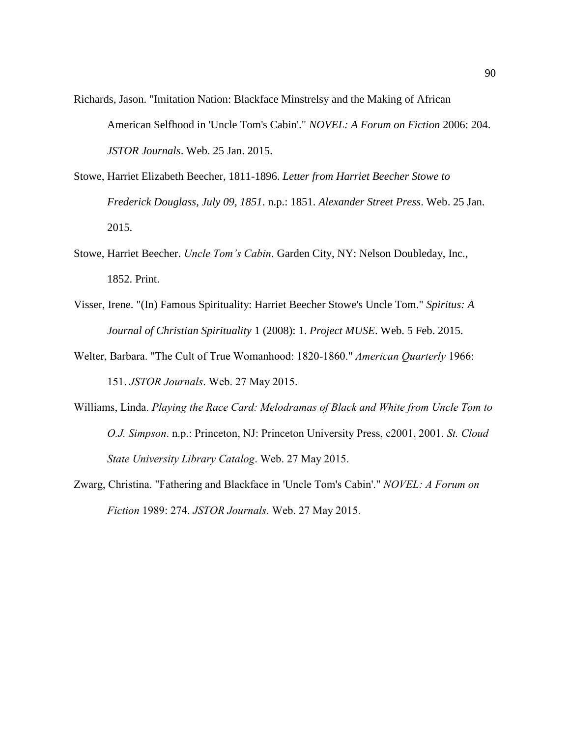Richards, Jason. "Imitation Nation: Blackface Minstrelsy and the Making of African American Selfhood in 'Uncle Tom's Cabin'." *NOVEL: A Forum on Fiction* 2006: 204. *JSTOR Journals*. Web. 25 Jan. 2015.

Stowe, Harriet Elizabeth Beecher, 1811-1896. *Letter from Harriet Beecher Stowe to Frederick Douglass, July 09, 1851*. n.p.: 1851. *Alexander Street Press*. Web. 25 Jan. 2015.

Stowe, Harriet Beecher. *Uncle Tom's Cabin*. Garden City, NY: Nelson Doubleday, Inc., 1852. Print.

Visser, Irene. "(In) Famous Spirituality: Harriet Beecher Stowe's Uncle Tom." *Spiritus: A Journal of Christian Spirituality* 1 (2008): 1. *Project MUSE*. Web. 5 Feb. 2015.

Welter, Barbara. "The Cult of True Womanhood: 1820-1860." *American Quarterly* 1966: 151. *JSTOR Journals*. Web. 27 May 2015.

Williams, Linda. *Playing the Race Card: Melodramas of Black and White from Uncle Tom to O.J. Simpson*. n.p.: Princeton, NJ: Princeton University Press, c2001, 2001. *St. Cloud State University Library Catalog*. Web. 27 May 2015.

Zwarg, Christina. "Fathering and Blackface in 'Uncle Tom's Cabin'." *NOVEL: A Forum on Fiction* 1989: 274. *JSTOR Journals*. Web. 27 May 2015.